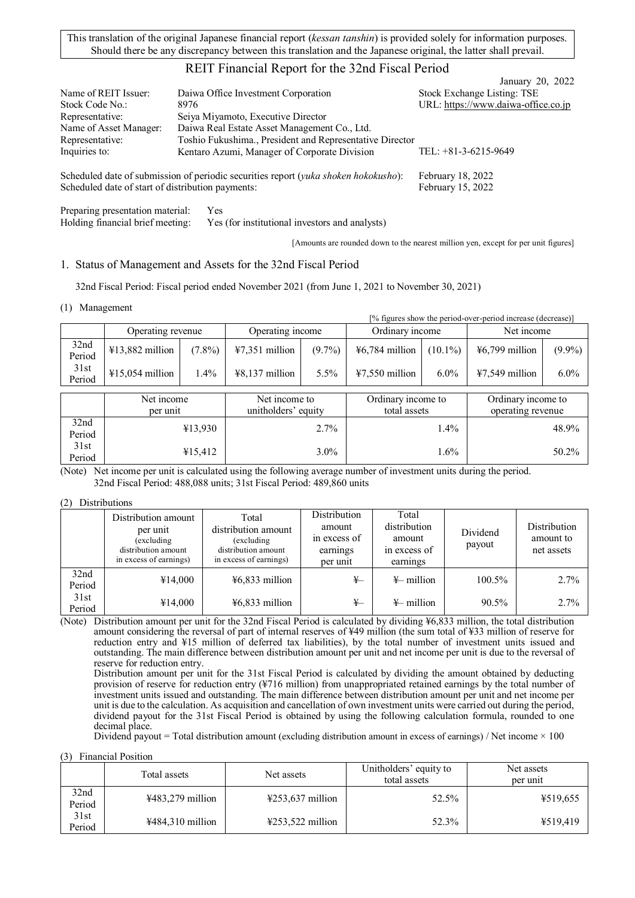This translation of the original Japanese financial report (*kessan tanshin*) is provided solely for information purposes. Should there be any discrepancy between this translation and the Japanese original, the latter shall prevail.

# REIT Financial Report for the 32nd Fiscal Period

January 20, 2022

| | | |
|---|---|---|
| Name of REIT Issuer: | Daiwa Office Investment Corporation | Stock Exchange Listing: TSE |
| Stock Code No.: | 8976 | URL: https://www.daiwa-office.co.jp |
| Representative: | Seiya Miyamoto, Executive Director | |
| Name of Asset Manager: | Daiwa Real Estate Asset Management Co., Ltd. | |
| Representative: | Toshio Fukushima., President and Representative Director | |
| Inquiries to: | Kentaro Azumi, Manager of Corporate Division | TEL: +81-3-6215-9649 |

Scheduled date of submission of periodic securities report (*yuka shoken hokokusho*): February 18, 2022
Scheduled date of start of distribution payments: February 15, 2022

Preparing presentation material: Yes
Holding financial brief meeting: Yes (for institutional investors and analysts)

[Amounts are rounded down to the nearest million yen, except for per unit figures]

## 1. Status of Management and Assets for the 32nd Fiscal Period

32nd Fiscal Period: Fiscal period ended November 2021 (from June 1, 2021 to November 30, 2021)

### (1) Management

[% figures show the period-over-period increase (decrease)]

| | Operating revenue | | Operating income | | Ordinary income | | Net income | |
|---|---|---|---|---|---|---|---|---|
| 32nd Period | ¥13,882 million | (7.8%) | ¥7,351 million | (9.7%) | ¥6,784 million | (10.1%) | ¥6,799 million | (9.9%) |
| 31st Period | ¥15,054 million | 1.4% | ¥8,137 million | 5.5% | ¥7,550 million | 6.0% | ¥7,549 million | 6.0% |

| | Net income per unit | Net income to unitholders' equity | Ordinary income to total assets | Ordinary income to operating revenue |
|---|---|---|---|---|
| 32nd Period | ¥13,930 | 2.7% | 1.4% | 48.9% |
| 31st Period | ¥15,412 | 3.0% | 1.6% | 50.2% |

(Note) Net income per unit is calculated using the following average number of investment units during the period.
32nd Fiscal Period: 488,088 units; 31st Fiscal Period: 489,860 units

### (2) Distributions

| | Distribution amount per unit (excluding distribution amount in excess of earnings) | Total distribution amount (excluding distribution amount in excess of earnings) | Distribution amount in excess of earnings per unit | Total distribution amount in excess of earnings | Dividend payout | Distribution amount to net assets |
|---|---|---|---|---|---|---|
| 32nd Period | ¥14,000 | ¥6,833 million | ¥– | ¥– million | 100.5% | 2.7% |
| 31st Period | ¥14,000 | ¥6,833 million | ¥– | ¥– million | 90.5% | 2.7% |

(Note) Distribution amount per unit for the 32nd Fiscal Period is calculated by dividing ¥6,833 million, the total distribution amount considering the reversal of part of internal reserves of ¥49 million (the sum total of ¥33 million of reserve for reduction entry and ¥15 million of deferred tax liabilities), by the total number of investment units issued and outstanding. The main difference between distribution amount per unit and net income per unit is due to the reversal of reserve for reduction entry.
Distribution amount per unit for the 31st Fiscal Period is calculated by dividing the amount obtained by deducting provision of reserve for reduction entry (¥716 million) from unappropriated retained earnings by the total number of investment units issued and outstanding. The main difference between distribution amount per unit and net income per unit is due to the calculation. As acquisition and cancellation of own investment units were carried out during the period, dividend payout for the 31st Fiscal Period is obtained by using the following calculation formula, rounded to one decimal place.
Dividend payout = Total distribution amount (excluding distribution amount in excess of earnings) / Net income × 100

### (3) Financial Position

| | Total assets | Net assets | Unitholders' equity to total assets | Net assets per unit |
|---|---|---|---|---|
| 32nd Period | ¥483,279 million | ¥253,637 million | 52.5% | ¥519,655 |
| 31st Period | ¥484,310 million | ¥253,522 million | 52.3% | ¥519,419 |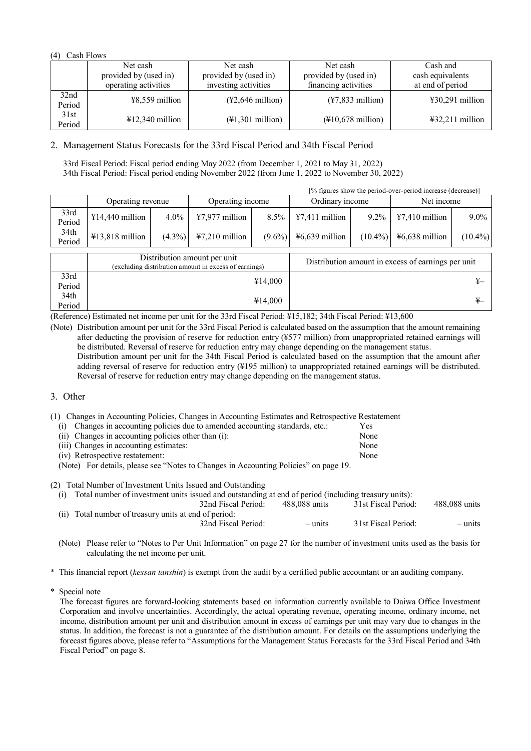(4) Cash Flows

| | Net cash provided by (used in) operating activities | Net cash provided by (used in) investing activities | Net cash provided by (used in) financing activities | Cash and cash equivalents at end of period |
|---|---|---|---|---|
| 32nd Period | ¥8,559 million | (¥2,646 million) | (¥7,833 million) | ¥30,291 million |
| 31st Period | ¥12,340 million | (¥1,301 million) | (¥10,678 million) | ¥32,211 million |

## 2. Management Status Forecasts for the 33rd Fiscal Period and 34th Fiscal Period

33rd Fiscal Period: Fiscal period ending May 2022 (from December 1, 2021 to May 31, 2022)
34th Fiscal Period: Fiscal period ending November 2022 (from June 1, 2022 to November 30, 2022)

[% figures show the period-over-period increase (decrease)]

| | Operating revenue | | Operating income | | Ordinary income | | Net income | |
|---|---|---|---|---|---|---|---|---|
| 33rd Period | ¥14,440 million | 4.0% | ¥7,977 million | 8.5% | ¥7,411 million | 9.2% | ¥7,410 million | 9.0% |
| 34th Period | ¥13,818 million | (4.3%) | ¥7,210 million | (9.6%) | ¥6,639 million | (10.4%) | ¥6,638 million | (10.4%) |

| | Distribution amount per unit (excluding distribution amount in excess of earnings) | Distribution amount in excess of earnings per unit |
|---|---|---|
| 33rd Period | ¥14,000 | ¥– |
| 34th Period | ¥14,000 | ¥– |

(Reference) Estimated net income per unit for the 33rd Fiscal Period: ¥15,182; 34th Fiscal Period: ¥13,600

(Note) Distribution amount per unit for the 33rd Fiscal Period is calculated based on the assumption that the amount remaining after deducting the provision of reserve for reduction entry (¥577 million) from unappropriated retained earnings will be distributed. Reversal of reserve for reduction entry may change depending on the management status.
Distribution amount per unit for the 34th Fiscal Period is calculated based on the assumption that the amount after adding reversal of reserve for reduction entry (¥195 million) to unappropriated retained earnings will be distributed. Reversal of reserve for reduction entry may change depending on the management status.

## 3. Other

(1) Changes in Accounting Policies, Changes in Accounting Estimates and Retrospective Restatement

(i) Changes in accounting policies due to amended accounting standards, etc.: Yes
(ii) Changes in accounting policies other than (i): None
(iii) Changes in accounting estimates: None
(iv) Retrospective restatement: None

(Note) For details, please see "Notes to Changes in Accounting Policies" on page 19.

(2) Total Number of Investment Units Issued and Outstanding

(i) Total number of investment units issued and outstanding at end of period (including treasury units):
32nd Fiscal Period: 488,088 units 31st Fiscal Period: 488,088 units

(ii) Total number of treasury units at end of period:
32nd Fiscal Period: – units 31st Fiscal Period: – units

(Note) Please refer to "Notes to Per Unit Information" on page 27 for the number of investment units used as the basis for calculating the net income per unit.

\* This financial report (*kessan tanshin*) is exempt from the audit by a certified public accountant or an auditing company.

\* Special note
The forecast figures are forward-looking statements based on information currently available to Daiwa Office Investment Corporation and involve uncertainties. Accordingly, the actual operating revenue, operating income, ordinary income, net income, distribution amount per unit and distribution amount in excess of earnings per unit may vary due to changes in the status. In addition, the forecast is not a guarantee of the distribution amount. For details on the assumptions underlying the forecast figures above, please refer to "Assumptions for the Management Status Forecasts for the 33rd Fiscal Period and 34th Fiscal Period" on page 8.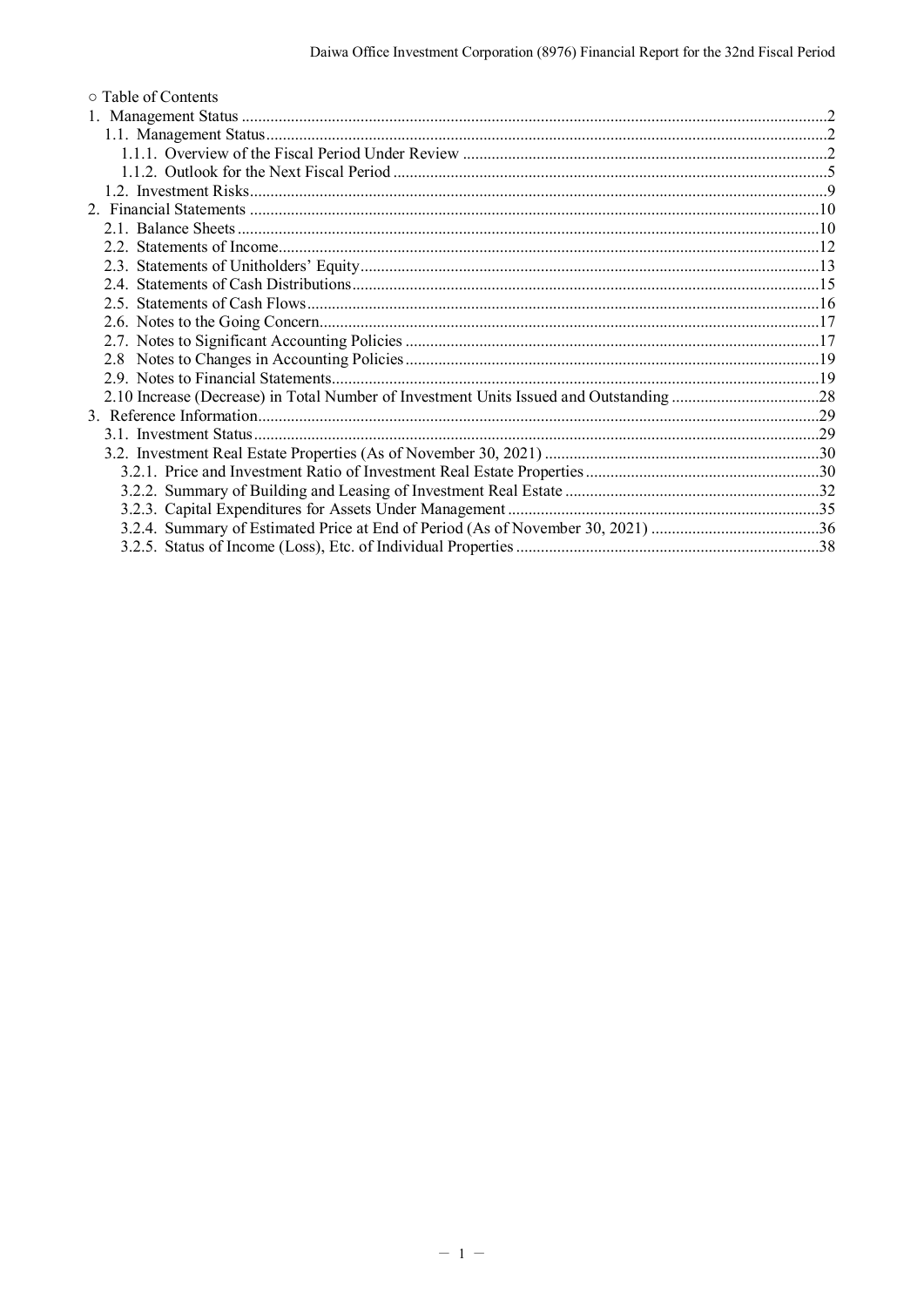○ Table of Contents

- 1. Management Status ..... 2
  - 1.1. Management Status ..... 2
    - 1.1.1. Overview of the Fiscal Period Under Review ..... 2
    - 1.1.2. Outlook for the Next Fiscal Period ..... 5
  - 1.2. Investment Risks ..... 9
- 2. Financial Statements ..... 10
  - 2.1. Balance Sheets ..... 10
  - 2.2. Statements of Income ..... 12
  - 2.3. Statements of Unitholders' Equity ..... 13
  - 2.4. Statements of Cash Distributions ..... 15
  - 2.5. Statements of Cash Flows ..... 16
  - 2.6. Notes to the Going Concern ..... 17
  - 2.7. Notes to Significant Accounting Policies ..... 17
  - 2.8 Notes to Changes in Accounting Policies ..... 19
  - 2.9. Notes to Financial Statements ..... 19
  - 2.10 Increase (Decrease) in Total Number of Investment Units Issued and Outstanding ..... 28
- 3. Reference Information ..... 29
  - 3.1. Investment Status ..... 29
  - 3.2. Investment Real Estate Properties (As of November 30, 2021) ..... 30
    - 3.2.1. Price and Investment Ratio of Investment Real Estate Properties ..... 30
    - 3.2.2. Summary of Building and Leasing of Investment Real Estate ..... 32
    - 3.2.3. Capital Expenditures for Assets Under Management ..... 35
    - 3.2.4. Summary of Estimated Price at End of Period (As of November 30, 2021) ..... 36
    - 3.2.5. Status of Income (Loss), Etc. of Individual Properties ..... 38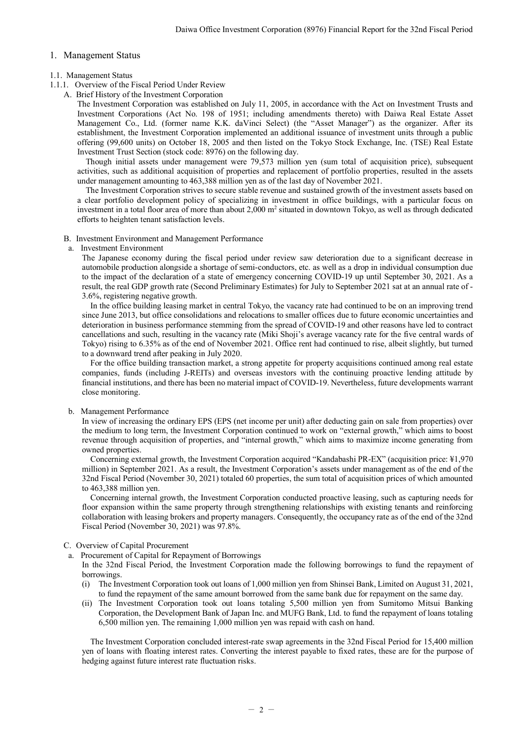# 1. Management Status

## 1.1. Management Status

### 1.1.1. Overview of the Fiscal Period Under Review

#### A. Brief History of the Investment Corporation

The Investment Corporation was established on July 11, 2005, in accordance with the Act on Investment Trusts and Investment Corporations (Act No. 198 of 1951; including amendments thereto) with Daiwa Real Estate Asset Management Co., Ltd. (former name K.K. daVinci Select) (the "Asset Manager") as the organizer. After its establishment, the Investment Corporation implemented an additional issuance of investment units through a public offering (99,600 units) on October 18, 2005 and then listed on the Tokyo Stock Exchange, Inc. (TSE) Real Estate Investment Trust Section (stock code: 8976) on the following day.

Though initial assets under management were 79,573 million yen (sum total of acquisition price), subsequent activities, such as additional acquisition of properties and replacement of portfolio properties, resulted in the assets under management amounting to 463,388 million yen as of the last day of November 2021.

The Investment Corporation strives to secure stable revenue and sustained growth of the investment assets based on a clear portfolio development policy of specializing in investment in office buildings, with a particular focus on investment in a total floor area of more than about 2,000 m² situated in downtown Tokyo, as well as through dedicated efforts to heighten tenant satisfaction levels.

#### B. Investment Environment and Management Performance

**a. Investment Environment**

The Japanese economy during the fiscal period under review saw deterioration due to a significant decrease in automobile production alongside a shortage of semi-conductors, etc. as well as a drop in individual consumption due to the impact of the declaration of a state of emergency concerning COVID-19 up until September 30, 2021. As a result, the real GDP growth rate (Second Preliminary Estimates) for July to September 2021 sat at an annual rate of -3.6%, registering negative growth.

In the office building leasing market in central Tokyo, the vacancy rate had continued to be on an improving trend since June 2013, but office consolidations and relocations to smaller offices due to future economic uncertainties and deterioration in business performance stemming from the spread of COVID-19 and other reasons have led to contract cancellations and such, resulting in the vacancy rate (Miki Shoji's average vacancy rate for the five central wards of Tokyo) rising to 6.35% as of the end of November 2021. Office rent had continued to rise, albeit slightly, but turned to a downward trend after peaking in July 2020.

For the office building transaction market, a strong appetite for property acquisitions continued among real estate companies, funds (including J-REITs) and overseas investors with the continuing proactive lending attitude by financial institutions, and there has been no material impact of COVID-19. Nevertheless, future developments warrant close monitoring.

**b. Management Performance**

In view of increasing the ordinary EPS (EPS (net income per unit) after deducting gain on sale from properties) over the medium to long term, the Investment Corporation continued to work on "external growth," which aims to boost revenue through acquisition of properties, and "internal growth," which aims to maximize income generating from owned properties.

Concerning external growth, the Investment Corporation acquired "Kandabashi PR-EX" (acquisition price: ¥1,970 million) in September 2021. As a result, the Investment Corporation's assets under management as of the end of the 32nd Fiscal Period (November 30, 2021) totaled 60 properties, the sum total of acquisition prices of which amounted to 463,388 million yen.

Concerning internal growth, the Investment Corporation conducted proactive leasing, such as capturing needs for floor expansion within the same property through strengthening relationships with existing tenants and reinforcing collaboration with leasing brokers and property managers. Consequently, the occupancy rate as of the end of the 32nd Fiscal Period (November 30, 2021) was 97.8%.

#### C. Overview of Capital Procurement

**a. Procurement of Capital for Repayment of Borrowings**

In the 32nd Fiscal Period, the Investment Corporation made the following borrowings to fund the repayment of borrowings.

(i) The Investment Corporation took out loans of 1,000 million yen from Shinsei Bank, Limited on August 31, 2021, to fund the repayment of the same amount borrowed from the same bank due for repayment on the same day.

(ii) The Investment Corporation took out loans totaling 5,500 million yen from Sumitomo Mitsui Banking Corporation, the Development Bank of Japan Inc. and MUFG Bank, Ltd. to fund the repayment of loans totaling 6,500 million yen. The remaining 1,000 million yen was repaid with cash on hand.

The Investment Corporation concluded interest-rate swap agreements in the 32nd Fiscal Period for 15,400 million yen of loans with floating interest rates. Converting the interest payable to fixed rates, these are for the purpose of hedging against future interest rate fluctuation risks.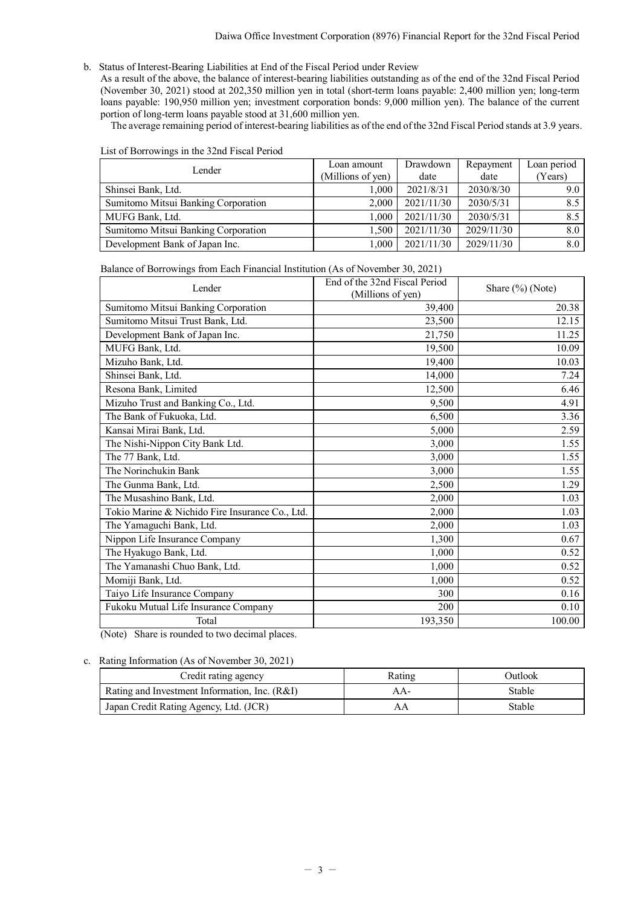b. Status of Interest-Bearing Liabilities at End of the Fiscal Period under Review

As a result of the above, the balance of interest-bearing liabilities outstanding as of the end of the 32nd Fiscal Period (November 30, 2021) stood at 202,350 million yen in total (short-term loans payable: 2,400 million yen; long-term loans payable: 190,950 million yen; investment corporation bonds: 9,000 million yen). The balance of the current portion of long-term loans payable stood at 31,600 million yen.

The average remaining period of interest-bearing liabilities as of the end of the 32nd Fiscal Period stands at 3.9 years.

List of Borrowings in the 32nd Fiscal Period

| Lender | Loan amount (Millions of yen) | Drawdown date | Repayment date | Loan period (Years) |
|---|---|---|---|---|
| Shinsei Bank, Ltd. | 1,000 | 2021/8/31 | 2030/8/30 | 9.0 |
| Sumitomo Mitsui Banking Corporation | 2,000 | 2021/11/30 | 2030/5/31 | 8.5 |
| MUFG Bank, Ltd. | 1,000 | 2021/11/30 | 2030/5/31 | 8.5 |
| Sumitomo Mitsui Banking Corporation | 1,500 | 2021/11/30 | 2029/11/30 | 8.0 |
| Development Bank of Japan Inc. | 1,000 | 2021/11/30 | 2029/11/30 | 8.0 |

Balance of Borrowings from Each Financial Institution (As of November 30, 2021)

| Lender | End of the 32nd Fiscal Period (Millions of yen) | Share (%) (Note) |
|---|---|---|
| Sumitomo Mitsui Banking Corporation | 39,400 | 20.38 |
| Sumitomo Mitsui Trust Bank, Ltd. | 23,500 | 12.15 |
| Development Bank of Japan Inc. | 21,750 | 11.25 |
| MUFG Bank, Ltd. | 19,500 | 10.09 |
| Mizuho Bank, Ltd. | 19,400 | 10.03 |
| Shinsei Bank, Ltd. | 14,000 | 7.24 |
| Resona Bank, Limited | 12,500 | 6.46 |
| Mizuho Trust and Banking Co., Ltd. | 9,500 | 4.91 |
| The Bank of Fukuoka, Ltd. | 6,500 | 3.36 |
| Kansai Mirai Bank, Ltd. | 5,000 | 2.59 |
| The Nishi-Nippon City Bank Ltd. | 3,000 | 1.55 |
| The 77 Bank, Ltd. | 3,000 | 1.55 |
| The Norinchukin Bank | 3,000 | 1.55 |
| The Gunma Bank, Ltd. | 2,500 | 1.29 |
| The Musashino Bank, Ltd. | 2,000 | 1.03 |
| Tokio Marine & Nichido Fire Insurance Co., Ltd. | 2,000 | 1.03 |
| The Yamaguchi Bank, Ltd. | 2,000 | 1.03 |
| Nippon Life Insurance Company | 1,300 | 0.67 |
| The Hyakugo Bank, Ltd. | 1,000 | 0.52 |
| The Yamanashi Chuo Bank, Ltd. | 1,000 | 0.52 |
| Momiji Bank, Ltd. | 1,000 | 0.52 |
| Taiyo Life Insurance Company | 300 | 0.16 |
| Fukoku Mutual Life Insurance Company | 200 | 0.10 |
| Total | 193,350 | 100.00 |

(Note) Share is rounded to two decimal places.

c. Rating Information (As of November 30, 2021)

| Credit rating agency | Rating | Outlook |
|---|---|---|
| Rating and Investment Information, Inc. (R&I) | AA- | Stable |
| Japan Credit Rating Agency, Ltd. (JCR) | AA | Stable |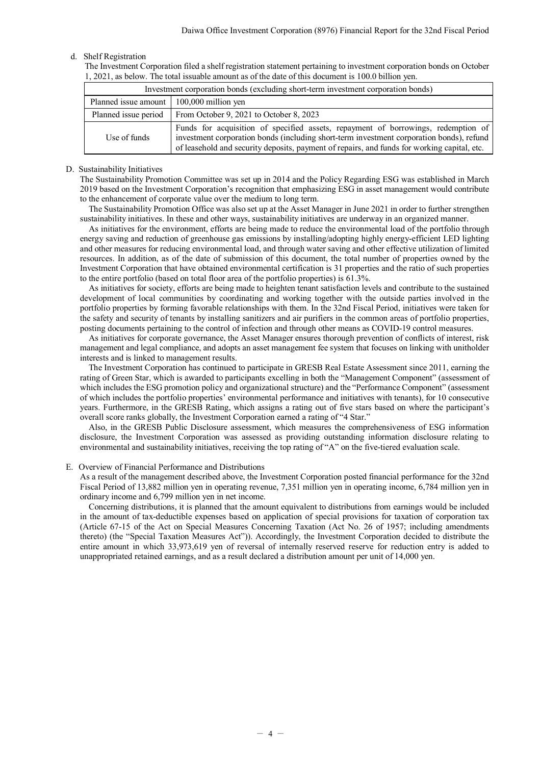d. Shelf Registration

The Investment Corporation filed a shelf registration statement pertaining to investment corporation bonds on October 1, 2021, as below. The total issuable amount as of the date of this document is 100.0 billion yen.

| Investment corporation bonds (excluding short-term investment corporation bonds) | |
|---|---|
| Planned issue amount | 100,000 million yen |
| Planned issue period | From October 9, 2021 to October 8, 2023 |
| Use of funds | Funds for acquisition of specified assets, repayment of borrowings, redemption of investment corporation bonds (including short-term investment corporation bonds), refund of leasehold and security deposits, payment of repairs, and funds for working capital, etc. |

D. Sustainability Initiatives

The Sustainability Promotion Committee was set up in 2014 and the Policy Regarding ESG was established in March 2019 based on the Investment Corporation's recognition that emphasizing ESG in asset management would contribute to the enhancement of corporate value over the medium to long term.

The Sustainability Promotion Office was also set up at the Asset Manager in June 2021 in order to further strengthen sustainability initiatives. In these and other ways, sustainability initiatives are underway in an organized manner.

As initiatives for the environment, efforts are being made to reduce the environmental load of the portfolio through energy saving and reduction of greenhouse gas emissions by installing/adopting highly energy-efficient LED lighting and other measures for reducing environmental load, and through water saving and other effective utilization of limited resources. In addition, as of the date of submission of this document, the total number of properties owned by the Investment Corporation that have obtained environmental certification is 31 properties and the ratio of such properties to the entire portfolio (based on total floor area of the portfolio properties) is 61.3%.

As initiatives for society, efforts are being made to heighten tenant satisfaction levels and contribute to the sustained development of local communities by coordinating and working together with the outside parties involved in the portfolio properties by forming favorable relationships with them. In the 32nd Fiscal Period, initiatives were taken for the safety and security of tenants by installing sanitizers and air purifiers in the common areas of portfolio properties, posting documents pertaining to the control of infection and through other means as COVID-19 control measures.

As initiatives for corporate governance, the Asset Manager ensures thorough prevention of conflicts of interest, risk management and legal compliance, and adopts an asset management fee system that focuses on linking with unitholder interests and is linked to management results.

The Investment Corporation has continued to participate in GRESB Real Estate Assessment since 2011, earning the rating of Green Star, which is awarded to participants excelling in both the "Management Component" (assessment of which includes the ESG promotion policy and organizational structure) and the "Performance Component" (assessment of which includes the portfolio properties' environmental performance and initiatives with tenants), for 10 consecutive years. Furthermore, in the GRESB Rating, which assigns a rating out of five stars based on where the participant's overall score ranks globally, the Investment Corporation earned a rating of "4 Star."

Also, in the GRESB Public Disclosure assessment, which measures the comprehensiveness of ESG information disclosure, the Investment Corporation was assessed as providing outstanding information disclosure relating to environmental and sustainability initiatives, receiving the top rating of "A" on the five-tiered evaluation scale.

E. Overview of Financial Performance and Distributions

As a result of the management described above, the Investment Corporation posted financial performance for the 32nd Fiscal Period of 13,882 million yen in operating revenue, 7,351 million yen in operating income, 6,784 million yen in ordinary income and 6,799 million yen in net income.

Concerning distributions, it is planned that the amount equivalent to distributions from earnings would be included in the amount of tax-deductible expenses based on application of special provisions for taxation of corporation tax (Article 67-15 of the Act on Special Measures Concerning Taxation (Act No. 26 of 1957; including amendments thereto) (the "Special Taxation Measures Act")). Accordingly, the Investment Corporation decided to distribute the entire amount in which 33,973,619 yen of reversal of internally reserved reserve for reduction entry is added to unappropriated retained earnings, and as a result declared a distribution amount per unit of 14,000 yen.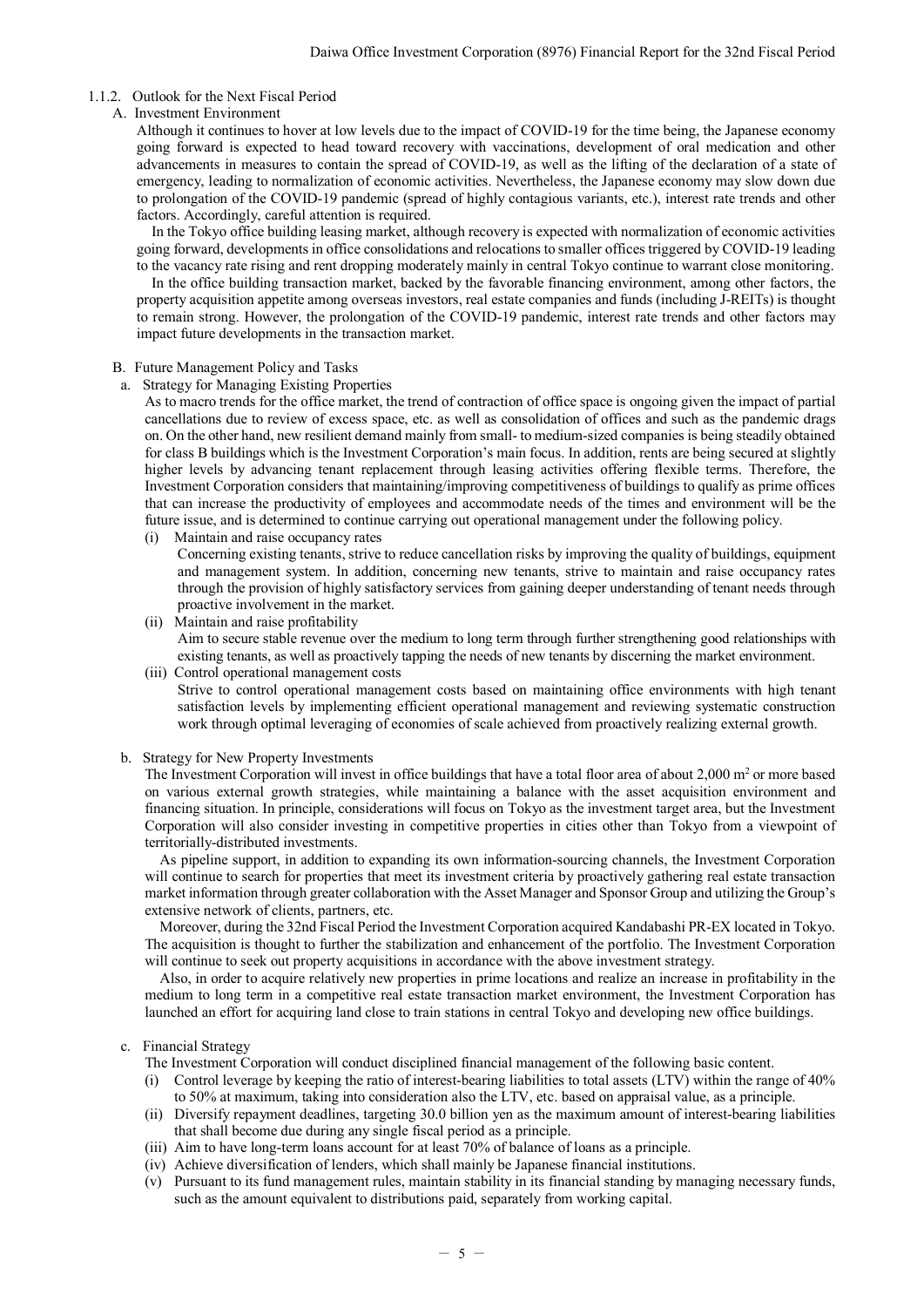#### 1.1.2. Outlook for the Next Fiscal Period

##### A. Investment Environment

Although it continues to hover at low levels due to the impact of COVID-19 for the time being, the Japanese economy going forward is expected to head toward recovery with vaccinations, development of oral medication and other advancements in measures to contain the spread of COVID-19, as well as the lifting of the declaration of a state of emergency, leading to normalization of economic activities. Nevertheless, the Japanese economy may slow down due to prolongation of the COVID-19 pandemic (spread of highly contagious variants, etc.), interest rate trends and other factors. Accordingly, careful attention is required.

In the Tokyo office building leasing market, although recovery is expected with normalization of economic activities going forward, developments in office consolidations and relocations to smaller offices triggered by COVID-19 leading to the vacancy rate rising and rent dropping moderately mainly in central Tokyo continue to warrant close monitoring.

In the office building transaction market, backed by the favorable financing environment, among other factors, the property acquisition appetite among overseas investors, real estate companies and funds (including J-REITs) is thought to remain strong. However, the prolongation of the COVID-19 pandemic, interest rate trends and other factors may impact future developments in the transaction market.

##### B. Future Management Policy and Tasks

a. Strategy for Managing Existing Properties

As to macro trends for the office market, the trend of contraction of office space is ongoing given the impact of partial cancellations due to review of excess space, etc. as well as consolidation of offices and such as the pandemic drags on. On the other hand, new resilient demand mainly from small- to medium-sized companies is being steadily obtained for class B buildings which is the Investment Corporation's main focus. In addition, rents are being secured at slightly higher levels by advancing tenant replacement through leasing activities offering flexible terms. Therefore, the Investment Corporation considers that maintaining/improving competitiveness of buildings to qualify as prime offices that can increase the productivity of employees and accommodate needs of the times and environment will be the future issue, and is determined to continue carrying out operational management under the following policy.

(i) Maintain and raise occupancy rates
Concerning existing tenants, strive to reduce cancellation risks by improving the quality of buildings, equipment and management system. In addition, concerning new tenants, strive to maintain and raise occupancy rates through the provision of highly satisfactory services from gaining deeper understanding of tenant needs through proactive involvement in the market.

(ii) Maintain and raise profitability
Aim to secure stable revenue over the medium to long term through further strengthening good relationships with existing tenants, as well as proactively tapping the needs of new tenants by discerning the market environment.

(iii) Control operational management costs
Strive to control operational management costs based on maintaining office environments with high tenant satisfaction levels by implementing efficient operational management and reviewing systematic construction work through optimal leveraging of economies of scale achieved from proactively realizing external growth.

b. Strategy for New Property Investments

The Investment Corporation will invest in office buildings that have a total floor area of about 2,000 m² or more based on various external growth strategies, while maintaining a balance with the asset acquisition environment and financing situation. In principle, considerations will focus on Tokyo as the investment target area, but the Investment Corporation will also consider investing in competitive properties in cities other than Tokyo from a viewpoint of territorially-distributed investments.

As pipeline support, in addition to expanding its own information-sourcing channels, the Investment Corporation will continue to search for properties that meet its investment criteria by proactively gathering real estate transaction market information through greater collaboration with the Asset Manager and Sponsor Group and utilizing the Group's extensive network of clients, partners, etc.

Moreover, during the 32nd Fiscal Period the Investment Corporation acquired Kandabashi PR-EX located in Tokyo. The acquisition is thought to further the stabilization and enhancement of the portfolio. The Investment Corporation will continue to seek out property acquisitions in accordance with the above investment strategy.

Also, in order to acquire relatively new properties in prime locations and realize an increase in profitability in the medium to long term in a competitive real estate transaction market environment, the Investment Corporation has launched an effort for acquiring land close to train stations in central Tokyo and developing new office buildings.

c. Financial Strategy

The Investment Corporation will conduct disciplined financial management of the following basic content.

(i) Control leverage by keeping the ratio of interest-bearing liabilities to total assets (LTV) within the range of 40% to 50% at maximum, taking into consideration also the LTV, etc. based on appraisal value, as a principle.
(ii) Diversify repayment deadlines, targeting 30.0 billion yen as the maximum amount of interest-bearing liabilities that shall become due during any single fiscal period as a principle.
(iii) Aim to have long-term loans account for at least 70% of balance of loans as a principle.
(iv) Achieve diversification of lenders, which shall mainly be Japanese financial institutions.
(v) Pursuant to its fund management rules, maintain stability in its financial standing by managing necessary funds, such as the amount equivalent to distributions paid, separately from working capital.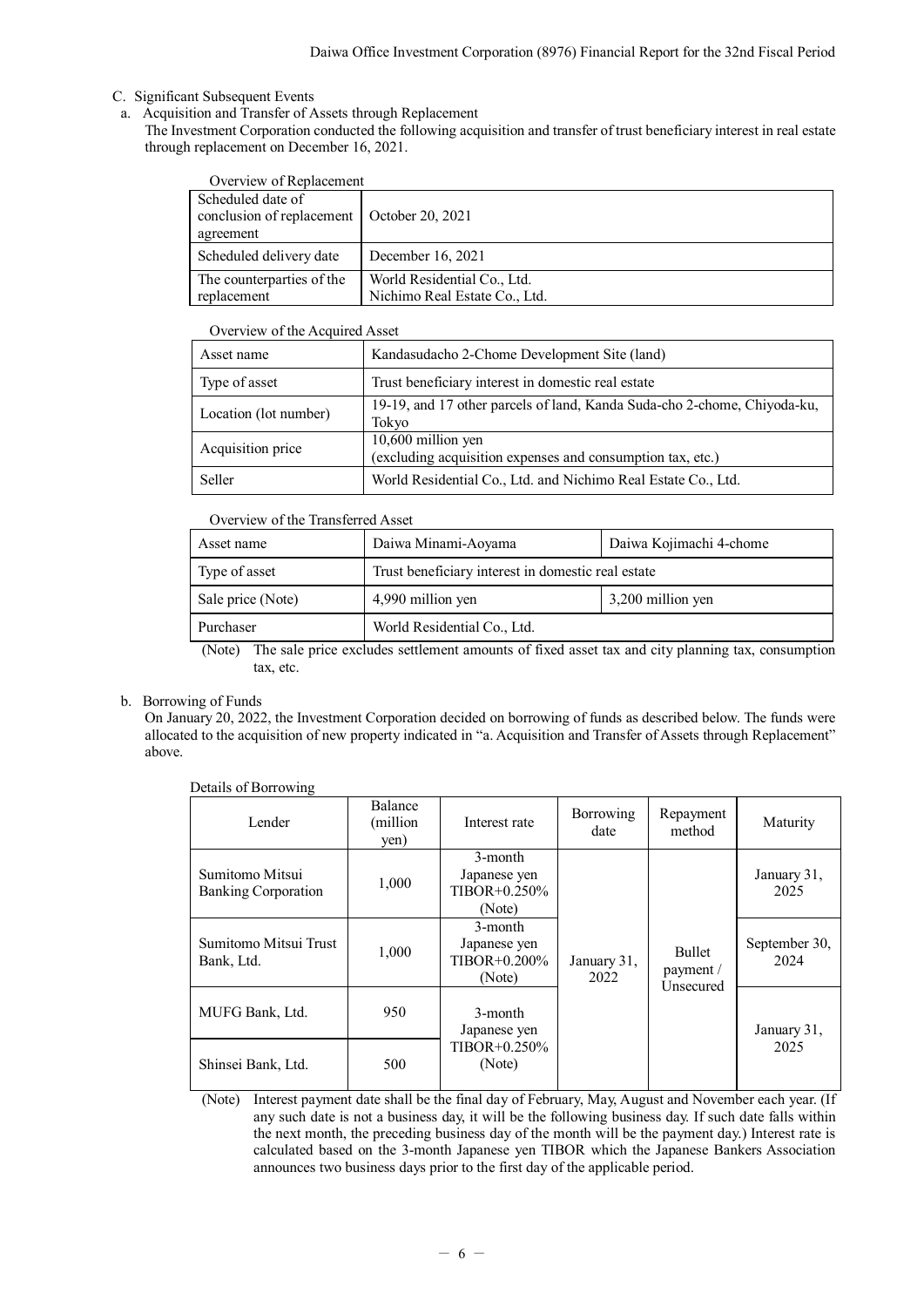C. Significant Subsequent Events

a. Acquisition and Transfer of Assets through Replacement

The Investment Corporation conducted the following acquisition and transfer of trust beneficiary interest in real estate through replacement on December 16, 2021.

Overview of Replacement

| Scheduled date of conclusion of replacement agreement | October 20, 2021 |
|---|---|
| Scheduled delivery date | December 16, 2021 |
| The counterparties of the replacement | World Residential Co., Ltd.<br>Nichimo Real Estate Co., Ltd. |

Overview of the Acquired Asset

| Asset name | Kandasudacho 2-Chome Development Site (land) |
|---|---|
| Type of asset | Trust beneficiary interest in domestic real estate |
| Location (lot number) | 19-19, and 17 other parcels of land, Kanda Suda-cho 2-chome, Chiyoda-ku, Tokyo |
| Acquisition price | 10,600 million yen<br>(excluding acquisition expenses and consumption tax, etc.) |
| Seller | World Residential Co., Ltd. and Nichimo Real Estate Co., Ltd. |

Overview of the Transferred Asset

| Asset name | Daiwa Minami-Aoyama | Daiwa Kojimachi 4-chome |
|---|---|---|
| Type of asset | Trust beneficiary interest in domestic real estate | |
| Sale price (Note) | 4,990 million yen | 3,200 million yen |
| Purchaser | World Residential Co., Ltd. | |

(Note) The sale price excludes settlement amounts of fixed asset tax and city planning tax, consumption tax, etc.

b. Borrowing of Funds

On January 20, 2022, the Investment Corporation decided on borrowing of funds as described below. The funds were allocated to the acquisition of new property indicated in "a. Acquisition and Transfer of Assets through Replacement" above.

Details of Borrowing

| Lender | Balance (million yen) | Interest rate | Borrowing date | Repayment method | Maturity |
|---|---|---|---|---|---|
| Sumitomo Mitsui Banking Corporation | 1,000 | 3-month Japanese yen TIBOR+0.250% (Note) | January 31, 2022 | Bullet payment / Unsecured | January 31, 2025 |
| Sumitomo Mitsui Trust Bank, Ltd. | 1,000 | 3-month Japanese yen TIBOR+0.200% (Note) | | | September 30, 2024 |
| MUFG Bank, Ltd. | 950 | 3-month Japanese yen TIBOR+0.250% (Note) | | | January 31, 2025 |
| Shinsei Bank, Ltd. | 500 | | | | |

(Note) Interest payment date shall be the final day of February, May, August and November each year. (If any such date is not a business day, it will be the following business day. If such date falls within the next month, the preceding business day of the month will be the payment day.) Interest rate is calculated based on the 3-month Japanese yen TIBOR which the Japanese Bankers Association announces two business days prior to the first day of the applicable period.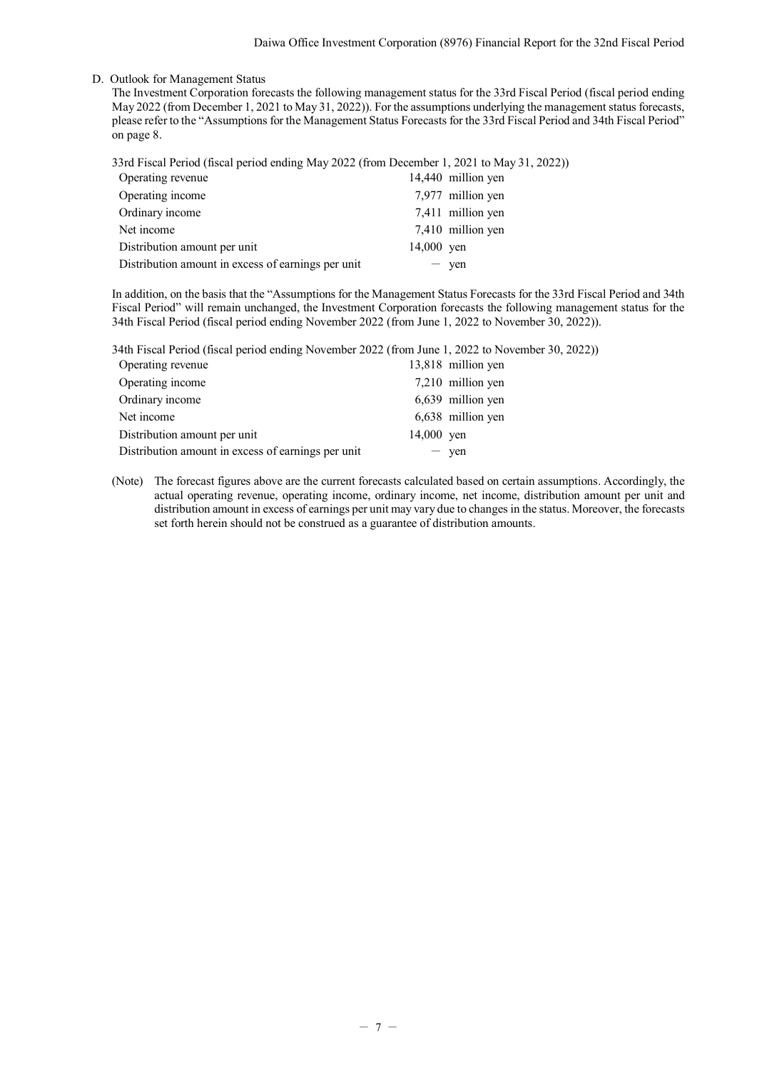D. Outlook for Management Status

The Investment Corporation forecasts the following management status for the 33rd Fiscal Period (fiscal period ending May 2022 (from December 1, 2021 to May 31, 2022)). For the assumptions underlying the management status forecasts, please refer to the "Assumptions for the Management Status Forecasts for the 33rd Fiscal Period and 34th Fiscal Period" on page 8.

33rd Fiscal Period (fiscal period ending May 2022 (from December 1, 2021 to May 31, 2022))

| | |
|---|---|
| Operating revenue | 14,440 million yen |
| Operating income | 7,977 million yen |
| Ordinary income | 7,411 million yen |
| Net income | 7,410 million yen |
| Distribution amount per unit | 14,000 yen |
| Distribution amount in excess of earnings per unit | ― yen |

In addition, on the basis that the "Assumptions for the Management Status Forecasts for the 33rd Fiscal Period and 34th Fiscal Period" will remain unchanged, the Investment Corporation forecasts the following management status for the 34th Fiscal Period (fiscal period ending November 2022 (from June 1, 2022 to November 30, 2022)).

34th Fiscal Period (fiscal period ending November 2022 (from June 1, 2022 to November 30, 2022))

| | |
|---|---|
| Operating revenue | 13,818 million yen |
| Operating income | 7,210 million yen |
| Ordinary income | 6,639 million yen |
| Net income | 6,638 million yen |
| Distribution amount per unit | 14,000 yen |
| Distribution amount in excess of earnings per unit | ― yen |

(Note) The forecast figures above are the current forecasts calculated based on certain assumptions. Accordingly, the actual operating revenue, operating income, ordinary income, net income, distribution amount per unit and distribution amount in excess of earnings per unit may vary due to changes in the status. Moreover, the forecasts set forth herein should not be construed as a guarantee of distribution amounts.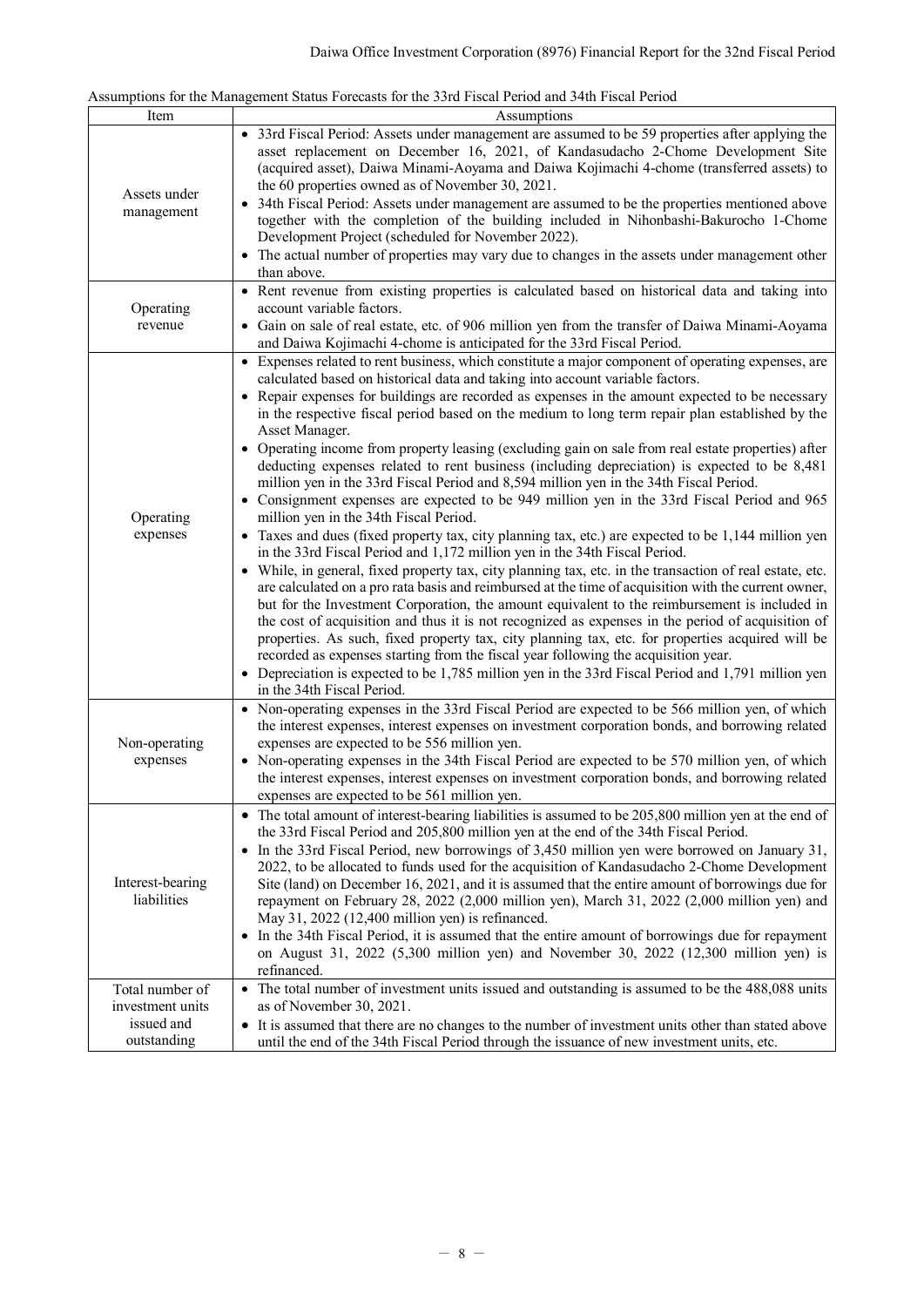Assumptions for the Management Status Forecasts for the 33rd Fiscal Period and 34th Fiscal Period

| Item | Assumptions |
|---|---|
| Assets under management | • 33rd Fiscal Period: Assets under management are assumed to be 59 properties after applying the asset replacement on December 16, 2021, of Kandasudacho 2-Chome Development Site (acquired asset), Daiwa Minami-Aoyama and Daiwa Kojimachi 4-chome (transferred assets) to the 60 properties owned as of November 30, 2021.<br>• 34th Fiscal Period: Assets under management are assumed to be the properties mentioned above together with the completion of the building included in Nihonbashi-Bakurocho 1-Chome Development Project (scheduled for November 2022).<br>• The actual number of properties may vary due to changes in the assets under management other than above. |
| Operating revenue | • Rent revenue from existing properties is calculated based on historical data and taking into account variable factors.<br>• Gain on sale of real estate, etc. of 906 million yen from the transfer of Daiwa Minami-Aoyama and Daiwa Kojimachi 4-chome is anticipated for the 33rd Fiscal Period. |
| Operating expenses | • Expenses related to rent business, which constitute a major component of operating expenses, are calculated based on historical data and taking into account variable factors.<br>• Repair expenses for buildings are recorded as expenses in the amount expected to be necessary in the respective fiscal period based on the medium to long term repair plan established by the Asset Manager.<br>• Operating income from property leasing (excluding gain on sale from real estate properties) after deducting expenses related to rent business (including depreciation) is expected to be 8,481 million yen in the 33rd Fiscal Period and 8,594 million yen in the 34th Fiscal Period.<br>• Consignment expenses are expected to be 949 million yen in the 33rd Fiscal Period and 965 million yen in the 34th Fiscal Period.<br>• Taxes and dues (fixed property tax, city planning tax, etc.) are expected to be 1,144 million yen in the 33rd Fiscal Period and 1,172 million yen in the 34th Fiscal Period.<br>• While, in general, fixed property tax, city planning tax, etc. in the transaction of real estate, etc. are calculated on a pro rata basis and reimbursed at the time of acquisition with the current owner, but for the Investment Corporation, the amount equivalent to the reimbursement is included in the cost of acquisition and thus it is not recognized as expenses in the period of acquisition of properties. As such, fixed property tax, city planning tax, etc. for properties acquired will be recorded as expenses starting from the fiscal year following the acquisition year.<br>• Depreciation is expected to be 1,785 million yen in the 33rd Fiscal Period and 1,791 million yen in the 34th Fiscal Period. |
| Non-operating expenses | • Non-operating expenses in the 33rd Fiscal Period are expected to be 566 million yen, of which the interest expenses, interest expenses on investment corporation bonds, and borrowing related expenses are expected to be 556 million yen.<br>• Non-operating expenses in the 34th Fiscal Period are expected to be 570 million yen, of which the interest expenses, interest expenses on investment corporation bonds, and borrowing related expenses are expected to be 561 million yen. |
| Interest-bearing liabilities | • The total amount of interest-bearing liabilities is assumed to be 205,800 million yen at the end of the 33rd Fiscal Period and 205,800 million yen at the end of the 34th Fiscal Period.<br>• In the 33rd Fiscal Period, new borrowings of 3,450 million yen were borrowed on January 31, 2022, to be allocated to funds used for the acquisition of Kandasudacho 2-Chome Development Site (land) on December 16, 2021, and it is assumed that the entire amount of borrowings due for repayment on February 28, 2022 (2,000 million yen), March 31, 2022 (2,000 million yen) and May 31, 2022 (12,400 million yen) is refinanced.<br>• In the 34th Fiscal Period, it is assumed that the entire amount of borrowings due for repayment on August 31, 2022 (5,300 million yen) and November 30, 2022 (12,300 million yen) is refinanced. |
| Total number of investment units issued and outstanding | • The total number of investment units issued and outstanding is assumed to be the 488,088 units as of November 30, 2021.<br>• It is assumed that there are no changes to the number of investment units other than stated above until the end of the 34th Fiscal Period through the issuance of new investment units, etc. |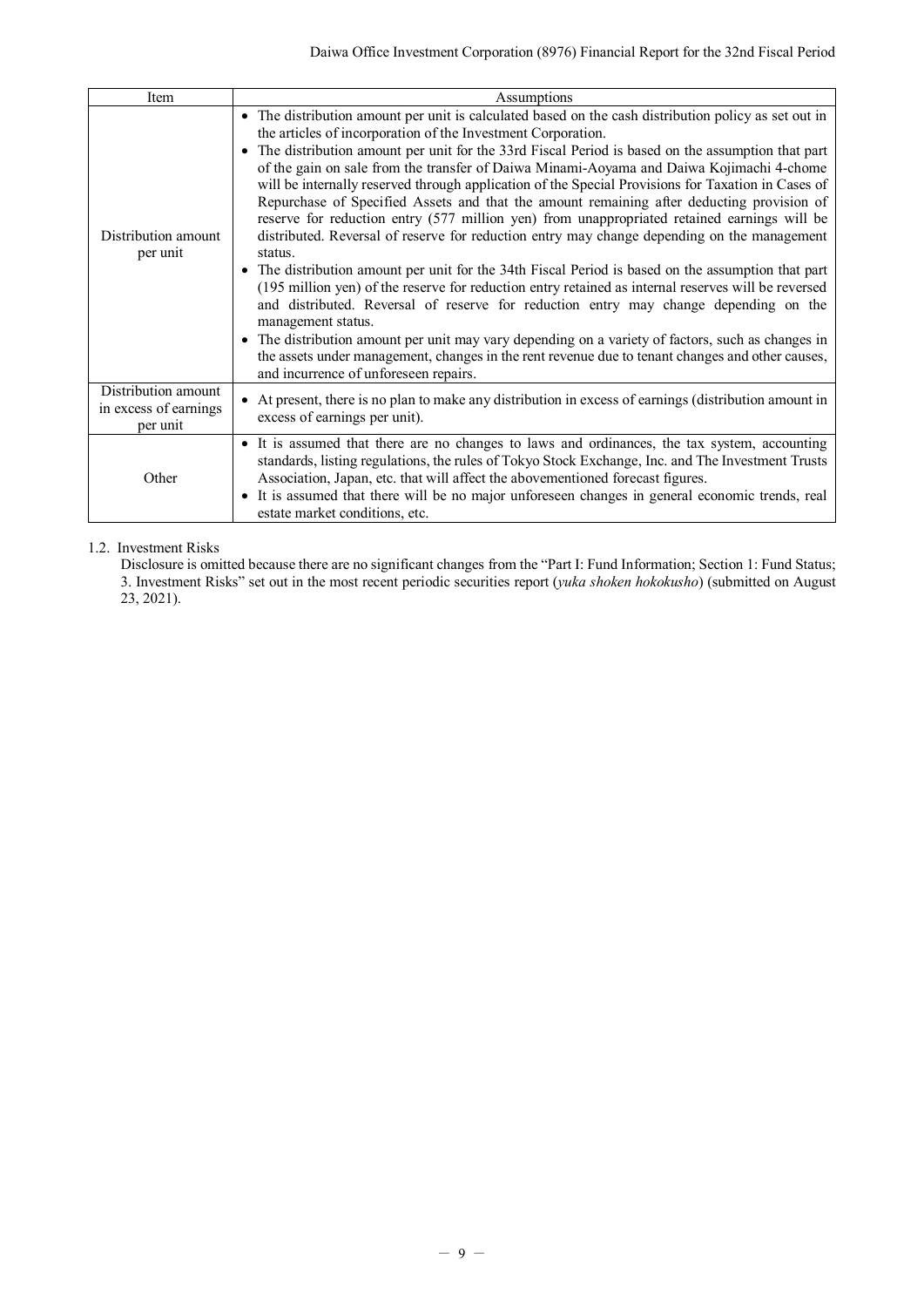| Item | Assumptions |
|---|---|
| Distribution amount per unit | • The distribution amount per unit is calculated based on the cash distribution policy as set out in the articles of incorporation of the Investment Corporation.<br>• The distribution amount per unit for the 33rd Fiscal Period is based on the assumption that part of the gain on sale from the transfer of Daiwa Minami-Aoyama and Daiwa Kojimachi 4-chome will be internally reserved through application of the Special Provisions for Taxation in Cases of Repurchase of Specified Assets and that the amount remaining after deducting provision of reserve for reduction entry (577 million yen) from unappropriated retained earnings will be distributed. Reversal of reserve for reduction entry may change depending on the management status.<br>• The distribution amount per unit for the 34th Fiscal Period is based on the assumption that part (195 million yen) of the reserve for reduction entry retained as internal reserves will be reversed and distributed. Reversal of reserve for reduction entry may change depending on the management status.<br>• The distribution amount per unit may vary depending on a variety of factors, such as changes in the assets under management, changes in the rent revenue due to tenant changes and other causes, and incurrence of unforeseen repairs. |
| Distribution amount in excess of earnings per unit | • At present, there is no plan to make any distribution in excess of earnings (distribution amount in excess of earnings per unit). |
| Other | • It is assumed that there are no changes to laws and ordinances, the tax system, accounting standards, listing regulations, the rules of Tokyo Stock Exchange, Inc. and The Investment Trusts Association, Japan, etc. that will affect the abovementioned forecast figures.<br>• It is assumed that there will be no major unforeseen changes in general economic trends, real estate market conditions, etc. |

1.2. Investment Risks

Disclosure is omitted because there are no significant changes from the "Part I: Fund Information; Section 1: Fund Status; 3. Investment Risks" set out in the most recent periodic securities report (*yuka shoken hokokusho*) (submitted on August 23, 2021).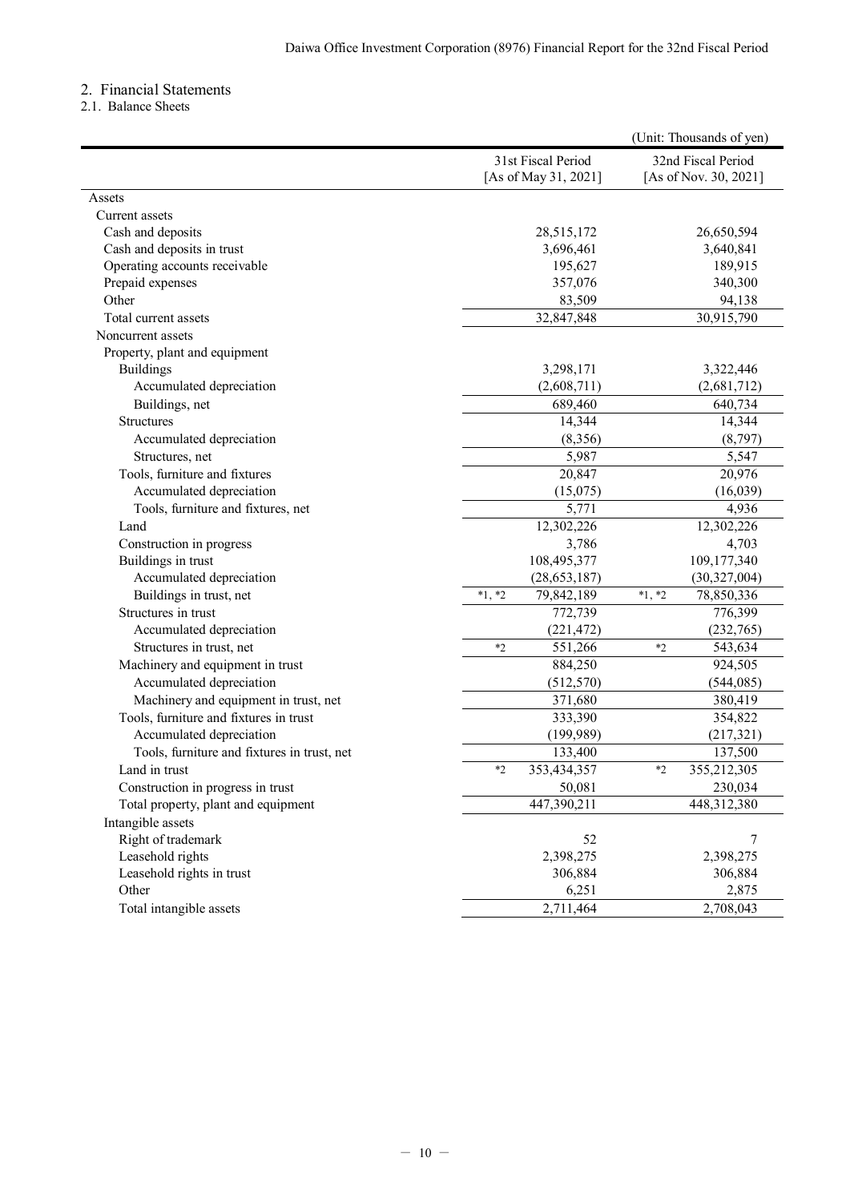## 2. Financial Statements

### 2.1. Balance Sheets

(Unit: Thousands of yen)

| | 31st Fiscal Period [As of May 31, 2021] | 32nd Fiscal Period [As of Nov. 30, 2021] |
|---|---|---|
| Assets | | |
| Current assets | | |
| Cash and deposits | 28,515,172 | 26,650,594 |
| Cash and deposits in trust | 3,696,461 | 3,640,841 |
| Operating accounts receivable | 195,627 | 189,915 |
| Prepaid expenses | 357,076 | 340,300 |
| Other | 83,509 | 94,138 |
| Total current assets | 32,847,848 | 30,915,790 |
| Noncurrent assets | | |
| Property, plant and equipment | | |
| Buildings | 3,298,171 | 3,322,446 |
| Accumulated depreciation | (2,608,711) | (2,681,712) |
| Buildings, net | 689,460 | 640,734 |
| Structures | 14,344 | 14,344 |
| Accumulated depreciation | (8,356) | (8,797) |
| Structures, net | 5,987 | 5,547 |
| Tools, furniture and fixtures | 20,847 | 20,976 |
| Accumulated depreciation | (15,075) | (16,039) |
| Tools, furniture and fixtures, net | 5,771 | 4,936 |
| Land | 12,302,226 | 12,302,226 |
| Construction in progress | 3,786 | 4,703 |
| Buildings in trust | 108,495,377 | 109,177,340 |
| Accumulated depreciation | (28,653,187) | (30,327,004) |
| Buildings in trust, net | *1, *2 79,842,189 | *1, *2 78,850,336 |
| Structures in trust | 772,739 | 776,399 |
| Accumulated depreciation | (221,472) | (232,765) |
| Structures in trust, net | *2 551,266 | *2 543,634 |
| Machinery and equipment in trust | 884,250 | 924,505 |
| Accumulated depreciation | (512,570) | (544,085) |
| Machinery and equipment in trust, net | 371,680 | 380,419 |
| Tools, furniture and fixtures in trust | 333,390 | 354,822 |
| Accumulated depreciation | (199,989) | (217,321) |
| Tools, furniture and fixtures in trust, net | 133,400 | 137,500 |
| Land in trust | *2 353,434,357 | *2 355,212,305 |
| Construction in progress in trust | 50,081 | 230,034 |
| Total property, plant and equipment | 447,390,211 | 448,312,380 |
| Intangible assets | | |
| Right of trademark | 52 | 7 |
| Leasehold rights | 2,398,275 | 2,398,275 |
| Leasehold rights in trust | 306,884 | 306,884 |
| Other | 6,251 | 2,875 |
| Total intangible assets | 2,711,464 | 2,708,043 |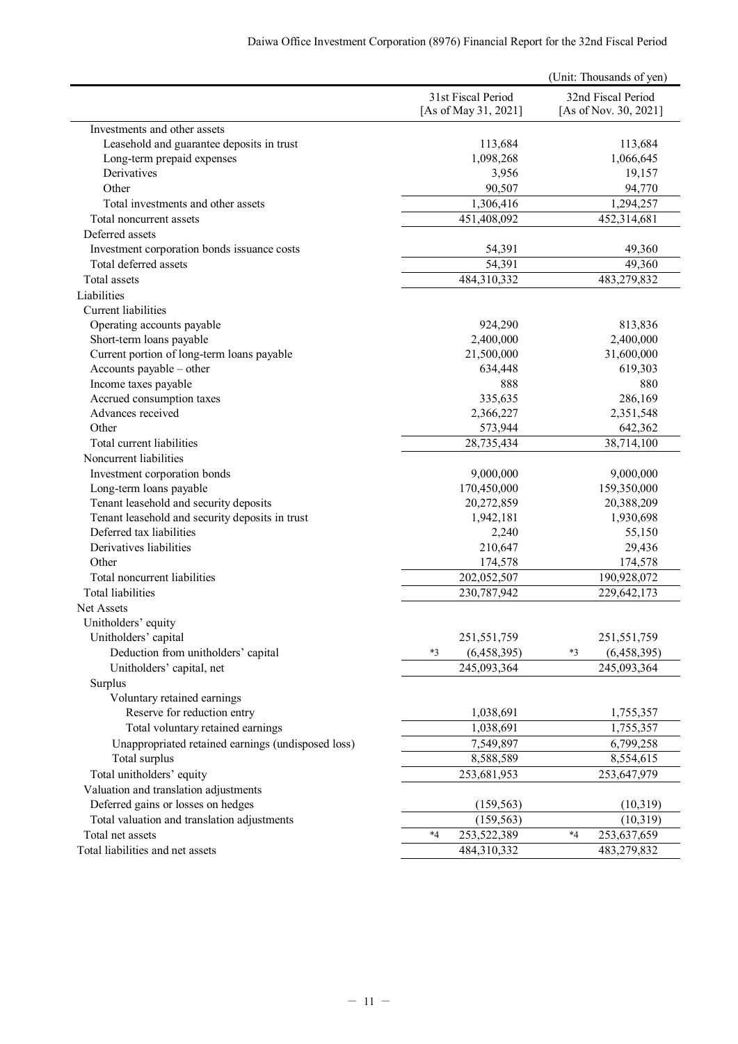(Unit: Thousands of yen)

| | 31st Fiscal Period [As of May 31, 2021] | 32nd Fiscal Period [As of Nov. 30, 2021] |
|---|---|---|
| Investments and other assets | | |
| Leasehold and guarantee deposits in trust | 113,684 | 113,684 |
| Long-term prepaid expenses | 1,098,268 | 1,066,645 |
| Derivatives | 3,956 | 19,157 |
| Other | 90,507 | 94,770 |
| Total investments and other assets | 1,306,416 | 1,294,257 |
| Total noncurrent assets | 451,408,092 | 452,314,681 |
| Deferred assets | | |
| Investment corporation bonds issuance costs | 54,391 | 49,360 |
| Total deferred assets | 54,391 | 49,360 |
| Total assets | 484,310,332 | 483,279,832 |
| Liabilities | | |
| Current liabilities | | |
| Operating accounts payable | 924,290 | 813,836 |
| Short-term loans payable | 2,400,000 | 2,400,000 |
| Current portion of long-term loans payable | 21,500,000 | 31,600,000 |
| Accounts payable – other | 634,448 | 619,303 |
| Income taxes payable | 888 | 880 |
| Accrued consumption taxes | 335,635 | 286,169 |
| Advances received | 2,366,227 | 2,351,548 |
| Other | 573,944 | 642,362 |
| Total current liabilities | 28,735,434 | 38,714,100 |
| Noncurrent liabilities | | |
| Investment corporation bonds | 9,000,000 | 9,000,000 |
| Long-term loans payable | 170,450,000 | 159,350,000 |
| Tenant leasehold and security deposits | 20,272,859 | 20,388,209 |
| Tenant leasehold and security deposits in trust | 1,942,181 | 1,930,698 |
| Deferred tax liabilities | 2,240 | 55,150 |
| Derivatives liabilities | 210,647 | 29,436 |
| Other | 174,578 | 174,578 |
| Total noncurrent liabilities | 202,052,507 | 190,928,072 |
| Total liabilities | 230,787,942 | 229,642,173 |
| Net Assets | | |
| Unitholders' equity | | |
| Unitholders' capital | 251,551,759 | 251,551,759 |
| Deduction from unitholders' capital | *3 (6,458,395) | *3 (6,458,395) |
| Unitholders' capital, net | 245,093,364 | 245,093,364 |
| Surplus | | |
| Voluntary retained earnings | | |
| Reserve for reduction entry | 1,038,691 | 1,755,357 |
| Total voluntary retained earnings | 1,038,691 | 1,755,357 |
| Unappropriated retained earnings (undisposed loss) | 7,549,897 | 6,799,258 |
| Total surplus | 8,588,589 | 8,554,615 |
| Total unitholders' equity | 253,681,953 | 253,647,979 |
| Valuation and translation adjustments | | |
| Deferred gains or losses on hedges | (159,563) | (10,319) |
| Total valuation and translation adjustments | (159,563) | (10,319) |
| Total net assets | *4 253,522,389 | *4 253,637,659 |
| Total liabilities and net assets | 484,310,332 | 483,279,832 |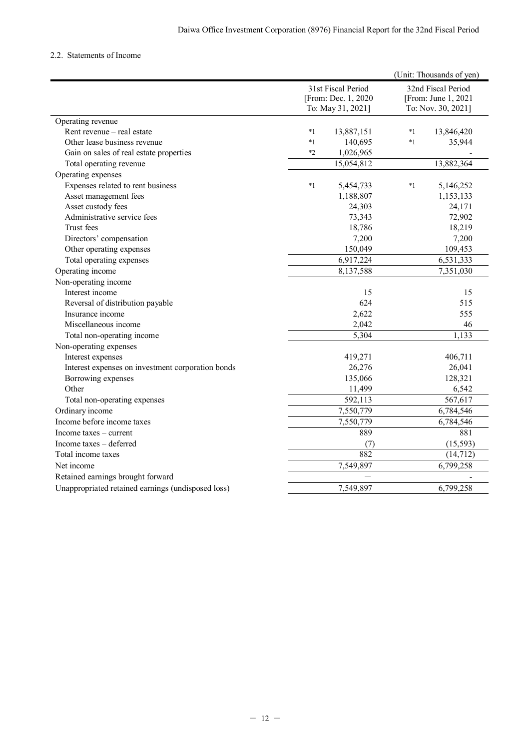### 2.2. Statements of Income

(Unit: Thousands of yen)

| | 31st Fiscal Period [From: Dec. 1, 2020 To: May 31, 2021] | | 32nd Fiscal Period [From: June 1, 2021 To: Nov. 30, 2021] | |
|---|---|---|---|---|
| Operating revenue | | | | |
| Rent revenue – real estate | *1 | 13,887,151 | *1 | 13,846,420 |
| Other lease business revenue | *1 | 140,695 | *1 | 35,944 |
| Gain on sales of real estate properties | *2 | 1,026,965 | | - |
| Total operating revenue | | 15,054,812 | | 13,882,364 |
| Operating expenses | | | | |
| Expenses related to rent business | *1 | 5,454,733 | *1 | 5,146,252 |
| Asset management fees | | 1,188,807 | | 1,153,133 |
| Asset custody fees | | 24,303 | | 24,171 |
| Administrative service fees | | 73,343 | | 72,902 |
| Trust fees | | 18,786 | | 18,219 |
| Directors' compensation | | 7,200 | | 7,200 |
| Other operating expenses | | 150,049 | | 109,453 |
| Total operating expenses | | 6,917,224 | | 6,531,333 |
| Operating income | | 8,137,588 | | 7,351,030 |
| Non-operating income | | | | |
| Interest income | | 15 | | 15 |
| Reversal of distribution payable | | 624 | | 515 |
| Insurance income | | 2,622 | | 555 |
| Miscellaneous income | | 2,042 | | 46 |
| Total non-operating income | | 5,304 | | 1,133 |
| Non-operating expenses | | | | |
| Interest expenses | | 419,271 | | 406,711 |
| Interest expenses on investment corporation bonds | | 26,276 | | 26,041 |
| Borrowing expenses | | 135,066 | | 128,321 |
| Other | | 11,499 | | 6,542 |
| Total non-operating expenses | | 592,113 | | 567,617 |
| Ordinary income | | 7,550,779 | | 6,784,546 |
| Income before income taxes | | 7,550,779 | | 6,784,546 |
| Income taxes – current | | 889 | | 881 |
| Income taxes – deferred | | (7) | | (15,593) |
| Total income taxes | | 882 | | (14,712) |
| Net income | | 7,549,897 | | 6,799,258 |
| Retained earnings brought forward | | — | | - |
| Unappropriated retained earnings (undisposed loss) | | 7,549,897 | | 6,799,258 |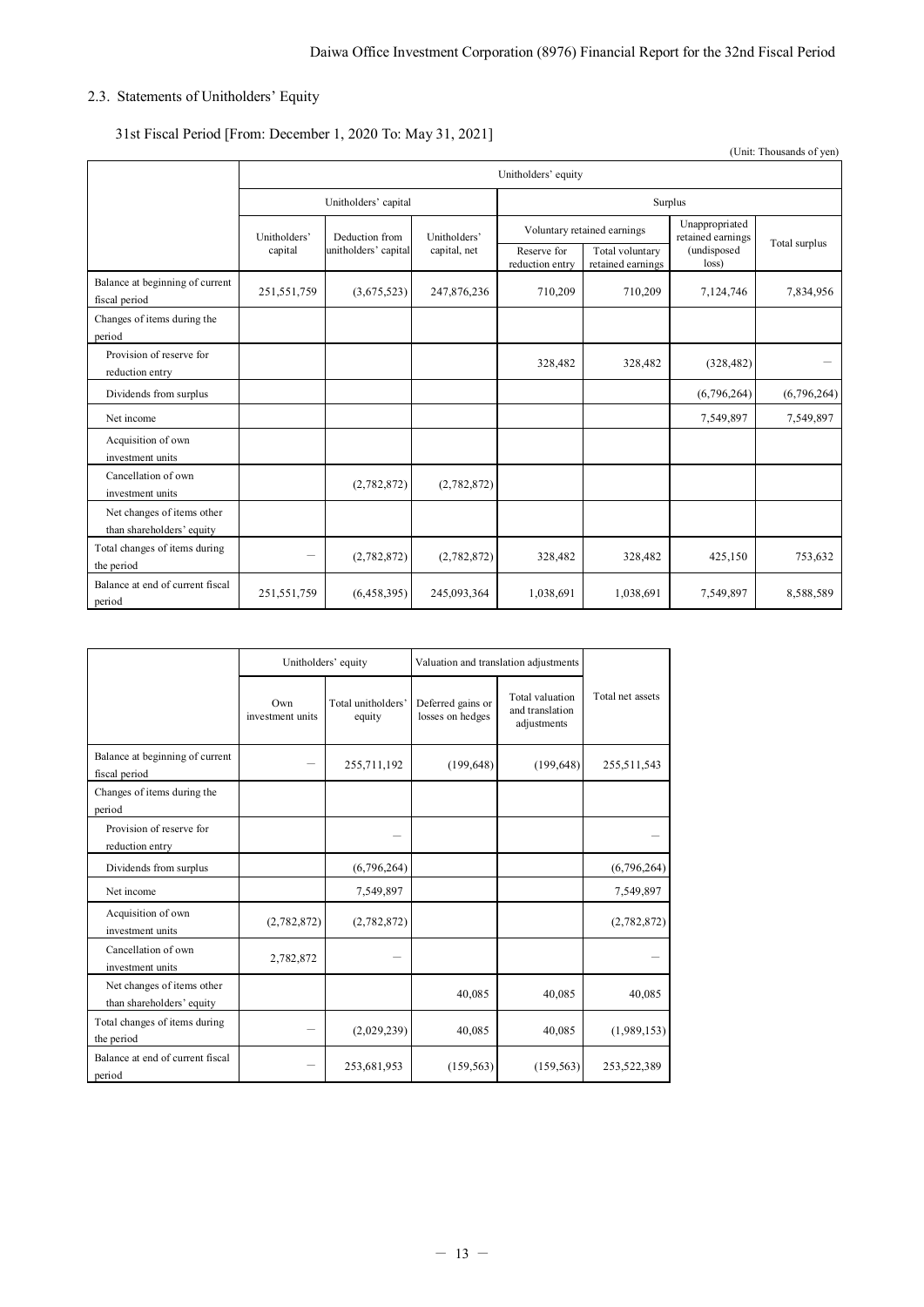## 2.3. Statements of Unitholders' Equity

31st Fiscal Period [From: December 1, 2020 To: May 31, 2021]

(Unit: Thousands of yen)

| | Unitholders' equity | | | | | | |
|---|---|---|---|---|---|---|---|
| | Unitholders' capital | | | Surplus | | | |
| | Unitholders' capital | Deduction from unitholders' capital | Unitholders' capital, net | Voluntary retained earnings | | Unappropriated retained earnings (undisposed loss) | Total surplus |
| | | | | Reserve for reduction entry | Total voluntary retained earnings | | |
| Balance at beginning of current fiscal period | 251,551,759 | (3,675,523) | 247,876,236 | 710,209 | 710,209 | 7,124,746 | 7,834,956 |
| Changes of items during the period | | | | | | | |
| Provision of reserve for reduction entry | | | | 328,482 | 328,482 | (328,482) | － |
| Dividends from surplus | | | | | | (6,796,264) | (6,796,264) |
| Net income | | | | | | 7,549,897 | 7,549,897 |
| Acquisition of own investment units | | | | | | | |
| Cancellation of own investment units | | (2,782,872) | (2,782,872) | | | | |
| Net changes of items other than shareholders' equity | | | | | | | |
| Total changes of items during the period | － | (2,782,872) | (2,782,872) | 328,482 | 328,482 | 425,150 | 753,632 |
| Balance at end of current fiscal period | 251,551,759 | (6,458,395) | 245,093,364 | 1,038,691 | 1,038,691 | 7,549,897 | 8,588,589 |

| | Unitholders' equity | | Valuation and translation adjustments | | Total net assets |
|---|---|---|---|---|---|
| | Own investment units | Total unitholders' equity | Deferred gains or losses on hedges | Total valuation and translation adjustments | |
| Balance at beginning of current fiscal period | － | 255,711,192 | (199,648) | (199,648) | 255,511,543 |
| Changes of items during the period | | | | | |
| Provision of reserve for reduction entry | | － | | | － |
| Dividends from surplus | | (6,796,264) | | | (6,796,264) |
| Net income | | 7,549,897 | | | 7,549,897 |
| Acquisition of own investment units | (2,782,872) | (2,782,872) | | | (2,782,872) |
| Cancellation of own investment units | 2,782,872 | － | | | － |
| Net changes of items other than shareholders' equity | | | 40,085 | 40,085 | 40,085 |
| Total changes of items during the period | － | (2,029,239) | 40,085 | 40,085 | (1,989,153) |
| Balance at end of current fiscal period | － | 253,681,953 | (159,563) | (159,563) | 253,522,389 |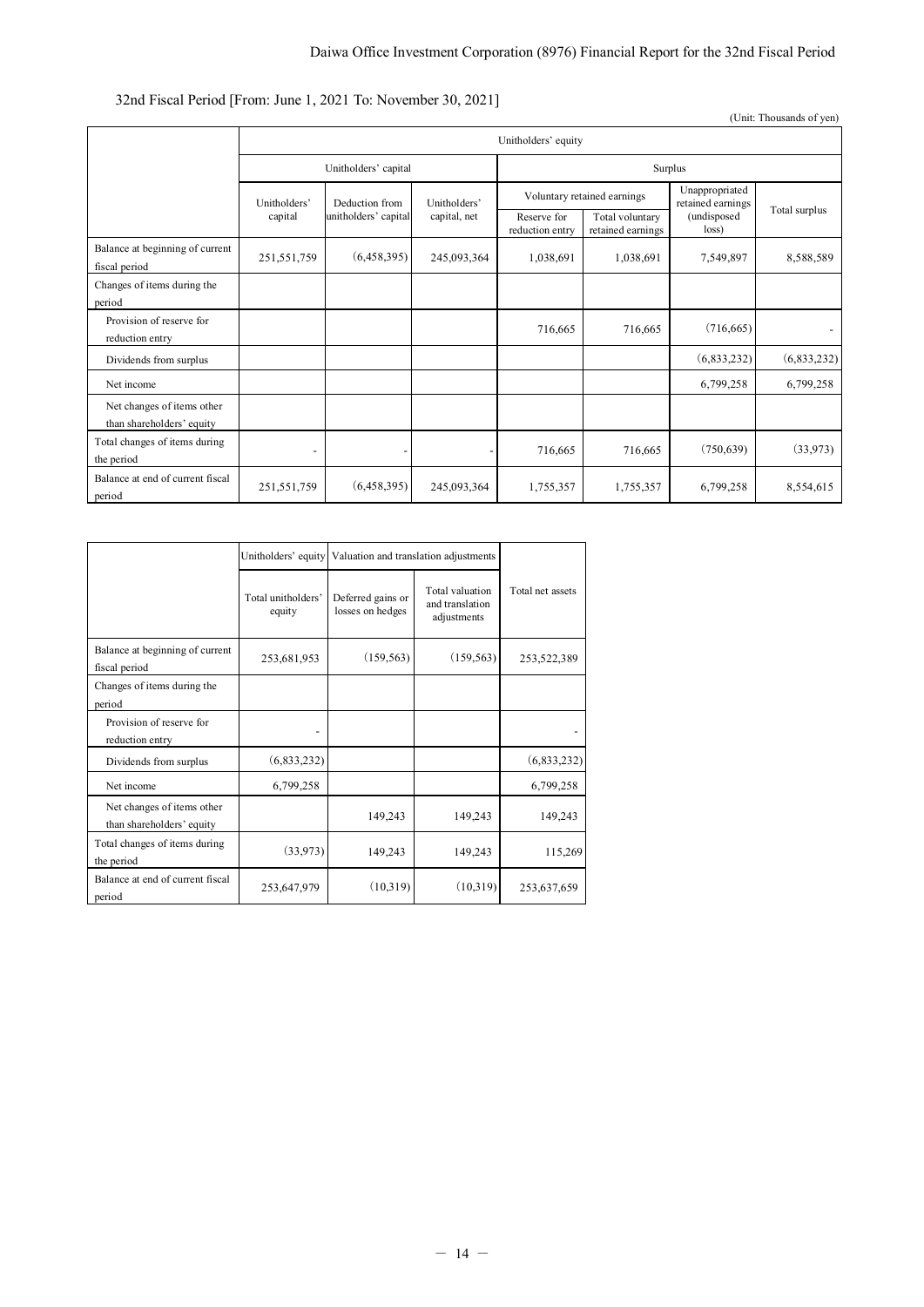32nd Fiscal Period [From: June 1, 2021 To: November 30, 2021]

(Unit: Thousands of yen)

| | Unitholders' equity | | | | | | |
|---|---|---|---|---|---|---|---|
| | Unitholders' capital | | | Surplus | | | |
| | Unitholders' capital | Deduction from unitholders' capital | Unitholders' capital, net | Voluntary retained earnings | | Unappropriated retained earnings (undisposed loss) | Total surplus |
| | | | | Reserve for reduction entry | Total voluntary retained earnings | | |
| Balance at beginning of current fiscal period | 251,551,759 | (6,458,395) | 245,093,364 | 1,038,691 | 1,038,691 | 7,549,897 | 8,588,589 |
| Changes of items during the period | | | | | | | |
| Provision of reserve for reduction entry | | | | 716,665 | 716,665 | (716,665) | - |
| Dividends from surplus | | | | | | (6,833,232) | (6,833,232) |
| Net income | | | | | | 6,799,258 | 6,799,258 |
| Net changes of items other than shareholders' equity | | | | | | | |
| Total changes of items during the period | - | - | - | 716,665 | 716,665 | (750,639) | (33,973) |
| Balance at end of current fiscal period | 251,551,759 | (6,458,395) | 245,093,364 | 1,755,357 | 1,755,357 | 6,799,258 | 8,554,615 |

| | Unitholders' equity | Valuation and translation adjustments | | Total net assets |
|---|---|---|---|---|
| | Total unitholders' equity | Deferred gains or losses on hedges | Total valuation and translation adjustments | |
| Balance at beginning of current fiscal period | 253,681,953 | (159,563) | (159,563) | 253,522,389 |
| Changes of items during the period | | | | |
| Provision of reserve for reduction entry | - | | | - |
| Dividends from surplus | (6,833,232) | | | (6,833,232) |
| Net income | 6,799,258 | | | 6,799,258 |
| Net changes of items other than shareholders' equity | | 149,243 | 149,243 | 149,243 |
| Total changes of items during the period | (33,973) | 149,243 | 149,243 | 115,269 |
| Balance at end of current fiscal period | 253,647,979 | (10,319) | (10,319) | 253,637,659 |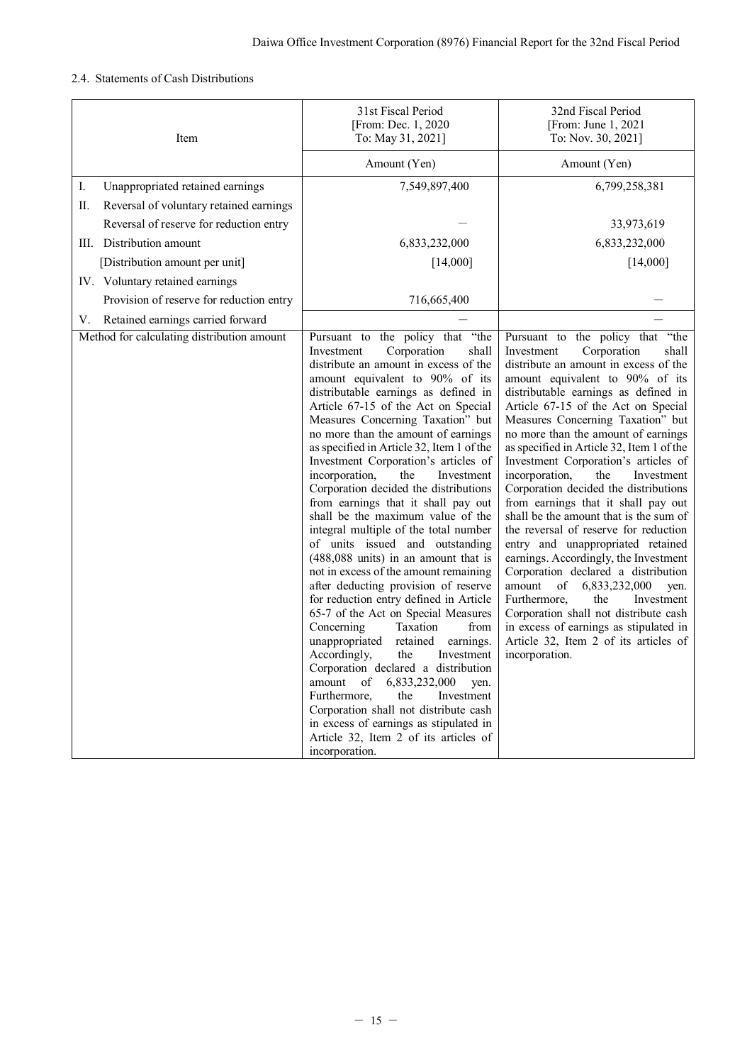## 2.4. Statements of Cash Distributions

| Item | 31st Fiscal Period [From: Dec. 1, 2020 To: May 31, 2021] | 32nd Fiscal Period [From: June 1, 2021 To: Nov. 30, 2021] |
|---|---|---|
| | Amount (Yen) | Amount (Yen) |
| I. Unappropriated retained earnings | 7,549,897,400 | 6,799,258,381 |
| II. Reversal of voluntary retained earnings | | |
| Reversal of reserve for reduction entry | — | 33,973,619 |
| III. Distribution amount | 6,833,232,000 | 6,833,232,000 |
| [Distribution amount per unit] | [14,000] | [14,000] |
| IV. Voluntary retained earnings | | |
| Provision of reserve for reduction entry | 716,665,400 | — |
| V. Retained earnings carried forward | — | — |
| Method for calculating distribution amount | Pursuant to the policy that "the Investment Corporation shall distribute an amount in excess of the amount equivalent to 90% of its distributable earnings as defined in Article 67-15 of the Act on Special Measures Concerning Taxation" but no more than the amount of earnings as specified in Article 32, Item 1 of the Investment Corporation's articles of incorporation, the Investment Corporation decided the distributions from earnings that it shall pay out shall be the maximum value of the integral multiple of the total number of units issued and outstanding (488,088 units) in an amount that is not in excess of the amount remaining after deducting provision of reserve for reduction entry defined in Article 65-7 of the Act on Special Measures Concerning Taxation from unappropriated retained earnings. Accordingly, the Investment Corporation declared a distribution amount of 6,833,232,000 yen. Furthermore, the Investment Corporation shall not distribute cash in excess of earnings as stipulated in Article 32, Item 2 of its articles of incorporation. | Pursuant to the policy that "the Investment Corporation shall distribute an amount in excess of the amount equivalent to 90% of its distributable earnings as defined in Article 67-15 of the Act on Special Measures Concerning Taxation" but no more than the amount of earnings as specified in Article 32, Item 1 of the Investment Corporation's articles of incorporation, the Investment Corporation decided the distributions from earnings that it shall pay out shall be the amount that is the sum of the reversal of reserve for reduction entry and unappropriated retained earnings. Accordingly, the Investment Corporation declared a distribution amount of 6,833,232,000 yen. Furthermore, the Investment Corporation shall not distribute cash in excess of earnings as stipulated in Article 32, Item 2 of its articles of incorporation. |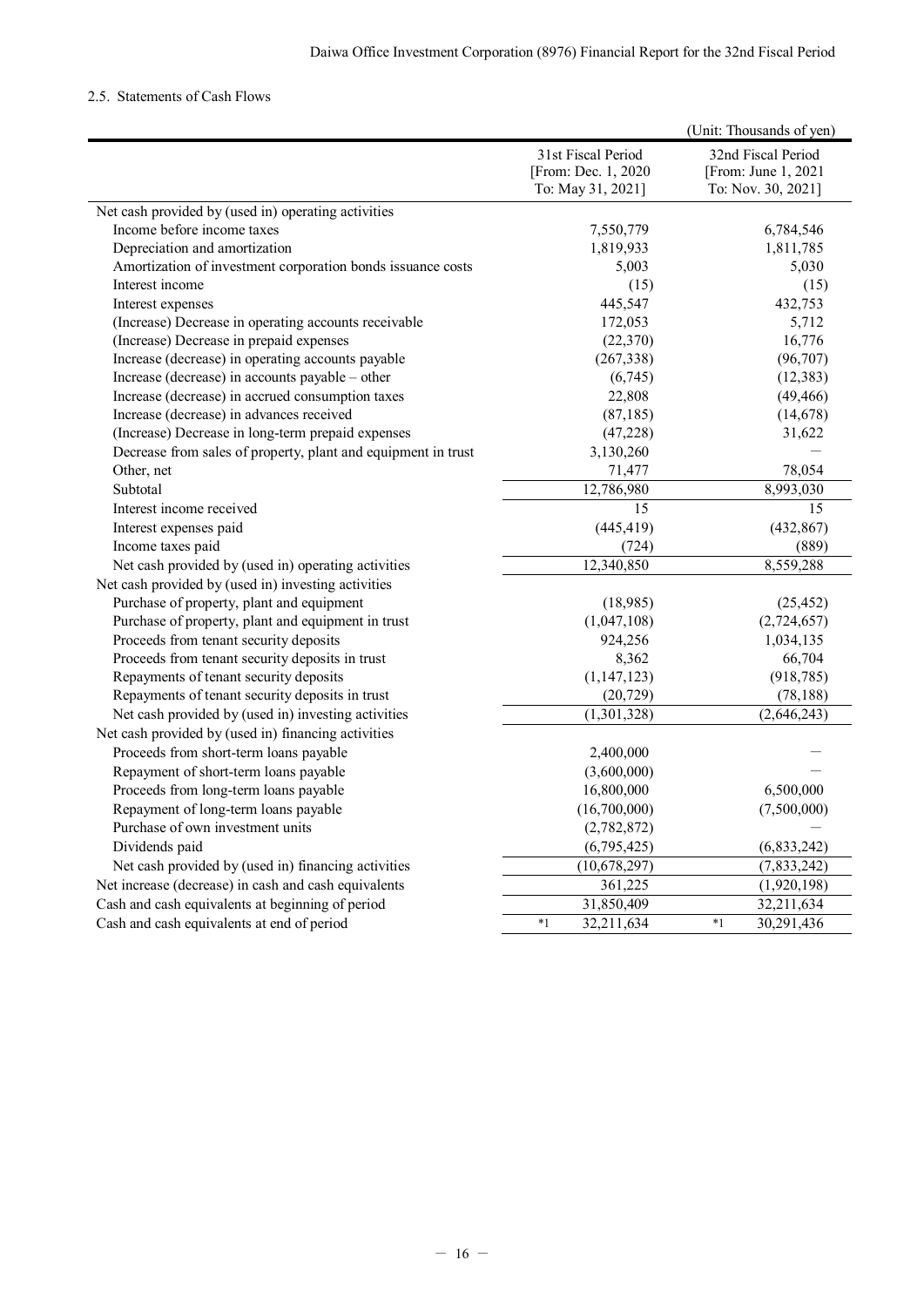### 2.5. Statements of Cash Flows

(Unit: Thousands of yen)

| | 31st Fiscal Period [From: Dec. 1, 2020 To: May 31, 2021] | 32nd Fiscal Period [From: June 1, 2021 To: Nov. 30, 2021] |
|---|---|---|
| Net cash provided by (used in) operating activities | | |
| Income before income taxes | 7,550,779 | 6,784,546 |
| Depreciation and amortization | 1,819,933 | 1,811,785 |
| Amortization of investment corporation bonds issuance costs | 5,003 | 5,030 |
| Interest income | (15) | (15) |
| Interest expenses | 445,547 | 432,753 |
| (Increase) Decrease in operating accounts receivable | 172,053 | 5,712 |
| (Increase) Decrease in prepaid expenses | (22,370) | 16,776 |
| Increase (decrease) in operating accounts payable | (267,338) | (96,707) |
| Increase (decrease) in accounts payable – other | (6,745) | (12,383) |
| Increase (decrease) in accrued consumption taxes | 22,808 | (49,466) |
| Increase (decrease) in advances received | (87,185) | (14,678) |
| (Increase) Decrease in long-term prepaid expenses | (47,228) | 31,622 |
| Decrease from sales of property, plant and equipment in trust | 3,130,260 | — |
| Other, net | 71,477 | 78,054 |
| Subtotal | 12,786,980 | 8,993,030 |
| Interest income received | 15 | 15 |
| Interest expenses paid | (445,419) | (432,867) |
| Income taxes paid | (724) | (889) |
| Net cash provided by (used in) operating activities | 12,340,850 | 8,559,288 |
| Net cash provided by (used in) investing activities | | |
| Purchase of property, plant and equipment | (18,985) | (25,452) |
| Purchase of property, plant and equipment in trust | (1,047,108) | (2,724,657) |
| Proceeds from tenant security deposits | 924,256 | 1,034,135 |
| Proceeds from tenant security deposits in trust | 8,362 | 66,704 |
| Repayments of tenant security deposits | (1,147,123) | (918,785) |
| Repayments of tenant security deposits in trust | (20,729) | (78,188) |
| Net cash provided by (used in) investing activities | (1,301,328) | (2,646,243) |
| Net cash provided by (used in) financing activities | | |
| Proceeds from short-term loans payable | 2,400,000 | — |
| Repayment of short-term loans payable | (3,600,000) | — |
| Proceeds from long-term loans payable | 16,800,000 | 6,500,000 |
| Repayment of long-term loans payable | (16,700,000) | (7,500,000) |
| Purchase of own investment units | (2,782,872) | — |
| Dividends paid | (6,795,425) | (6,833,242) |
| Net cash provided by (used in) financing activities | (10,678,297) | (7,833,242) |
| Net increase (decrease) in cash and cash equivalents | 361,225 | (1,920,198) |
| Cash and cash equivalents at beginning of period | 31,850,409 | 32,211,634 |
| Cash and cash equivalents at end of period | *1 32,211,634 | *1 30,291,436 |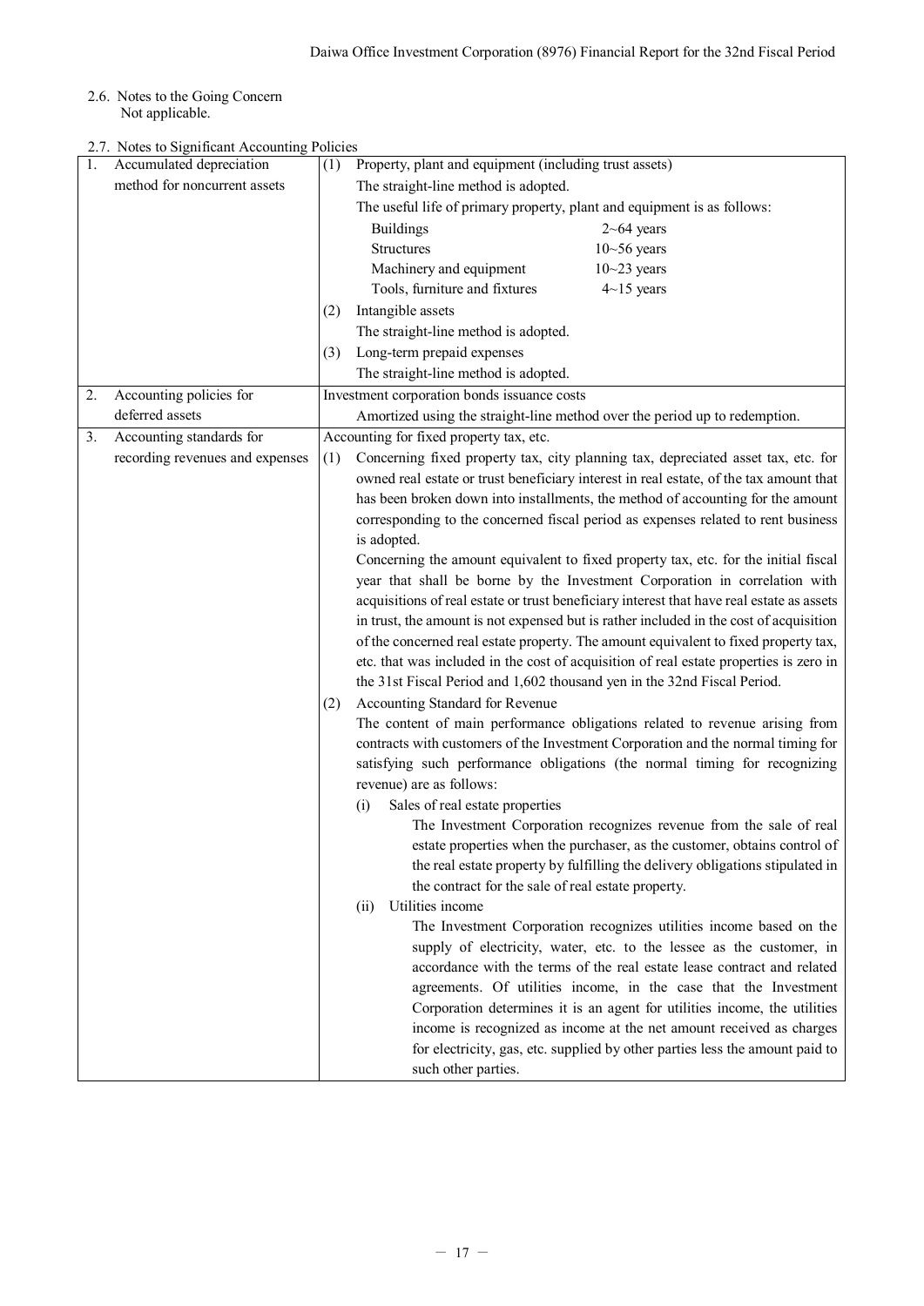2.6. Notes to the Going Concern
Not applicable.

2.7. Notes to Significant Accounting Policies

| | |
|---|---|
| 1. Accumulated depreciation method for noncurrent assets | (1) Property, plant and equipment (including trust assets)<br>The straight-line method is adopted.<br>The useful life of primary property, plant and equipment is as follows:<br>Buildings 2~64 years<br>Structures 10~56 years<br>Machinery and equipment 10~23 years<br>Tools, furniture and fixtures 4~15 years<br>(2) Intangible assets<br>The straight-line method is adopted.<br>(3) Long-term prepaid expenses<br>The straight-line method is adopted. |
| 2. Accounting policies for deferred assets | Investment corporation bonds issuance costs<br>Amortized using the straight-line method over the period up to redemption. |
| 3. Accounting standards for recording revenues and expenses | Accounting for fixed property tax, etc.<br>(1) Concerning fixed property tax, city planning tax, depreciated asset tax, etc. for owned real estate or trust beneficiary interest in real estate, of the tax amount that has been broken down into installments, the method of accounting for the amount corresponding to the concerned fiscal period as expenses related to rent business is adopted.<br>Concerning the amount equivalent to fixed property tax, etc. for the initial fiscal year that shall be borne by the Investment Corporation in correlation with acquisitions of real estate or trust beneficiary interest that have real estate as assets in trust, the amount is not expensed but is rather included in the cost of acquisition of the concerned real estate property. The amount equivalent to fixed property tax, etc. that was included in the cost of acquisition of real estate properties is zero in the 31st Fiscal Period and 1,602 thousand yen in the 32nd Fiscal Period.<br>(2) Accounting Standard for Revenue<br>The content of main performance obligations related to revenue arising from contracts with customers of the Investment Corporation and the normal timing for satisfying such performance obligations (the normal timing for recognizing revenue) are as follows:<br>(i) Sales of real estate properties<br>The Investment Corporation recognizes revenue from the sale of real estate properties when the purchaser, as the customer, obtains control of the real estate property by fulfilling the delivery obligations stipulated in the contract for the sale of real estate property.<br>(ii) Utilities income<br>The Investment Corporation recognizes utilities income based on the supply of electricity, water, etc. to the lessee as the customer, in accordance with the terms of the real estate lease contract and related agreements. Of utilities income, in the case that the Investment Corporation determines it is an agent for utilities income, the utilities income is recognized as income at the net amount received as charges for electricity, gas, etc. supplied by other parties less the amount paid to such other parties. |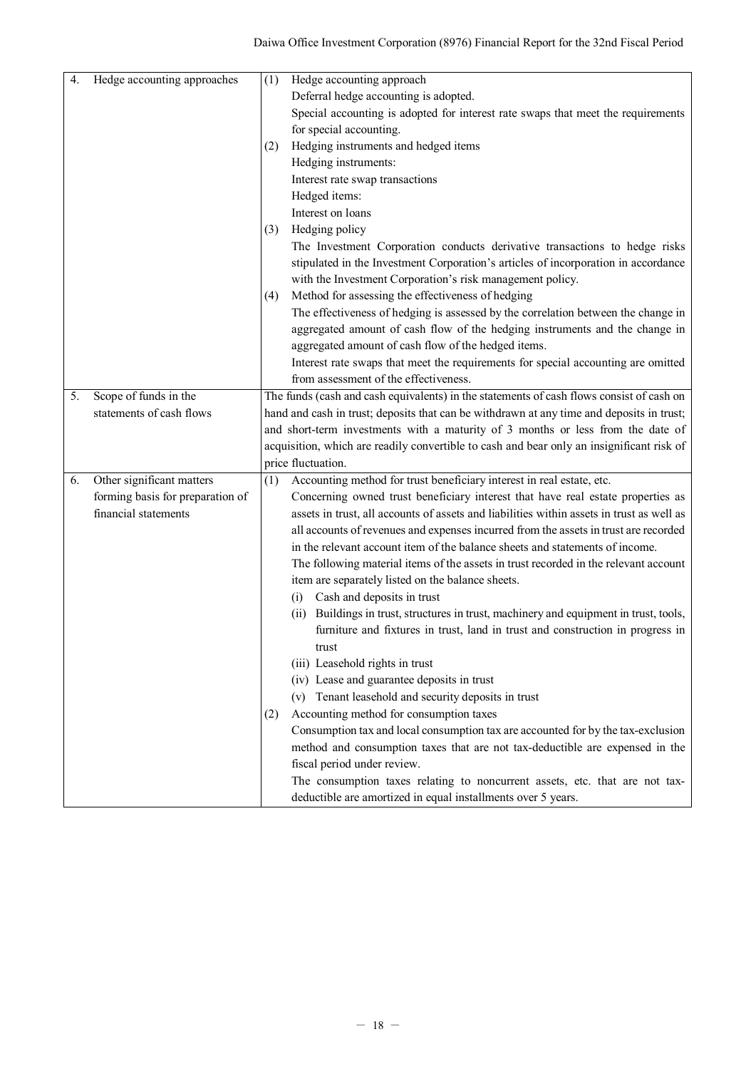| | |
|---|---|
| 4. Hedge accounting approaches | (1) Hedge accounting approach<br>Deferral hedge accounting is adopted.<br>Special accounting is adopted for interest rate swaps that meet the requirements for special accounting.<br>(2) Hedging instruments and hedged items<br>Hedging instruments:<br>Interest rate swap transactions<br>Hedged items:<br>Interest on loans<br>(3) Hedging policy<br>The Investment Corporation conducts derivative transactions to hedge risks stipulated in the Investment Corporation's articles of incorporation in accordance with the Investment Corporation's risk management policy.<br>(4) Method for assessing the effectiveness of hedging<br>The effectiveness of hedging is assessed by the correlation between the change in aggregated amount of cash flow of the hedging instruments and the change in aggregated amount of cash flow of the hedged items.<br>Interest rate swaps that meet the requirements for special accounting are omitted from assessment of the effectiveness. |
| 5. Scope of funds in the statements of cash flows | The funds (cash and cash equivalents) in the statements of cash flows consist of cash on hand and cash in trust; deposits that can be withdrawn at any time and deposits in trust; and short-term investments with a maturity of 3 months or less from the date of acquisition, which are readily convertible to cash and bear only an insignificant risk of price fluctuation. |
| 6. Other significant matters forming basis for preparation of financial statements | (1) Accounting method for trust beneficiary interest in real estate, etc.<br>Concerning owned trust beneficiary interest that have real estate properties as assets in trust, all accounts of assets and liabilities within assets in trust as well as all accounts of revenues and expenses incurred from the assets in trust are recorded in the relevant account item of the balance sheets and statements of income.<br>The following material items of the assets in trust recorded in the relevant account item are separately listed on the balance sheets.<br>(i) Cash and deposits in trust<br>(ii) Buildings in trust, structures in trust, machinery and equipment in trust, tools, furniture and fixtures in trust, land in trust and construction in progress in trust<br>(iii) Leasehold rights in trust<br>(iv) Lease and guarantee deposits in trust<br>(v) Tenant leasehold and security deposits in trust<br>(2) Accounting method for consumption taxes<br>Consumption tax and local consumption tax are accounted for by the tax-exclusion method and consumption taxes that are not tax-deductible are expensed in the fiscal period under review.<br>The consumption taxes relating to noncurrent assets, etc. that are not tax-deductible are amortized in equal installments over 5 years. |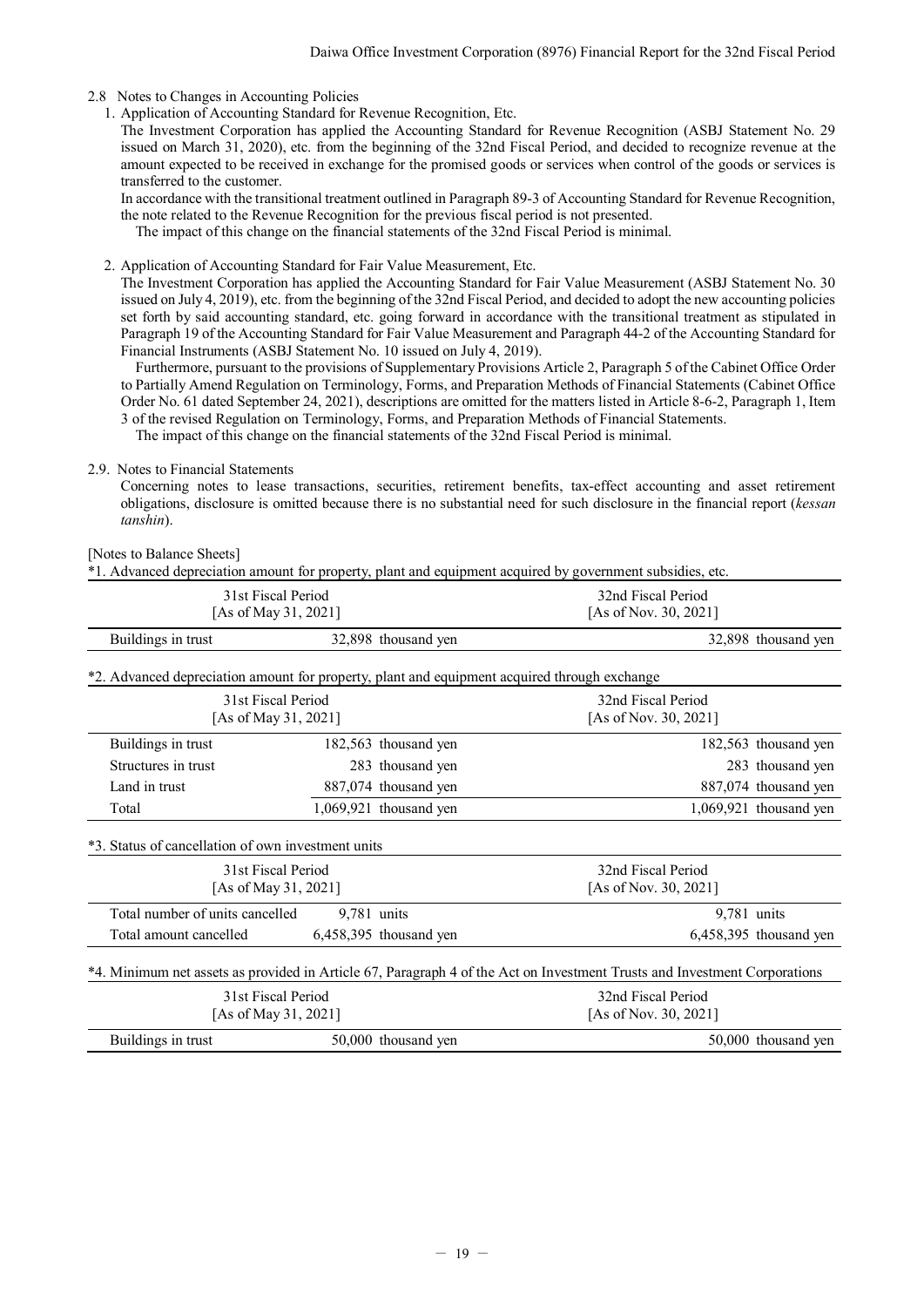## 2.8 Notes to Changes in Accounting Policies

1. Application of Accounting Standard for Revenue Recognition, Etc.

The Investment Corporation has applied the Accounting Standard for Revenue Recognition (ASBJ Statement No. 29 issued on March 31, 2020), etc. from the beginning of the 32nd Fiscal Period, and decided to recognize revenue at the amount expected to be received in exchange for the promised goods or services when control of the goods or services is transferred to the customer.

In accordance with the transitional treatment outlined in Paragraph 89-3 of Accounting Standard for Revenue Recognition, the note related to the Revenue Recognition for the previous fiscal period is not presented.

The impact of this change on the financial statements of the 32nd Fiscal Period is minimal.

2. Application of Accounting Standard for Fair Value Measurement, Etc.

The Investment Corporation has applied the Accounting Standard for Fair Value Measurement (ASBJ Statement No. 30 issued on July 4, 2019), etc. from the beginning of the 32nd Fiscal Period, and decided to adopt the new accounting policies set forth by said accounting standard, etc. going forward in accordance with the transitional treatment as stipulated in Paragraph 19 of the Accounting Standard for Fair Value Measurement and Paragraph 44-2 of the Accounting Standard for Financial Instruments (ASBJ Statement No. 10 issued on July 4, 2019).

Furthermore, pursuant to the provisions of Supplementary Provisions Article 2, Paragraph 5 of the Cabinet Office Order to Partially Amend Regulation on Terminology, Forms, and Preparation Methods of Financial Statements (Cabinet Office Order No. 61 dated September 24, 2021), descriptions are omitted for the matters listed in Article 8-6-2, Paragraph 1, Item 3 of the revised Regulation on Terminology, Forms, and Preparation Methods of Financial Statements.

The impact of this change on the financial statements of the 32nd Fiscal Period is minimal.

## 2.9. Notes to Financial Statements

Concerning notes to lease transactions, securities, retirement benefits, tax-effect accounting and asset retirement obligations, disclosure is omitted because there is no substantial need for such disclosure in the financial report (*kessan tanshin*).

[Notes to Balance Sheets]

*1. Advanced depreciation amount for property, plant and equipment acquired by government subsidies, etc.

| 31st Fiscal Period [As of May 31, 2021] | | 32nd Fiscal Period [As of Nov. 30, 2021] |
|---|---|---|
| Buildings in trust | 32,898 thousand yen | 32,898 thousand yen |

*2. Advanced depreciation amount for property, plant and equipment acquired through exchange

| 31st Fiscal Period [As of May 31, 2021] | | 32nd Fiscal Period [As of Nov. 30, 2021] |
|---|---|---|
| Buildings in trust | 182,563 thousand yen | 182,563 thousand yen |
| Structures in trust | 283 thousand yen | 283 thousand yen |
| Land in trust | 887,074 thousand yen | 887,074 thousand yen |
| Total | 1,069,921 thousand yen | 1,069,921 thousand yen |

*3. Status of cancellation of own investment units

| 31st Fiscal Period [As of May 31, 2021] | | 32nd Fiscal Period [As of Nov. 30, 2021] |
|---|---|---|
| Total number of units cancelled | 9,781 units | 9,781 units |
| Total amount cancelled | 6,458,395 thousand yen | 6,458,395 thousand yen |

*4. Minimum net assets as provided in Article 67, Paragraph 4 of the Act on Investment Trusts and Investment Corporations

| 31st Fiscal Period [As of May 31, 2021] | | 32nd Fiscal Period [As of Nov. 30, 2021] |
|---|---|---|
| Buildings in trust | 50,000 thousand yen | 50,000 thousand yen |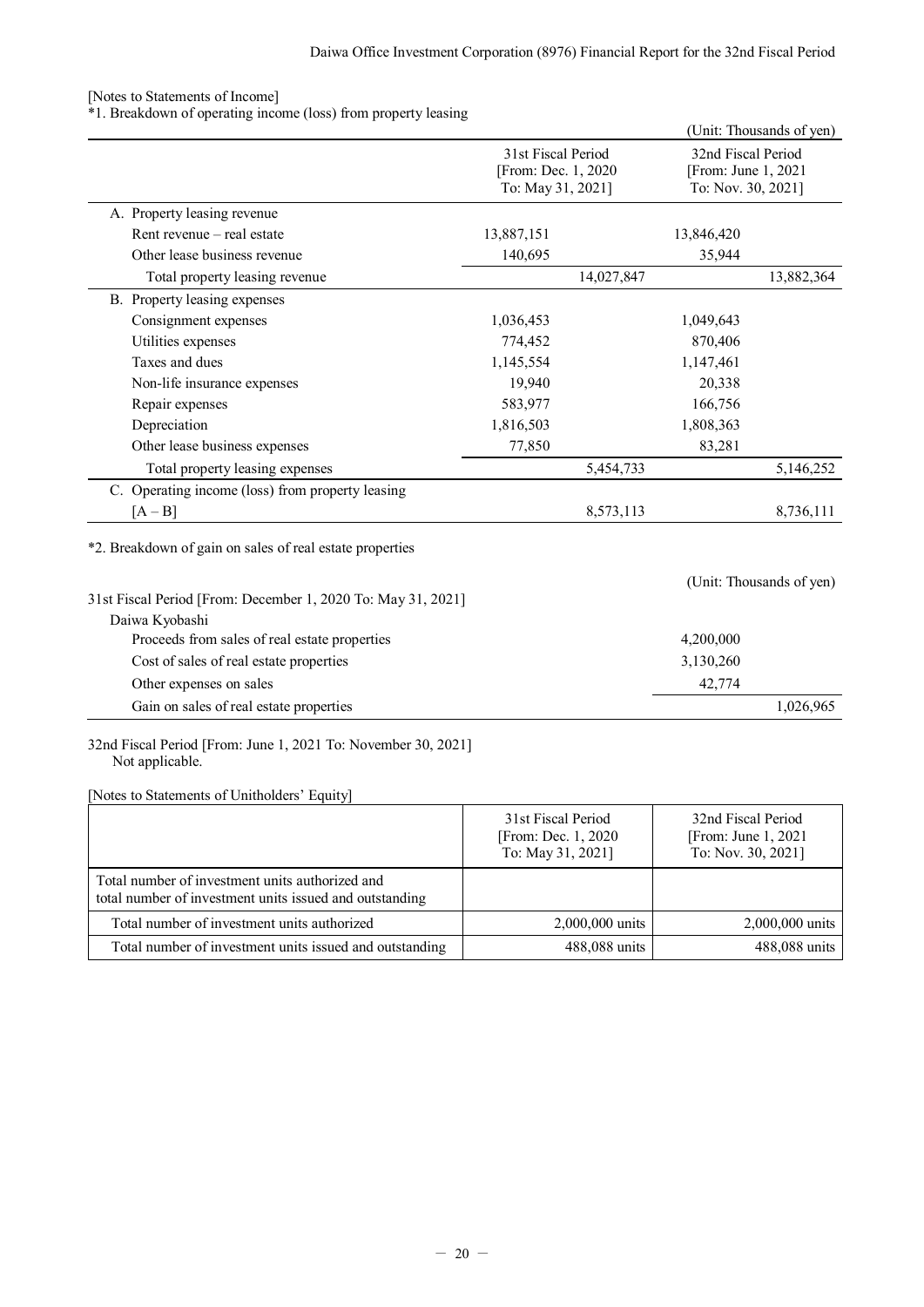[Notes to Statements of Income]

*1. Breakdown of operating income (loss) from property leasing

(Unit: Thousands of yen)

| | 31st Fiscal Period [From: Dec. 1, 2020 To: May 31, 2021] | | 32nd Fiscal Period [From: June 1, 2021 To: Nov. 30, 2021] | |
|---|---|---|---|---|
| A. Property leasing revenue | | | | |
| Rent revenue – real estate | 13,887,151 | | 13,846,420 | |
| Other lease business revenue | 140,695 | | 35,944 | |
| Total property leasing revenue | | 14,027,847 | | 13,882,364 |
| B. Property leasing expenses | | | | |
| Consignment expenses | 1,036,453 | | 1,049,643 | |
| Utilities expenses | 774,452 | | 870,406 | |
| Taxes and dues | 1,145,554 | | 1,147,461 | |
| Non-life insurance expenses | 19,940 | | 20,338 | |
| Repair expenses | 583,977 | | 166,756 | |
| Depreciation | 1,816,503 | | 1,808,363 | |
| Other lease business expenses | 77,850 | | 83,281 | |
| Total property leasing expenses | | 5,454,733 | | 5,146,252 |
| C. Operating income (loss) from property leasing [A – B] | | 8,573,113 | | 8,736,111 |

*2. Breakdown of gain on sales of real estate properties

(Unit: Thousands of yen)

| 31st Fiscal Period [From: December 1, 2020 To: May 31, 2021] | | |
|---|---|---|
| Daiwa Kyobashi | | |
| Proceeds from sales of real estate properties | 4,200,000 | |
| Cost of sales of real estate properties | 3,130,260 | |
| Other expenses on sales | 42,774 | |
| Gain on sales of real estate properties | | 1,026,965 |

32nd Fiscal Period [From: June 1, 2021 To: November 30, 2021]
Not applicable.

[Notes to Statements of Unitholders' Equity]

| | 31st Fiscal Period [From: Dec. 1, 2020 To: May 31, 2021] | 32nd Fiscal Period [From: June 1, 2021 To: Nov. 30, 2021] |
|---|---|---|
| Total number of investment units authorized and total number of investment units issued and outstanding | | |
| Total number of investment units authorized | 2,000,000 units | 2,000,000 units |
| Total number of investment units issued and outstanding | 488,088 units | 488,088 units |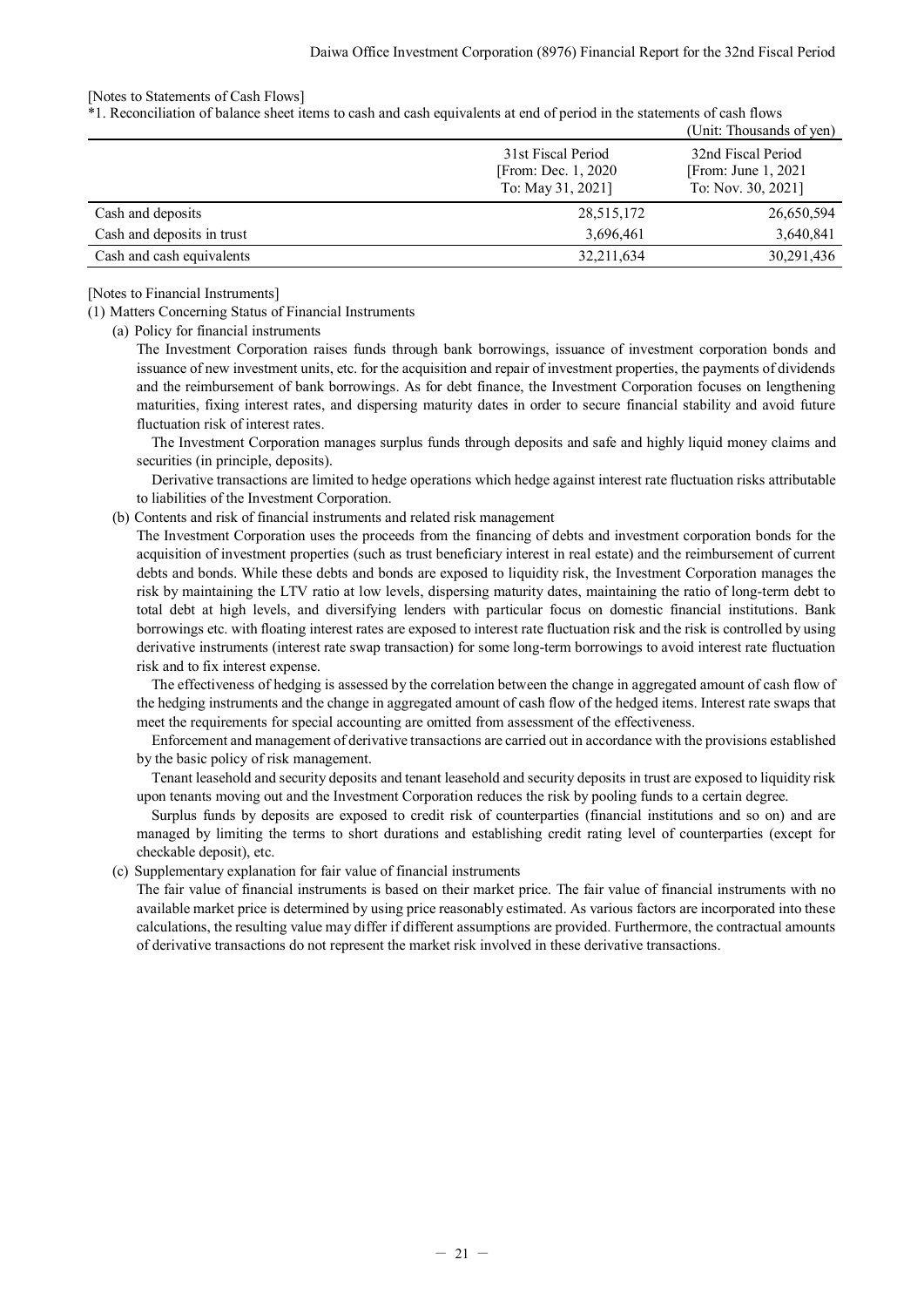[Notes to Statements of Cash Flows]

*1. Reconciliation of balance sheet items to cash and cash equivalents at end of period in the statements of cash flows

(Unit: Thousands of yen)

| | 31st Fiscal Period [From: Dec. 1, 2020 To: May 31, 2021] | 32nd Fiscal Period [From: June 1, 2021 To: Nov. 30, 2021] |
|---|---|---|
| Cash and deposits | 28,515,172 | 26,650,594 |
| Cash and deposits in trust | 3,696,461 | 3,640,841 |
| Cash and cash equivalents | 32,211,634 | 30,291,436 |

[Notes to Financial Instruments]

(1) Matters Concerning Status of Financial Instruments

(a) Policy for financial instruments

The Investment Corporation raises funds through bank borrowings, issuance of investment corporation bonds and issuance of new investment units, etc. for the acquisition and repair of investment properties, the payments of dividends and the reimbursement of bank borrowings. As for debt finance, the Investment Corporation focuses on lengthening maturities, fixing interest rates, and dispersing maturity dates in order to secure financial stability and avoid future fluctuation risk of interest rates.

The Investment Corporation manages surplus funds through deposits and safe and highly liquid money claims and securities (in principle, deposits).

Derivative transactions are limited to hedge operations which hedge against interest rate fluctuation risks attributable to liabilities of the Investment Corporation.

(b) Contents and risk of financial instruments and related risk management

The Investment Corporation uses the proceeds from the financing of debts and investment corporation bonds for the acquisition of investment properties (such as trust beneficiary interest in real estate) and the reimbursement of current debts and bonds. While these debts and bonds are exposed to liquidity risk, the Investment Corporation manages the risk by maintaining the LTV ratio at low levels, dispersing maturity dates, maintaining the ratio of long-term debt to total debt at high levels, and diversifying lenders with particular focus on domestic financial institutions. Bank borrowings etc. with floating interest rates are exposed to interest rate fluctuation risk and the risk is controlled by using derivative instruments (interest rate swap transaction) for some long-term borrowings to avoid interest rate fluctuation risk and to fix interest expense.

The effectiveness of hedging is assessed by the correlation between the change in aggregated amount of cash flow of the hedging instruments and the change in aggregated amount of cash flow of the hedged items. Interest rate swaps that meet the requirements for special accounting are omitted from assessment of the effectiveness.

Enforcement and management of derivative transactions are carried out in accordance with the provisions established by the basic policy of risk management.

Tenant leasehold and security deposits and tenant leasehold and security deposits in trust are exposed to liquidity risk upon tenants moving out and the Investment Corporation reduces the risk by pooling funds to a certain degree.

Surplus funds by deposits are exposed to credit risk of counterparties (financial institutions and so on) and are managed by limiting the terms to short durations and establishing credit rating level of counterparties (except for checkable deposit), etc.

(c) Supplementary explanation for fair value of financial instruments

The fair value of financial instruments is based on their market price. The fair value of financial instruments with no available market price is determined by using price reasonably estimated. As various factors are incorporated into these calculations, the resulting value may differ if different assumptions are provided. Furthermore, the contractual amounts of derivative transactions do not represent the market risk involved in these derivative transactions.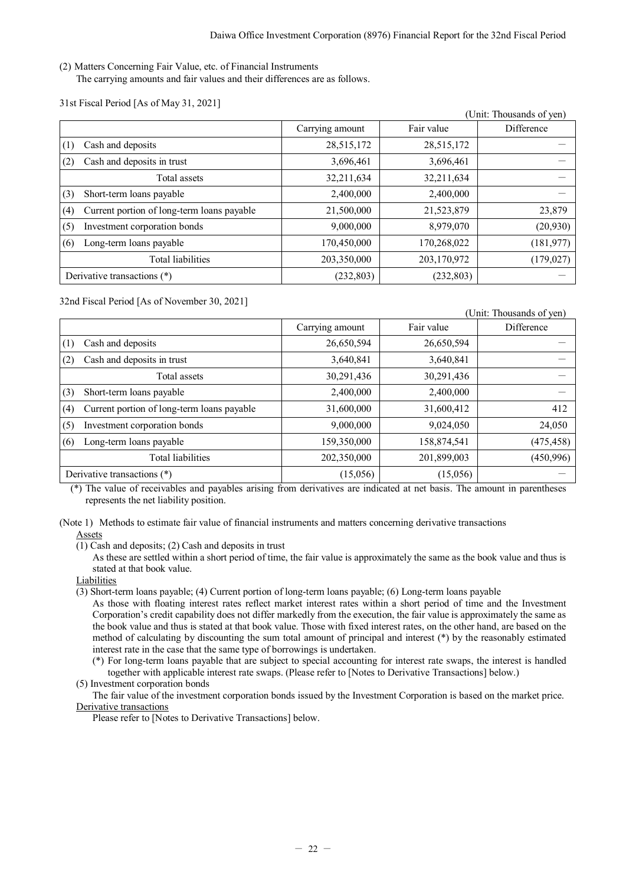(2) Matters Concerning Fair Value, etc. of Financial Instruments

The carrying amounts and fair values and their differences are as follows.

31st Fiscal Period [As of May 31, 2021]

(Unit: Thousands of yen)

| | Carrying amount | Fair value | Difference |
|---|---|---|---|
| (1) Cash and deposits | 28,515,172 | 28,515,172 | – |
| (2) Cash and deposits in trust | 3,696,461 | 3,696,461 | – |
| Total assets | 32,211,634 | 32,211,634 | – |
| (3) Short-term loans payable | 2,400,000 | 2,400,000 | – |
| (4) Current portion of long-term loans payable | 21,500,000 | 21,523,879 | 23,879 |
| (5) Investment corporation bonds | 9,000,000 | 8,979,070 | (20,930) |
| (6) Long-term loans payable | 170,450,000 | 170,268,022 | (181,977) |
| Total liabilities | 203,350,000 | 203,170,972 | (179,027) |
| Derivative transactions (*) | (232,803) | (232,803) | – |

32nd Fiscal Period [As of November 30, 2021]

(Unit: Thousands of yen)

| | Carrying amount | Fair value | Difference |
|---|---|---|---|
| (1) Cash and deposits | 26,650,594 | 26,650,594 | – |
| (2) Cash and deposits in trust | 3,640,841 | 3,640,841 | – |
| Total assets | 30,291,436 | 30,291,436 | – |
| (3) Short-term loans payable | 2,400,000 | 2,400,000 | – |
| (4) Current portion of long-term loans payable | 31,600,000 | 31,600,412 | 412 |
| (5) Investment corporation bonds | 9,000,000 | 9,024,050 | 24,050 |
| (6) Long-term loans payable | 159,350,000 | 158,874,541 | (475,458) |
| Total liabilities | 202,350,000 | 201,899,003 | (450,996) |
| Derivative transactions (*) | (15,056) | (15,056) | – |

(*) The value of receivables and payables arising from derivatives are indicated at net basis. The amount in parentheses represents the net liability position.

(Note 1) Methods to estimate fair value of financial instruments and matters concerning derivative transactions

Assets

(1) Cash and deposits; (2) Cash and deposits in trust

As these are settled within a short period of time, the fair value is approximately the same as the book value and thus is stated at that book value.

Liabilities

(3) Short-term loans payable; (4) Current portion of long-term loans payable; (6) Long-term loans payable

As those with floating interest rates reflect market interest rates within a short period of time and the Investment Corporation's credit capability does not differ markedly from the execution, the fair value is approximately the same as the book value and thus is stated at that book value. Those with fixed interest rates, on the other hand, are based on the method of calculating by discounting the sum total amount of principal and interest (*) by the reasonably estimated interest rate in the case that the same type of borrowings is undertaken.

(*) For long-term loans payable that are subject to special accounting for interest rate swaps, the interest is handled together with applicable interest rate swaps. (Please refer to [Notes to Derivative Transactions] below.)

(5) Investment corporation bonds

The fair value of the investment corporation bonds issued by the Investment Corporation is based on the market price.

Derivative transactions

Please refer to [Notes to Derivative Transactions] below.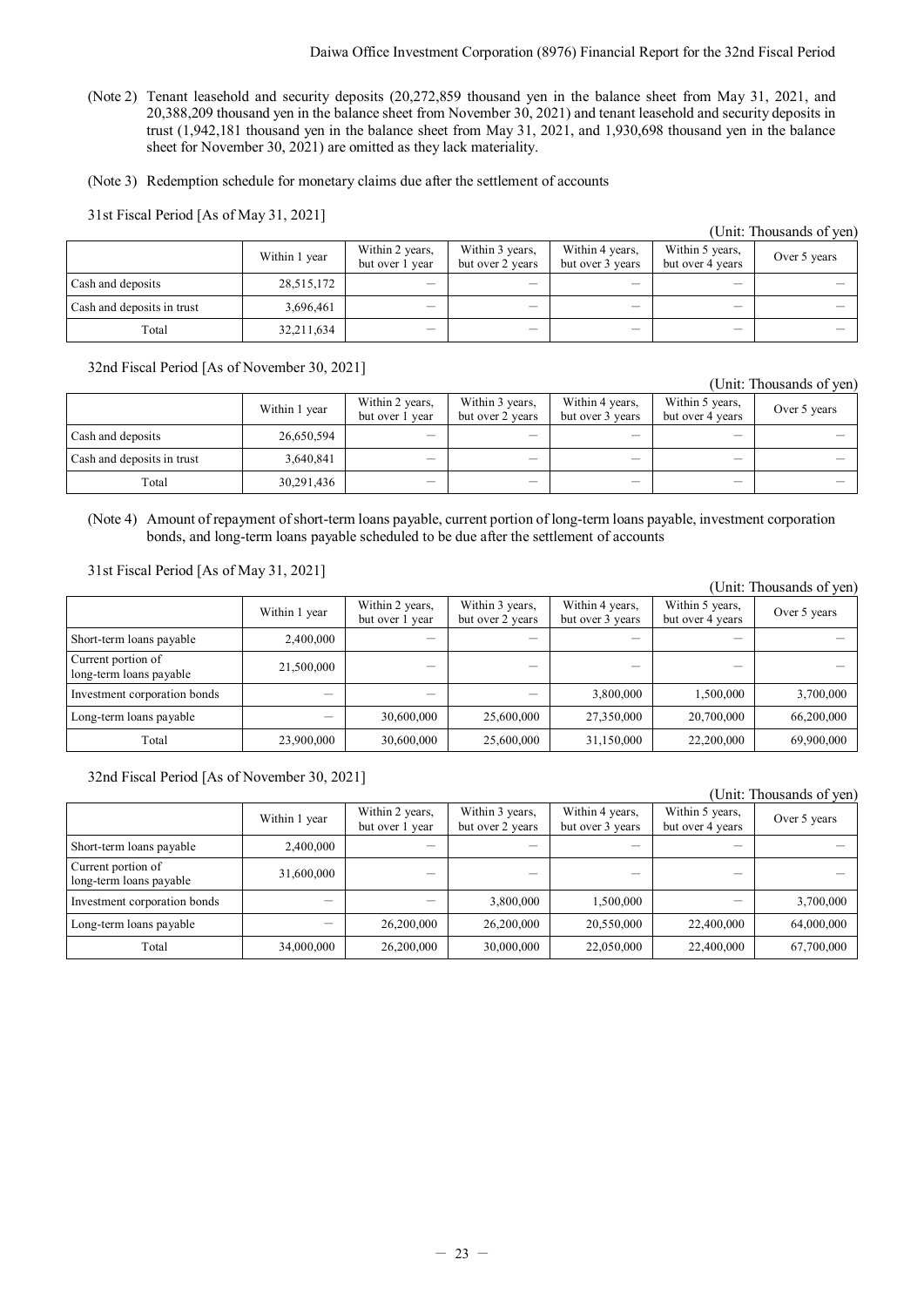(Note 2) Tenant leasehold and security deposits (20,272,859 thousand yen in the balance sheet from May 31, 2021, and 20,388,209 thousand yen in the balance sheet from November 30, 2021) and tenant leasehold and security deposits in trust (1,942,181 thousand yen in the balance sheet from May 31, 2021, and 1,930,698 thousand yen in the balance sheet for November 30, 2021) are omitted as they lack materiality.

(Note 3) Redemption schedule for monetary claims due after the settlement of accounts

31st Fiscal Period [As of May 31, 2021]

(Unit: Thousands of yen)

| | Within 1 year | Within 2 years, but over 1 year | Within 3 years, but over 2 years | Within 4 years, but over 3 years | Within 5 years, but over 4 years | Over 5 years |
|---|---|---|---|---|---|---|
| Cash and deposits | 28,515,172 | – | – | – | – | – |
| Cash and deposits in trust | 3,696,461 | – | – | – | – | – |
| Total | 32,211,634 | – | – | – | – | – |

32nd Fiscal Period [As of November 30, 2021]

(Unit: Thousands of yen)

| | Within 1 year | Within 2 years, but over 1 year | Within 3 years, but over 2 years | Within 4 years, but over 3 years | Within 5 years, but over 4 years | Over 5 years |
|---|---|---|---|---|---|---|
| Cash and deposits | 26,650,594 | – | – | – | – | – |
| Cash and deposits in trust | 3,640,841 | – | – | – | – | – |
| Total | 30,291,436 | – | – | – | – | – |

(Note 4) Amount of repayment of short-term loans payable, current portion of long-term loans payable, investment corporation bonds, and long-term loans payable scheduled to be due after the settlement of accounts

31st Fiscal Period [As of May 31, 2021]

(Unit: Thousands of yen)

| | Within 1 year | Within 2 years, but over 1 year | Within 3 years, but over 2 years | Within 4 years, but over 3 years | Within 5 years, but over 4 years | Over 5 years |
|---|---|---|---|---|---|---|
| Short-term loans payable | 2,400,000 | – | – | – | – | – |
| Current portion of long-term loans payable | 21,500,000 | – | – | – | – | – |
| Investment corporation bonds | – | – | – | 3,800,000 | 1,500,000 | 3,700,000 |
| Long-term loans payable | – | 30,600,000 | 25,600,000 | 27,350,000 | 20,700,000 | 66,200,000 |
| Total | 23,900,000 | 30,600,000 | 25,600,000 | 31,150,000 | 22,200,000 | 69,900,000 |

32nd Fiscal Period [As of November 30, 2021]

(Unit: Thousands of yen)

| | Within 1 year | Within 2 years, but over 1 year | Within 3 years, but over 2 years | Within 4 years, but over 3 years | Within 5 years, but over 4 years | Over 5 years |
|---|---|---|---|---|---|---|
| Short-term loans payable | 2,400,000 | – | – | – | – | – |
| Current portion of long-term loans payable | 31,600,000 | – | – | – | – | – |
| Investment corporation bonds | – | – | 3,800,000 | 1,500,000 | – | 3,700,000 |
| Long-term loans payable | – | 26,200,000 | 26,200,000 | 20,550,000 | 22,400,000 | 64,000,000 |
| Total | 34,000,000 | 26,200,000 | 30,000,000 | 22,050,000 | 22,400,000 | 67,700,000 |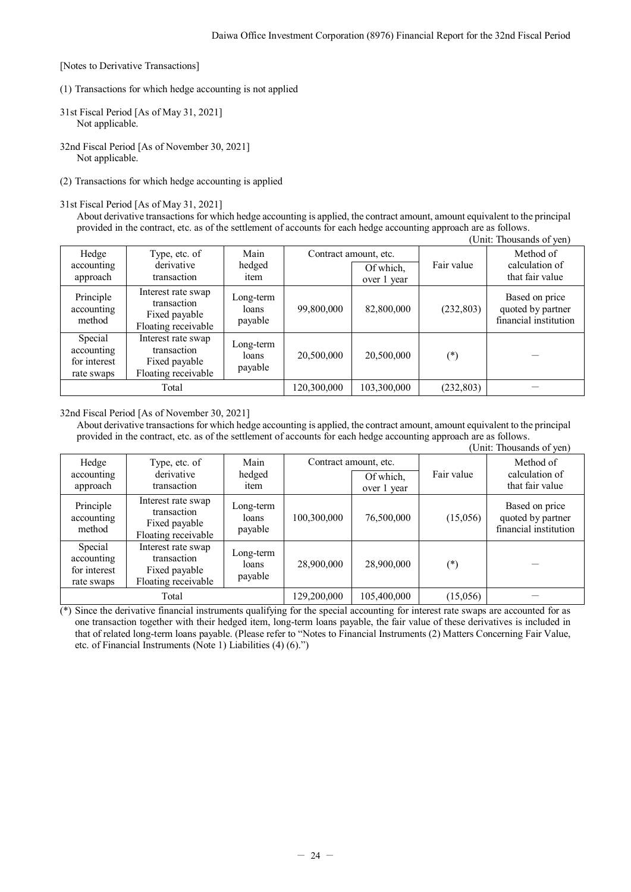[Notes to Derivative Transactions]

(1) Transactions for which hedge accounting is not applied

31st Fiscal Period [As of May 31, 2021]
Not applicable.

32nd Fiscal Period [As of November 30, 2021]
Not applicable.

(2) Transactions for which hedge accounting is applied

31st Fiscal Period [As of May 31, 2021]

About derivative transactions for which hedge accounting is applied, the contract amount, amount equivalent to the principal provided in the contract, etc. as of the settlement of accounts for each hedge accounting approach are as follows.

(Unit: Thousands of yen)

| Hedge accounting approach | Type, etc. of derivative transaction | Main hedged item | Contract amount, etc. | | Fair value | Method of calculation of that fair value |
|---|---|---|---|---|---|---|
| | | | | Of which, over 1 year | | |
| Principle accounting method | Interest rate swap transaction Fixed payable Floating receivable | Long-term loans payable | 99,800,000 | 82,800,000 | (232,803) | Based on price quoted by partner financial institution |
| Special accounting for interest rate swaps | Interest rate swap transaction Fixed payable Floating receivable | Long-term loans payable | 20,500,000 | 20,500,000 | (*) | － |
| Total | | | 120,300,000 | 103,300,000 | (232,803) | － |

32nd Fiscal Period [As of November 30, 2021]

About derivative transactions for which hedge accounting is applied, the contract amount, amount equivalent to the principal provided in the contract, etc. as of the settlement of accounts for each hedge accounting approach are as follows.

(Unit: Thousands of yen)

| Hedge accounting approach | Type, etc. of derivative transaction | Main hedged item | Contract amount, etc. | | Fair value | Method of calculation of that fair value |
|---|---|---|---|---|---|---|
| | | | | Of which, over 1 year | | |
| Principle accounting method | Interest rate swap transaction Fixed payable Floating receivable | Long-term loans payable | 100,300,000 | 76,500,000 | (15,056) | Based on price quoted by partner financial institution |
| Special accounting for interest rate swaps | Interest rate swap transaction Fixed payable Floating receivable | Long-term loans payable | 28,900,000 | 28,900,000 | (*) | － |
| Total | | | 129,200,000 | 105,400,000 | (15,056) | － |

(*) Since the derivative financial instruments qualifying for the special accounting for interest rate swaps are accounted for as one transaction together with their hedged item, long-term loans payable, the fair value of these derivatives is included in that of related long-term loans payable. (Please refer to "Notes to Financial Instruments (2) Matters Concerning Fair Value, etc. of Financial Instruments (Note 1) Liabilities (4) (6).")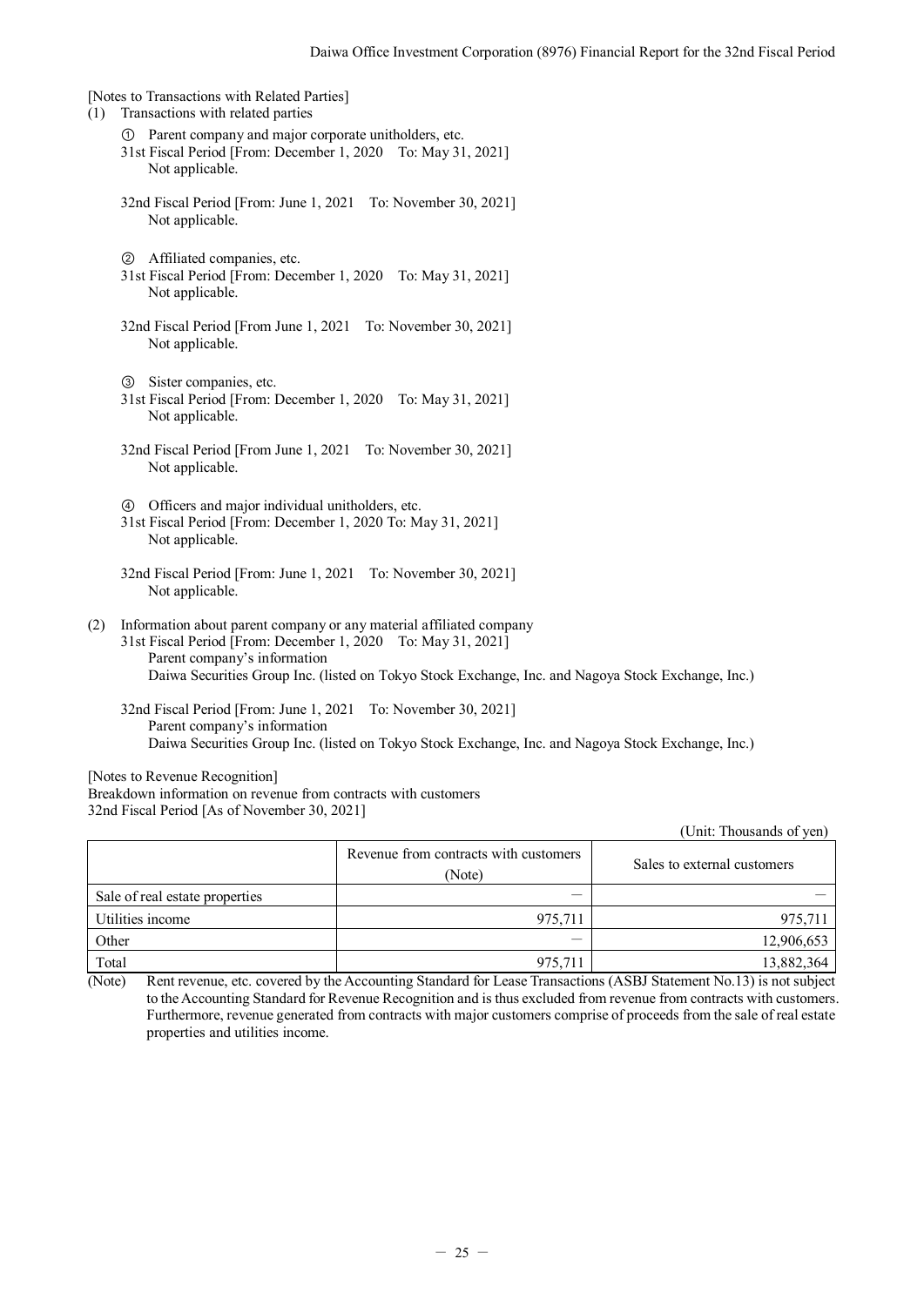[Notes to Transactions with Related Parties]

(1) Transactions with related parties

① Parent company and major corporate unitholders, etc.

31st Fiscal Period [From: December 1, 2020　To: May 31, 2021]
Not applicable.

32nd Fiscal Period [From: June 1, 2021　To: November 30, 2021]
Not applicable.

② Affiliated companies, etc.

31st Fiscal Period [From: December 1, 2020　To: May 31, 2021]
Not applicable.

32nd Fiscal Period [From June 1, 2021　To: November 30, 2021]
Not applicable.

③ Sister companies, etc.

31st Fiscal Period [From: December 1, 2020　To: May 31, 2021]
Not applicable.

32nd Fiscal Period [From June 1, 2021　To: November 30, 2021]
Not applicable.

④ Officers and major individual unitholders, etc.

31st Fiscal Period [From: December 1, 2020 To: May 31, 2021]
Not applicable.

32nd Fiscal Period [From: June 1, 2021　To: November 30, 2021]
Not applicable.

(2) Information about parent company or any material affiliated company

31st Fiscal Period [From: December 1, 2020　To: May 31, 2021]
Parent company's information
Daiwa Securities Group Inc. (listed on Tokyo Stock Exchange, Inc. and Nagoya Stock Exchange, Inc.)

32nd Fiscal Period [From: June 1, 2021　To: November 30, 2021]
Parent company's information
Daiwa Securities Group Inc. (listed on Tokyo Stock Exchange, Inc. and Nagoya Stock Exchange, Inc.)

[Notes to Revenue Recognition]

Breakdown information on revenue from contracts with customers
32nd Fiscal Period [As of November 30, 2021]

(Unit: Thousands of yen)

| | Revenue from contracts with customers (Note) | Sales to external customers |
|---|---|---|
| Sale of real estate properties | ― | ― |
| Utilities income | 975,711 | 975,711 |
| Other | ― | 12,906,653 |
| Total | 975,711 | 13,882,364 |

(Note) Rent revenue, etc. covered by the Accounting Standard for Lease Transactions (ASBJ Statement No.13) is not subject to the Accounting Standard for Revenue Recognition and is thus excluded from revenue from contracts with customers. Furthermore, revenue generated from contracts with major customers comprise of proceeds from the sale of real estate properties and utilities income.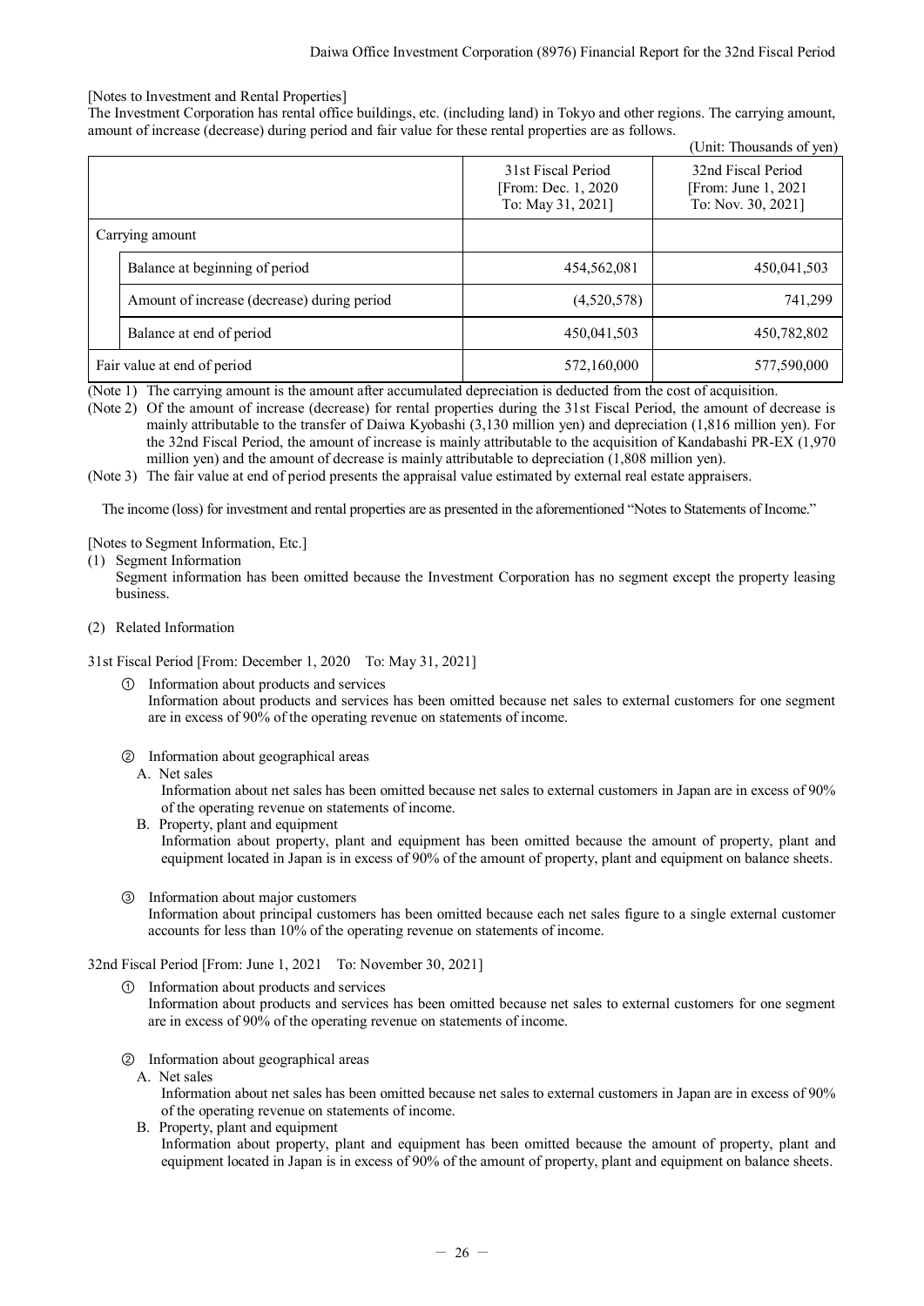[Notes to Investment and Rental Properties]

The Investment Corporation has rental office buildings, etc. (including land) in Tokyo and other regions. The carrying amount, amount of increase (decrease) during period and fair value for these rental properties are as follows.

(Unit: Thousands of yen)

| | | 31st Fiscal Period [From: Dec. 1, 2020 To: May 31, 2021] | 32nd Fiscal Period [From: June 1, 2021 To: Nov. 30, 2021] |
|---|---|---|---|
| Carrying amount | | | |
| | Balance at beginning of period | 454,562,081 | 450,041,503 |
| | Amount of increase (decrease) during period | (4,520,578) | 741,299 |
| | Balance at end of period | 450,041,503 | 450,782,802 |
| Fair value at end of period | | 572,160,000 | 577,590,000 |

(Note 1) The carrying amount is the amount after accumulated depreciation is deducted from the cost of acquisition.

(Note 2) Of the amount of increase (decrease) for rental properties during the 31st Fiscal Period, the amount of decrease is mainly attributable to the transfer of Daiwa Kyobashi (3,130 million yen) and depreciation (1,816 million yen). For the 32nd Fiscal Period, the amount of increase is mainly attributable to the acquisition of Kandabashi PR-EX (1,970 million yen) and the amount of decrease is mainly attributable to depreciation (1,808 million yen).

(Note 3) The fair value at end of period presents the appraisal value estimated by external real estate appraisers.

The income (loss) for investment and rental properties are as presented in the aforementioned "Notes to Statements of Income."

[Notes to Segment Information, Etc.]

(1) Segment Information

Segment information has been omitted because the Investment Corporation has no segment except the property leasing business.

(2) Related Information

31st Fiscal Period [From: December 1, 2020 To: May 31, 2021]

① Information about products and services

Information about products and services has been omitted because net sales to external customers for one segment are in excess of 90% of the operating revenue on statements of income.

② Information about geographical areas

A. Net sales

Information about net sales has been omitted because net sales to external customers in Japan are in excess of 90% of the operating revenue on statements of income.

B. Property, plant and equipment

Information about property, plant and equipment has been omitted because the amount of property, plant and equipment located in Japan is in excess of 90% of the amount of property, plant and equipment on balance sheets.

③ Information about major customers

Information about principal customers has been omitted because each net sales figure to a single external customer accounts for less than 10% of the operating revenue on statements of income.

32nd Fiscal Period [From: June 1, 2021 To: November 30, 2021]

① Information about products and services

Information about products and services has been omitted because net sales to external customers for one segment are in excess of 90% of the operating revenue on statements of income.

② Information about geographical areas

A. Net sales

Information about net sales has been omitted because net sales to external customers in Japan are in excess of 90% of the operating revenue on statements of income.

B. Property, plant and equipment

Information about property, plant and equipment has been omitted because the amount of property, plant and equipment located in Japan is in excess of 90% of the amount of property, plant and equipment on balance sheets.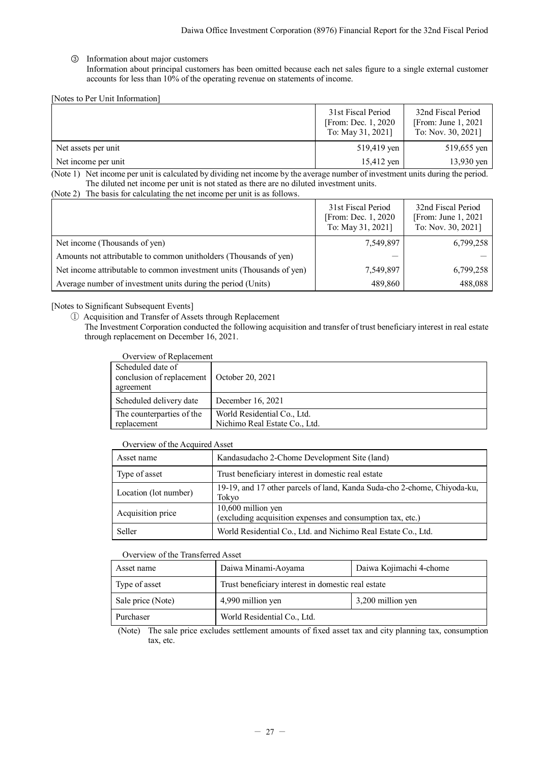③ Information about major customers

Information about principal customers has been omitted because each net sales figure to a single external customer accounts for less than 10% of the operating revenue on statements of income.

[Notes to Per Unit Information]

| | 31st Fiscal Period [From: Dec. 1, 2020 To: May 31, 2021] | 32nd Fiscal Period [From: June 1, 2021 To: Nov. 30, 2021] |
|---|---|---|
| Net assets per unit | 519,419 yen | 519,655 yen |
| Net income per unit | 15,412 yen | 13,930 yen |

(Note 1) Net income per unit is calculated by dividing net income by the average number of investment units during the period. The diluted net income per unit is not stated as there are no diluted investment units.

(Note 2) The basis for calculating the net income per unit is as follows.

| | 31st Fiscal Period [From: Dec. 1, 2020 To: May 31, 2021] | 32nd Fiscal Period [From: June 1, 2021 To: Nov. 30, 2021] |
|---|---|---|
| Net income (Thousands of yen) | 7,549,897 | 6,799,258 |
| Amounts not attributable to common unitholders (Thousands of yen) | — | — |
| Net income attributable to common investment units (Thousands of yen) | 7,549,897 | 6,799,258 |
| Average number of investment units during the period (Units) | 489,860 | 488,088 |

[Notes to Significant Subsequent Events]

① Acquisition and Transfer of Assets through Replacement

The Investment Corporation conducted the following acquisition and transfer of trust beneficiary interest in real estate through replacement on December 16, 2021.

Overview of Replacement

| | |
|---|---|
| Scheduled date of conclusion of replacement agreement | October 20, 2021 |
| Scheduled delivery date | December 16, 2021 |
| The counterparties of the replacement | World Residential Co., Ltd.<br>Nichimo Real Estate Co., Ltd. |

Overview of the Acquired Asset

| | |
|---|---|
| Asset name | Kandasudacho 2-Chome Development Site (land) |
| Type of asset | Trust beneficiary interest in domestic real estate |
| Location (lot number) | 19-19, and 17 other parcels of land, Kanda Suda-cho 2-chome, Chiyoda-ku, Tokyo |
| Acquisition price | 10,600 million yen<br>(excluding acquisition expenses and consumption tax, etc.) |
| Seller | World Residential Co., Ltd. and Nichimo Real Estate Co., Ltd. |

Overview of the Transferred Asset

| | | |
|---|---|---|
| Asset name | Daiwa Minami-Aoyama | Daiwa Kojimachi 4-chome |
| Type of asset | Trust beneficiary interest in domestic real estate | |
| Sale price (Note) | 4,990 million yen | 3,200 million yen |
| Purchaser | World Residential Co., Ltd. | |

(Note) The sale price excludes settlement amounts of fixed asset tax and city planning tax, consumption tax, etc.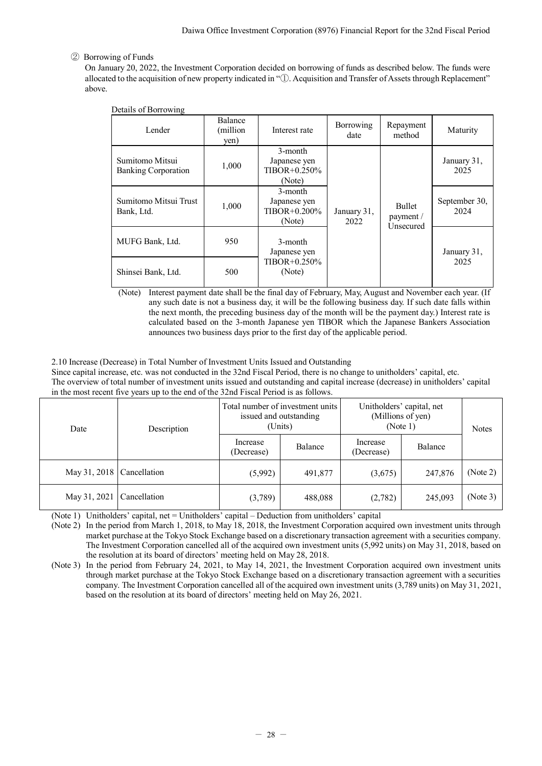② Borrowing of Funds

On January 20, 2022, the Investment Corporation decided on borrowing of funds as described below. The funds were allocated to the acquisition of new property indicated in "①. Acquisition and Transfer of Assets through Replacement" above.

Details of Borrowing

| Lender | Balance (million yen) | Interest rate | Borrowing date | Repayment method | Maturity |
|---|---|---|---|---|---|
| Sumitomo Mitsui Banking Corporation | 1,000 | 3-month Japanese yen TIBOR+0.250% (Note) | January 31, 2022 | Bullet payment / Unsecured | January 31, 2025 |
| Sumitomo Mitsui Trust Bank, Ltd. | 1,000 | 3-month Japanese yen TIBOR+0.200% (Note) | | | September 30, 2024 |
| MUFG Bank, Ltd. | 950 | 3-month Japanese yen TIBOR+0.250% (Note) | | | January 31, 2025 |
| Shinsei Bank, Ltd. | 500 | | | | |

(Note) Interest payment date shall be the final day of February, May, August and November each year. (If any such date is not a business day, it will be the following business day. If such date falls within the next month, the preceding business day of the month will be the payment day.) Interest rate is calculated based on the 3-month Japanese yen TIBOR which the Japanese Bankers Association announces two business days prior to the first day of the applicable period.

2.10 Increase (Decrease) in Total Number of Investment Units Issued and Outstanding

Since capital increase, etc. was not conducted in the 32nd Fiscal Period, there is no change to unitholders' capital, etc.
The overview of total number of investment units issued and outstanding and capital increase (decrease) in unitholders' capital in the most recent five years up to the end of the 32nd Fiscal Period is as follows.

| Date | Description | Total number of investment units issued and outstanding (Units) | | Unitholders' capital, net (Millions of yen) (Note 1) | | Notes |
|---|---|---|---|---|---|---|
| | | Increase (Decrease) | Balance | Increase (Decrease) | Balance | |
| May 31, 2018 | Cancellation | (5,992) | 491,877 | (3,675) | 247,876 | (Note 2) |
| May 31, 2021 | Cancellation | (3,789) | 488,088 | (2,782) | 245,093 | (Note 3) |

(Note 1) Unitholders' capital, net = Unitholders' capital – Deduction from unitholders' capital

(Note 2) In the period from March 1, 2018, to May 18, 2018, the Investment Corporation acquired own investment units through market purchase at the Tokyo Stock Exchange based on a discretionary transaction agreement with a securities company. The Investment Corporation cancelled all of the acquired own investment units (5,992 units) on May 31, 2018, based on the resolution at its board of directors' meeting held on May 28, 2018.

(Note 3) In the period from February 24, 2021, to May 14, 2021, the Investment Corporation acquired own investment units through market purchase at the Tokyo Stock Exchange based on a discretionary transaction agreement with a securities company. The Investment Corporation cancelled all of the acquired own investment units (3,789 units) on May 31, 2021, based on the resolution at its board of directors' meeting held on May 26, 2021.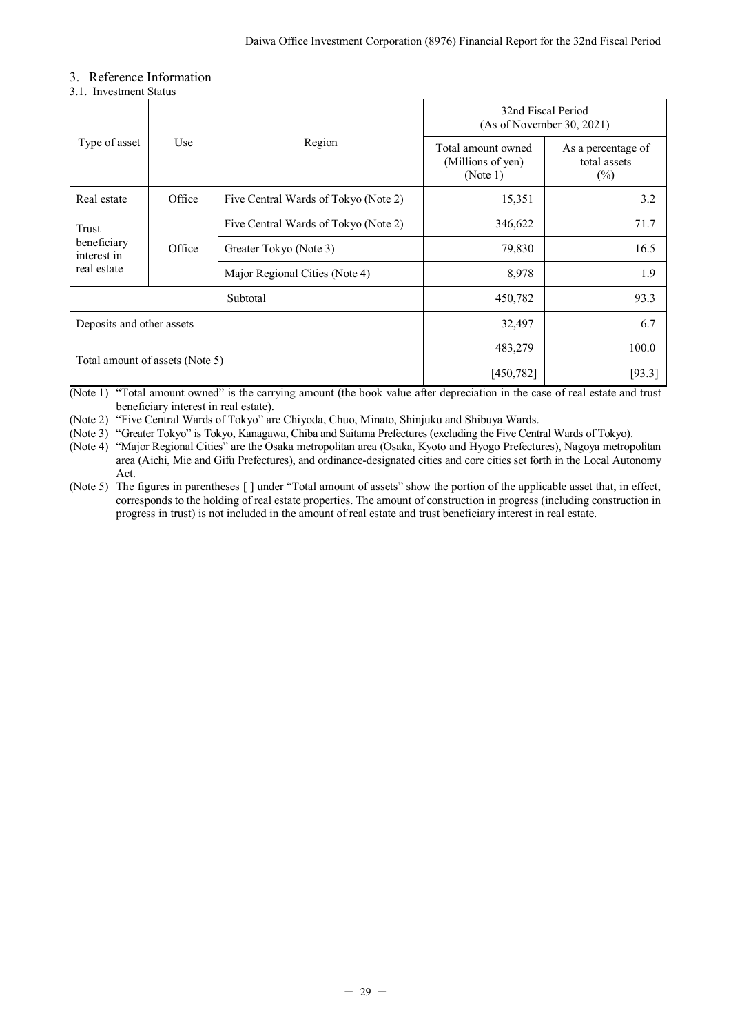## 3. Reference Information

### 3.1. Investment Status

| Type of asset | Use | Region | 32nd Fiscal Period (As of November 30, 2021) | |
|---|---|---|---|---|
| | | | Total amount owned (Millions of yen) (Note 1) | As a percentage of total assets (%) |
| Real estate | Office | Five Central Wards of Tokyo (Note 2) | 15,351 | 3.2 |
| Trust beneficiary interest in real estate | Office | Five Central Wards of Tokyo (Note 2) | 346,622 | 71.7 |
| | | Greater Tokyo (Note 3) | 79,830 | 16.5 |
| | | Major Regional Cities (Note 4) | 8,978 | 1.9 |
| Subtotal | | | 450,782 | 93.3 |
| Deposits and other assets | | | 32,497 | 6.7 |
| Total amount of assets (Note 5) | | | 483,279 | 100.0 |
| | | | [450,782] | [93.3] |

(Note 1) "Total amount owned" is the carrying amount (the book value after depreciation in the case of real estate and trust beneficiary interest in real estate).

(Note 2) "Five Central Wards of Tokyo" are Chiyoda, Chuo, Minato, Shinjuku and Shibuya Wards.

(Note 3) "Greater Tokyo" is Tokyo, Kanagawa, Chiba and Saitama Prefectures (excluding the Five Central Wards of Tokyo).

(Note 4) "Major Regional Cities" are the Osaka metropolitan area (Osaka, Kyoto and Hyogo Prefectures), Nagoya metropolitan area (Aichi, Mie and Gifu Prefectures), and ordinance-designated cities and core cities set forth in the Local Autonomy Act.

(Note 5) The figures in parentheses [ ] under "Total amount of assets" show the portion of the applicable asset that, in effect, corresponds to the holding of real estate properties. The amount of construction in progress (including construction in progress in trust) is not included in the amount of real estate and trust beneficiary interest in real estate.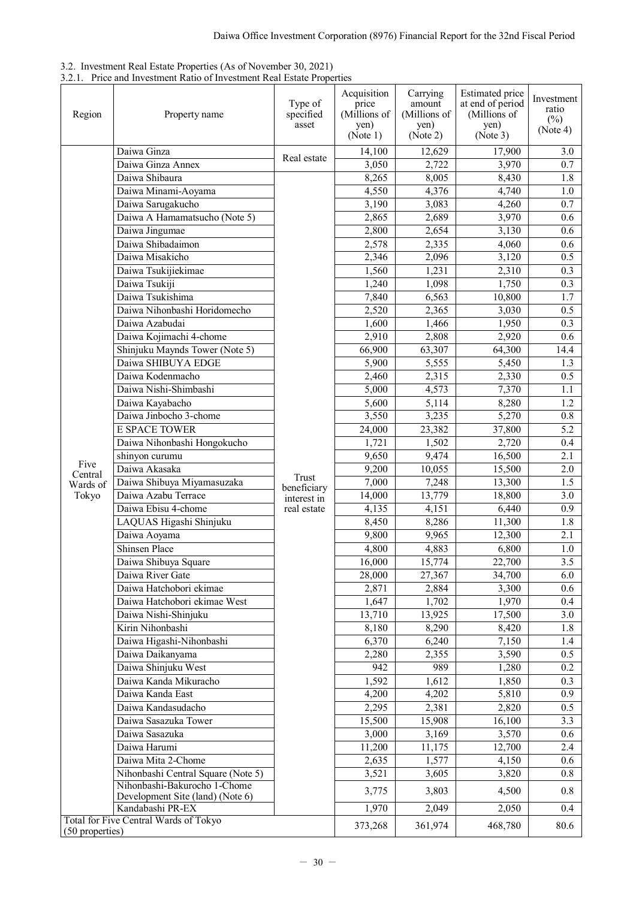3.2. Investment Real Estate Properties (As of November 30, 2021)

3.2.1. Price and Investment Ratio of Investment Real Estate Properties

| Region | Property name | Type of specified asset | Acquisition price (Millions of yen) (Note 1) | Carrying amount (Millions of yen) (Note 2) | Estimated price at end of period (Millions of yen) (Note 3) | Investment ratio (%) (Note 4) |
|---|---|---|---|---|---|---|
| Five Central Wards of Tokyo | Daiwa Ginza | Real estate | 14,100 | 12,629 | 17,900 | 3.0 |
| | Daiwa Ginza Annex | | 3,050 | 2,722 | 3,970 | 0.7 |
| | Daiwa Shibaura | Trust beneficiary interest in real estate | 8,265 | 8,005 | 8,430 | 1.8 |
| | Daiwa Minami-Aoyama | | 4,550 | 4,376 | 4,740 | 1.0 |
| | Daiwa Sarugakucho | | 3,190 | 3,083 | 4,260 | 0.7 |
| | Daiwa A Hamamatsucho (Note 5) | | 2,865 | 2,689 | 3,970 | 0.6 |
| | Daiwa Jingumae | | 2,800 | 2,654 | 3,130 | 0.6 |
| | Daiwa Shibadaimon | | 2,578 | 2,335 | 4,060 | 0.6 |
| | Daiwa Misakicho | | 2,346 | 2,096 | 3,120 | 0.5 |
| | Daiwa Tsukijiekimae | | 1,560 | 1,231 | 2,310 | 0.3 |
| | Daiwa Tsukiji | | 1,240 | 1,098 | 1,750 | 0.3 |
| | Daiwa Tsukishima | | 7,840 | 6,563 | 10,800 | 1.7 |
| | Daiwa Nihonbashi Horidomecho | | 2,520 | 2,365 | 3,030 | 0.5 |
| | Daiwa Azabudai | | 1,600 | 1,466 | 1,950 | 0.3 |
| | Daiwa Kojimachi 4-chome | | 2,910 | 2,808 | 2,920 | 0.6 |
| | Shinjuku Maynds Tower (Note 5) | | 66,900 | 63,307 | 64,300 | 14.4 |
| | Daiwa SHIBUYA EDGE | | 5,900 | 5,555 | 5,450 | 1.3 |
| | Daiwa Kodenmacho | | 2,460 | 2,315 | 2,330 | 0.5 |
| | Daiwa Nishi-Shimbashi | | 5,000 | 4,573 | 7,370 | 1.1 |
| | Daiwa Kayabacho | | 5,600 | 5,114 | 8,280 | 1.2 |
| | Daiwa Jinbocho 3-chome | | 3,550 | 3,235 | 5,270 | 0.8 |
| | E SPACE TOWER | | 24,000 | 23,382 | 37,800 | 5.2 |
| | Daiwa Nihonbashi Hongokucho | | 1,721 | 1,502 | 2,720 | 0.4 |
| | shinyon curumu | | 9,650 | 9,474 | 16,500 | 2.1 |
| | Daiwa Akasaka | | 9,200 | 10,055 | 15,500 | 2.0 |
| | Daiwa Shibuya Miyamasuzaka | | 7,000 | 7,248 | 13,300 | 1.5 |
| | Daiwa Azabu Terrace | | 14,000 | 13,779 | 18,800 | 3.0 |
| | Daiwa Ebisu 4-chome | | 4,135 | 4,151 | 6,440 | 0.9 |
| | LAQUAS Higashi Shinjuku | | 8,450 | 8,286 | 11,300 | 1.8 |
| | Daiwa Aoyama | | 9,800 | 9,965 | 12,300 | 2.1 |
| | Shinsen Place | | 4,800 | 4,883 | 6,800 | 1.0 |
| | Daiwa Shibuya Square | | 16,000 | 15,774 | 22,700 | 3.5 |
| | Daiwa River Gate | | 28,000 | 27,367 | 34,700 | 6.0 |
| | Daiwa Hatchobori ekimae | | 2,871 | 2,884 | 3,300 | 0.6 |
| | Daiwa Hatchobori ekimae West | | 1,647 | 1,702 | 1,970 | 0.4 |
| | Daiwa Nishi-Shinjuku | | 13,710 | 13,925 | 17,500 | 3.0 |
| | Kirin Nihonbashi | | 8,180 | 8,290 | 8,420 | 1.8 |
| | Daiwa Higashi-Nihonbashi | | 6,370 | 6,240 | 7,150 | 1.4 |
| | Daiwa Daikanyama | | 2,280 | 2,355 | 3,590 | 0.5 |
| | Daiwa Shinjuku West | | 942 | 989 | 1,280 | 0.2 |
| | Daiwa Kanda Mikuracho | | 1,592 | 1,612 | 1,850 | 0.3 |
| | Daiwa Kanda East | | 4,200 | 4,202 | 5,810 | 0.9 |
| | Daiwa Kandasudacho | | 2,295 | 2,381 | 2,820 | 0.5 |
| | Daiwa Sasazuka Tower | | 15,500 | 15,908 | 16,100 | 3.3 |
| | Daiwa Sasazuka | | 3,000 | 3,169 | 3,570 | 0.6 |
| | Daiwa Harumi | | 11,200 | 11,175 | 12,700 | 2.4 |
| | Daiwa Mita 2-Chome | | 2,635 | 1,577 | 4,150 | 0.6 |
| | Nihonbashi Central Square (Note 5) | | 3,521 | 3,605 | 3,820 | 0.8 |
| | Nihonbashi-Bakurocho 1-Chome Development Site (land) (Note 6) | | 3,775 | 3,803 | 4,500 | 0.8 |
| | Kandabashi PR-EX | | 1,970 | 2,049 | 2,050 | 0.4 |
| Total for Five Central Wards of Tokyo (50 properties) | | | 373,268 | 361,974 | 468,780 | 80.6 |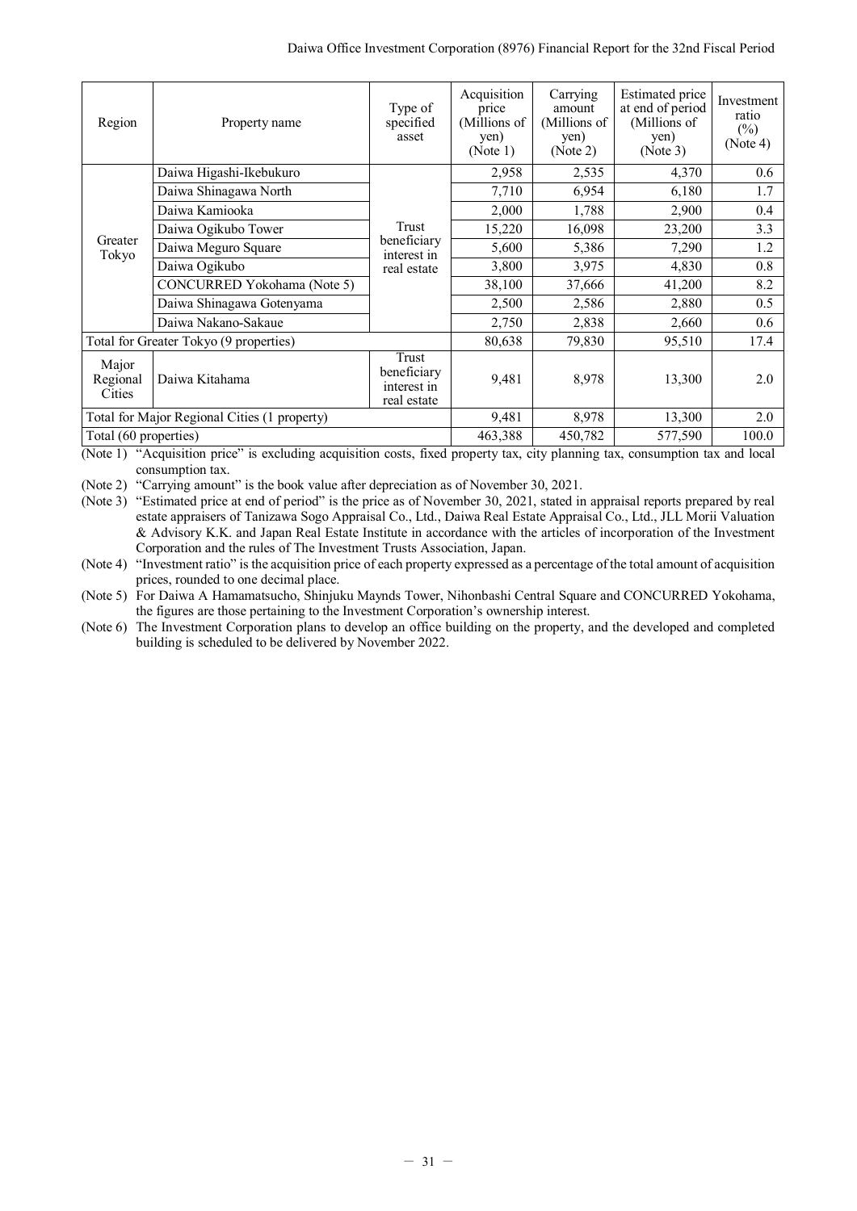| Region | Property name | Type of specified asset | Acquisition price (Millions of yen) (Note 1) | Carrying amount (Millions of yen) (Note 2) | Estimated price at end of period (Millions of yen) (Note 3) | Investment ratio (%) (Note 4) |
|---|---|---|---|---|---|---|
| Greater Tokyo | Daiwa Higashi-Ikebukuro | Trust beneficiary interest in real estate | 2,958 | 2,535 | 4,370 | 0.6 |
| | Daiwa Shinagawa North | | 7,710 | 6,954 | 6,180 | 1.7 |
| | Daiwa Kamiooka | | 2,000 | 1,788 | 2,900 | 0.4 |
| | Daiwa Ogikubo Tower | | 15,220 | 16,098 | 23,200 | 3.3 |
| | Daiwa Meguro Square | | 5,600 | 5,386 | 7,290 | 1.2 |
| | Daiwa Ogikubo | | 3,800 | 3,975 | 4,830 | 0.8 |
| | CONCURRED Yokohama (Note 5) | | 38,100 | 37,666 | 41,200 | 8.2 |
| | Daiwa Shinagawa Gotenyama | | 2,500 | 2,586 | 2,880 | 0.5 |
| | Daiwa Nakano-Sakaue | | 2,750 | 2,838 | 2,660 | 0.6 |
| Total for Greater Tokyo (9 properties) | | | 80,638 | 79,830 | 95,510 | 17.4 |
| Major Regional Cities | Daiwa Kitahama | Trust beneficiary interest in real estate | 9,481 | 8,978 | 13,300 | 2.0 |
| Total for Major Regional Cities (1 property) | | | 9,481 | 8,978 | 13,300 | 2.0 |
| Total (60 properties) | | | 463,388 | 450,782 | 577,590 | 100.0 |

(Note 1) "Acquisition price" is excluding acquisition costs, fixed property tax, city planning tax, consumption tax and local consumption tax.

(Note 2) "Carrying amount" is the book value after depreciation as of November 30, 2021.

(Note 3) "Estimated price at end of period" is the price as of November 30, 2021, stated in appraisal reports prepared by real estate appraisers of Tanizawa Sogo Appraisal Co., Ltd., Daiwa Real Estate Appraisal Co., Ltd., JLL Morii Valuation & Advisory K.K. and Japan Real Estate Institute in accordance with the articles of incorporation of the Investment Corporation and the rules of The Investment Trusts Association, Japan.

(Note 4) "Investment ratio" is the acquisition price of each property expressed as a percentage of the total amount of acquisition prices, rounded to one decimal place.

(Note 5) For Daiwa A Hamamatsucho, Shinjuku Maynds Tower, Nihonbashi Central Square and CONCURRED Yokohama, the figures are those pertaining to the Investment Corporation's ownership interest.

(Note 6) The Investment Corporation plans to develop an office building on the property, and the developed and completed building is scheduled to be delivered by November 2022.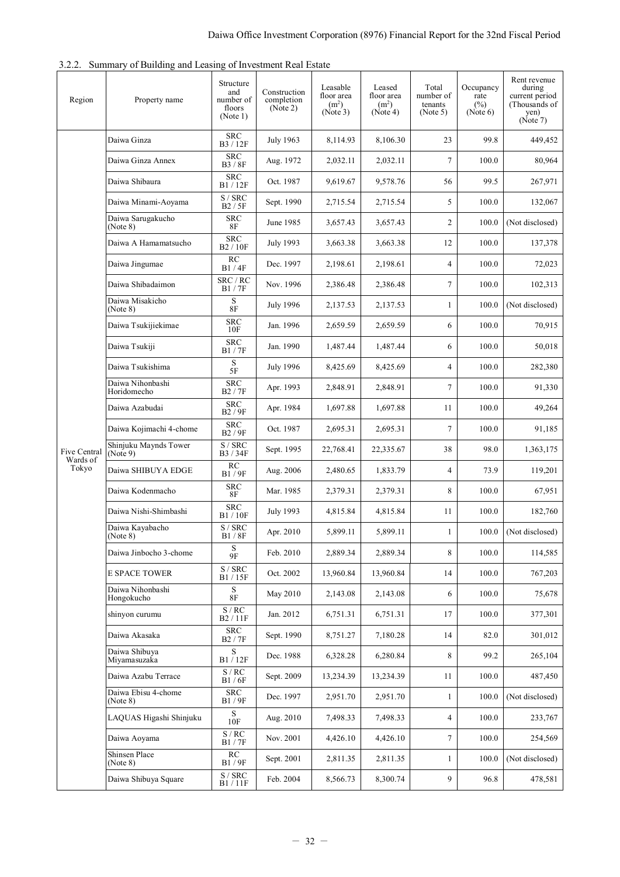### 3.2.2. Summary of Building and Leasing of Investment Real Estate

| Region | Property name | Structure and number of floors (Note 1) | Construction completion (Note 2) | Leasable floor area ($m^2$) (Note 3) | Leased floor area ($m^2$) (Note 4) | Total number of tenants (Note 5) | Occupancy rate (%) (Note 6) | Rent revenue during current period (Thousands of yen) (Note 7) |
|---|---|---|---|---|---|---|---|---|
| Five Central Wards of Tokyo | Daiwa Ginza | SRC B3 / 12F | July 1963 | 8,114.93 | 8,106.30 | 23 | 99.8 | 449,452 |
| | Daiwa Ginza Annex | SRC B3 / 8F | Aug. 1972 | 2,032.11 | 2,032.11 | 7 | 100.0 | 80,964 |
| | Daiwa Shibaura | SRC B1 / 12F | Oct. 1987 | 9,619.67 | 9,578.76 | 56 | 99.5 | 267,971 |
| | Daiwa Minami-Aoyama | S / SRC B2 / 5F | Sept. 1990 | 2,715.54 | 2,715.54 | 5 | 100.0 | 132,067 |
| | Daiwa Sarugakucho (Note 8) | SRC 8F | June 1985 | 3,657.43 | 3,657.43 | 2 | 100.0 | (Not disclosed) |
| | Daiwa A Hamamatsucho | SRC B2 / 10F | July 1993 | 3,663.38 | 3,663.38 | 12 | 100.0 | 137,378 |
| | Daiwa Jingumae | RC B1 / 4F | Dec. 1997 | 2,198.61 | 2,198.61 | 4 | 100.0 | 72,023 |
| | Daiwa Shibadaimon | SRC / RC B1 / 7F | Nov. 1996 | 2,386.48 | 2,386.48 | 7 | 100.0 | 102,313 |
| | Daiwa Misakicho (Note 8) | S 8F | July 1996 | 2,137.53 | 2,137.53 | 1 | 100.0 | (Not disclosed) |
| | Daiwa Tsukijiekimae | SRC 10F | Jan. 1996 | 2,659.59 | 2,659.59 | 6 | 100.0 | 70,915 |
| | Daiwa Tsukiji | SRC B1 / 7F | Jan. 1990 | 1,487.44 | 1,487.44 | 6 | 100.0 | 50,018 |
| | Daiwa Tsukishima | S 5F | July 1996 | 8,425.69 | 8,425.69 | 4 | 100.0 | 282,380 |
| | Daiwa Nihonbashi Horidomecho | SRC B2 / 7F | Apr. 1993 | 2,848.91 | 2,848.91 | 7 | 100.0 | 91,330 |
| | Daiwa Azabudai | SRC B2 / 9F | Apr. 1984 | 1,697.88 | 1,697.88 | 11 | 100.0 | 49,264 |
| | Daiwa Kojimachi 4-chome | SRC B2 / 9F | Oct. 1987 | 2,695.31 | 2,695.31 | 7 | 100.0 | 91,185 |
| | Shinjuku Maynds Tower (Note 9) | S / SRC B3 / 34F | Sept. 1995 | 22,768.41 | 22,335.67 | 38 | 98.0 | 1,363,175 |
| | Daiwa SHIBUYA EDGE | RC B1 / 9F | Aug. 2006 | 2,480.65 | 1,833.79 | 4 | 73.9 | 119,201 |
| | Daiwa Kodenmacho | SRC 8F | Mar. 1985 | 2,379.31 | 2,379.31 | 8 | 100.0 | 67,951 |
| | Daiwa Nishi-Shimbashi | SRC B1 / 10F | July 1993 | 4,815.84 | 4,815.84 | 11 | 100.0 | 182,760 |
| | Daiwa Kayabacho (Note 8) | S / SRC B1 / 8F | Apr. 2010 | 5,899.11 | 5,899.11 | 1 | 100.0 | (Not disclosed) |
| | Daiwa Jinbocho 3-chome | S 9F | Feb. 2010 | 2,889.34 | 2,889.34 | 8 | 100.0 | 114,585 |
| | E SPACE TOWER | S / SRC B1 / 15F | Oct. 2002 | 13,960.84 | 13,960.84 | 14 | 100.0 | 767,203 |
| | Daiwa Nihonbashi Hongokucho | S 8F | May 2010 | 2,143.08 | 2,143.08 | 6 | 100.0 | 75,678 |
| | shinyon curumu | S / RC B2 / 11F | Jan. 2012 | 6,751.31 | 6,751.31 | 17 | 100.0 | 377,301 |
| | Daiwa Akasaka | SRC B2 / 7F | Sept. 1990 | 8,751.27 | 7,180.28 | 14 | 82.0 | 301,012 |
| | Daiwa Shibuya Miyamasuzaka | S B1 / 12F | Dec. 1988 | 6,328.28 | 6,280.84 | 8 | 99.2 | 265,104 |
| | Daiwa Azabu Terrace | S / RC B1 / 6F | Sept. 2009 | 13,234.39 | 13,234.39 | 11 | 100.0 | 487,450 |
| | Daiwa Ebisu 4-chome (Note 8) | SRC B1 / 9F | Dec. 1997 | 2,951.70 | 2,951.70 | 1 | 100.0 | (Not disclosed) |
| | LAQUAS Higashi Shinjuku | S 10F | Aug. 2010 | 7,498.33 | 7,498.33 | 4 | 100.0 | 233,767 |
| | Daiwa Aoyama | S / RC B1 / 7F | Nov. 2001 | 4,426.10 | 4,426.10 | 7 | 100.0 | 254,569 |
| | Shinsen Place (Note 8) | RC B1 / 9F | Sept. 2001 | 2,811.35 | 2,811.35 | 1 | 100.0 | (Not disclosed) |
| | Daiwa Shibuya Square | S / SRC B1 / 11F | Feb. 2004 | 8,566.73 | 8,300.74 | 9 | 96.8 | 478,581 |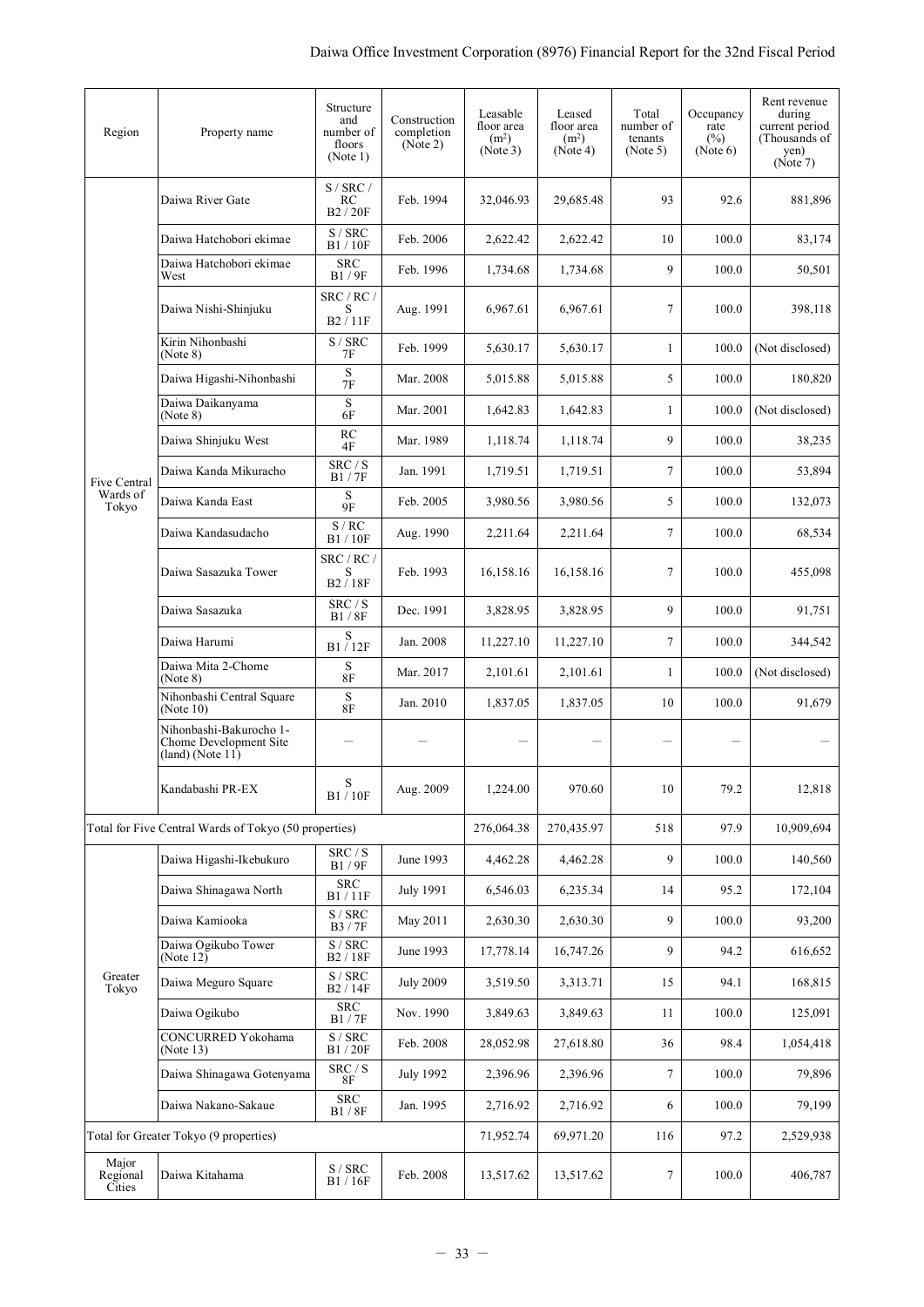| Region | Property name | Structure and number of floors (Note 1) | Construction completion (Note 2) | Leasable floor area (m[2]) (Note 3) | Leased floor area (m[2]) (Note 4) | Total number of tenants (Note 5) | Occupancy rate (%) (Note 6) | Rent revenue during current period (Thousands of yen) (Note 7) |
|---|---|---|---|---|---|---|---|---|
| Five Central Wards of Tokyo | Daiwa River Gate | S / SRC / RC B2 / 20F | Feb. 1994 | 32,046.93 | 29,685.48 | 93 | 92.6 | 881,896 |
| | Daiwa Hatchobori ekimae | S / SRC B1 / 10F | Feb. 2006 | 2,622.42 | 2,622.42 | 10 | 100.0 | 83,174 |
| | Daiwa Hatchobori ekimae West | SRC B1 / 9F | Feb. 1996 | 1,734.68 | 1,734.68 | 9 | 100.0 | 50,501 |
| | Daiwa Nishi-Shinjuku | SRC / RC / S B2 / 11F | Aug. 1991 | 6,967.61 | 6,967.61 | 7 | 100.0 | 398,118 |
| | Kirin Nihonbashi (Note 8) | S / SRC 7F | Feb. 1999 | 5,630.17 | 5,630.17 | 1 | 100.0 | (Not disclosed) |
| | Daiwa Higashi-Nihonbashi | S 7F | Mar. 2008 | 5,015.88 | 5,015.88 | 5 | 100.0 | 180,820 |
| | Daiwa Daikanyama (Note 8) | S 6F | Mar. 2001 | 1,642.83 | 1,642.83 | 1 | 100.0 | (Not disclosed) |
| | Daiwa Shinjuku West | RC 4F | Mar. 1989 | 1,118.74 | 1,118.74 | 9 | 100.0 | 38,235 |
| | Daiwa Kanda Mikuracho | SRC / S B1 / 7F | Jan. 1991 | 1,719.51 | 1,719.51 | 7 | 100.0 | 53,894 |
| | Daiwa Kanda East | S 9F | Feb. 2005 | 3,980.56 | 3,980.56 | 5 | 100.0 | 132,073 |
| | Daiwa Kandasudacho | S / RC B1 / 10F | Aug. 1990 | 2,211.64 | 2,211.64 | 7 | 100.0 | 68,534 |
| | Daiwa Sasazuka Tower | SRC / RC / S B2 / 18F | Feb. 1993 | 16,158.16 | 16,158.16 | 7 | 100.0 | 455,098 |
| | Daiwa Sasazuka | SRC / S B1 / 8F | Dec. 1991 | 3,828.95 | 3,828.95 | 9 | 100.0 | 91,751 |
| | Daiwa Harumi | S B1 / 12F | Jan. 2008 | 11,227.10 | 11,227.10 | 7 | 100.0 | 344,542 |
| | Daiwa Mita 2-Chome (Note 8) | S 8F | Mar. 2017 | 2,101.61 | 2,101.61 | 1 | 100.0 | (Not disclosed) |
| | Nihonbashi Central Square (Note 10) | S 8F | Jan. 2010 | 1,837.05 | 1,837.05 | 10 | 100.0 | 91,679 |
| | Nihonbashi-Bakurocho 1-Chome Development Site (land) (Note 11) | – | – | – | – | – | – | – |
| | Kandabashi PR-EX | S B1 / 10F | Aug. 2009 | 1,224.00 | 970.60 | 10 | 79.2 | 12,818 |
| Total for Five Central Wards of Tokyo (50 properties) | | | | 276,064.38 | 270,435.97 | 518 | 97.9 | 10,909,694 |
| Greater Tokyo | Daiwa Higashi-Ikebukuro | SRC / S B1 / 9F | June 1993 | 4,462.28 | 4,462.28 | 9 | 100.0 | 140,560 |
| | Daiwa Shinagawa North | SRC B1 / 11F | July 1991 | 6,546.03 | 6,235.34 | 14 | 95.2 | 172,104 |
| | Daiwa Kamiooka | S / SRC B3 / 7F | May 2011 | 2,630.30 | 2,630.30 | 9 | 100.0 | 93,200 |
| | Daiwa Ogikubo Tower (Note 12) | S / SRC B2 / 18F | June 1993 | 17,778.14 | 16,747.26 | 9 | 94.2 | 616,652 |
| | Daiwa Meguro Square | S / SRC B2 / 14F | July 2009 | 3,519.50 | 3,313.71 | 15 | 94.1 | 168,815 |
| | Daiwa Ogikubo | SRC B1 / 7F | Nov. 1990 | 3,849.63 | 3,849.63 | 11 | 100.0 | 125,091 |
| | CONCURRED Yokohama (Note 13) | S / SRC B1 / 20F | Feb. 2008 | 28,052.98 | 27,618.80 | 36 | 98.4 | 1,054,418 |
| | Daiwa Shinagawa Gotenyama | SRC / S 8F | July 1992 | 2,396.96 | 2,396.96 | 7 | 100.0 | 79,896 |
| | Daiwa Nakano-Sakaue | SRC B1 / 8F | Jan. 1995 | 2,716.92 | 2,716.92 | 6 | 100.0 | 79,199 |
| Total for Greater Tokyo (9 properties) | | | | 71,952.74 | 69,971.20 | 116 | 97.2 | 2,529,938 |
| Major Regional Cities | Daiwa Kitahama | S / SRC B1 / 16F | Feb. 2008 | 13,517.62 | 13,517.62 | 7 | 100.0 | 406,787 |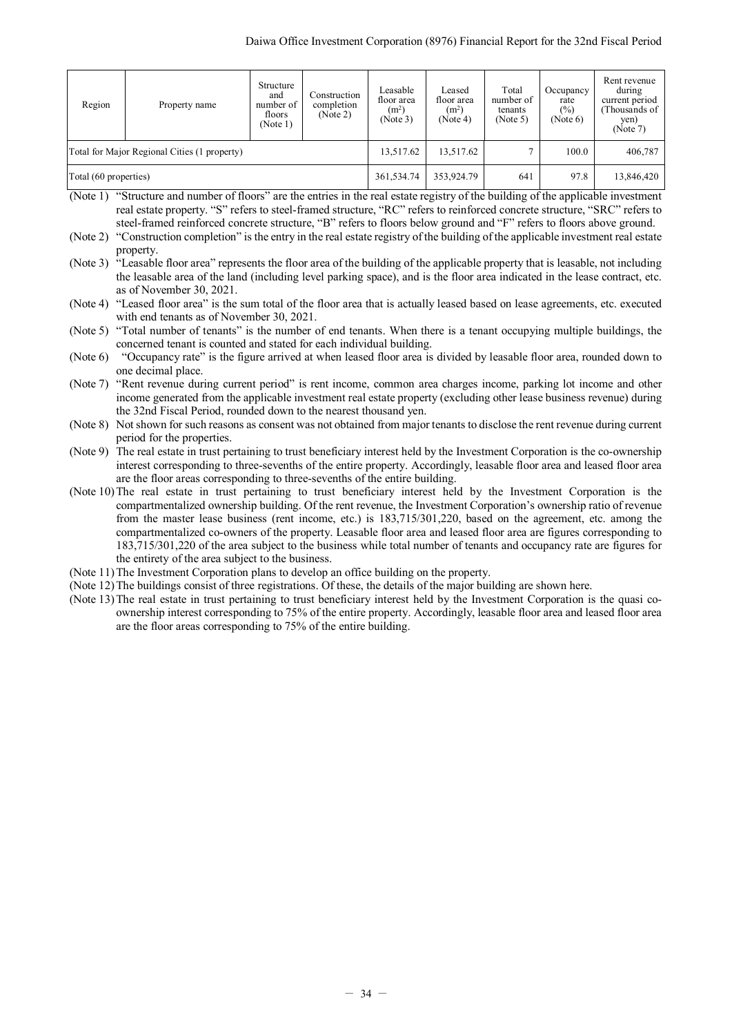| Region | Property name | Structure and number of floors (Note 1) | Construction completion (Note 2) | Leasable floor area (m²) (Note 3) | Leased floor area (m²) (Note 4) | Total number of tenants (Note 5) | Occupancy rate (%) (Note 6) | Rent revenue during current period (Thousands of yen) (Note 7) |
|---|---|---|---|---|---|---|---|---|
| Total for Major Regional Cities (1 property) | | | | 13,517.62 | 13,517.62 | 7 | 100.0 | 406,787 |
| Total (60 properties) | | | | 361,534.74 | 353,924.79 | 641 | 97.8 | 13,846,420 |

(Note 1) "Structure and number of floors" are the entries in the real estate registry of the building of the applicable investment real estate property. "S" refers to steel-framed structure, "RC" refers to reinforced concrete structure, "SRC" refers to steel-framed reinforced concrete structure, "B" refers to floors below ground and "F" refers to floors above ground.

(Note 2) "Construction completion" is the entry in the real estate registry of the building of the applicable investment real estate property.

(Note 3) "Leasable floor area" represents the floor area of the building of the applicable property that is leasable, not including the leasable area of the land (including level parking space), and is the floor area indicated in the lease contract, etc. as of November 30, 2021.

(Note 4) "Leased floor area" is the sum total of the floor area that is actually leased based on lease agreements, etc. executed with end tenants as of November 30, 2021.

(Note 5) "Total number of tenants" is the number of end tenants. When there is a tenant occupying multiple buildings, the concerned tenant is counted and stated for each individual building.

(Note 6) "Occupancy rate" is the figure arrived at when leased floor area is divided by leasable floor area, rounded down to one decimal place.

(Note 7) "Rent revenue during current period" is rent income, common area charges income, parking lot income and other income generated from the applicable investment real estate property (excluding other lease business revenue) during the 32nd Fiscal Period, rounded down to the nearest thousand yen.

(Note 8) Not shown for such reasons as consent was not obtained from major tenants to disclose the rent revenue during current period for the properties.

(Note 9) The real estate in trust pertaining to trust beneficiary interest held by the Investment Corporation is the co-ownership interest corresponding to three-sevenths of the entire property. Accordingly, leasable floor area and leased floor area are the floor areas corresponding to three-sevenths of the entire building.

(Note 10) The real estate in trust pertaining to trust beneficiary interest held by the Investment Corporation is the compartmentalized ownership building. Of the rent revenue, the Investment Corporation's ownership ratio of revenue from the master lease business (rent income, etc.) is 183,715/301,220, based on the agreement, etc. among the compartmentalized co-owners of the property. Leasable floor area and leased floor area are figures corresponding to 183,715/301,220 of the area subject to the business while total number of tenants and occupancy rate are figures for the entirety of the area subject to the business.

(Note 11) The Investment Corporation plans to develop an office building on the property.

(Note 12) The buildings consist of three registrations. Of these, the details of the major building are shown here.

(Note 13) The real estate in trust pertaining to trust beneficiary interest held by the Investment Corporation is the quasi co-ownership interest corresponding to 75% of the entire property. Accordingly, leasable floor area and leased floor area are the floor areas corresponding to 75% of the entire building.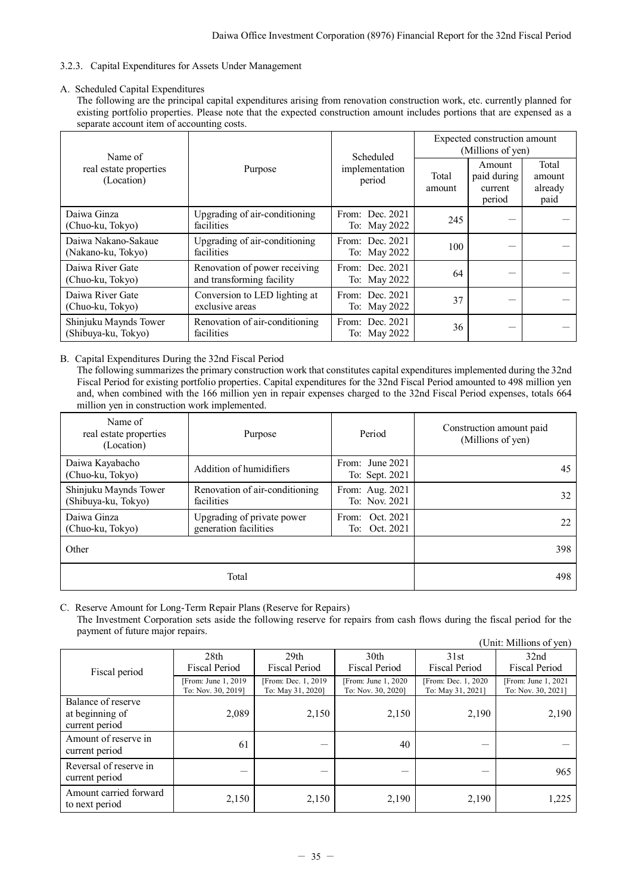### 3.2.3. Capital Expenditures for Assets Under Management

A. Scheduled Capital Expenditures

The following are the principal capital expenditures arising from renovation construction work, etc. currently planned for existing portfolio properties. Please note that the expected construction amount includes portions that are expensed as a separate account item of accounting costs.

| Name of real estate properties (Location) | Purpose | Scheduled implementation period | Expected construction amount (Millions of yen) | | |
|---|---|---|---|---|---|
| | | | Total amount | Amount paid during current period | Total amount already paid |
| Daiwa Ginza (Chuo-ku, Tokyo) | Upgrading of air-conditioning facilities | From: Dec. 2021 To: May 2022 | 245 | — | — |
| Daiwa Nakano-Sakaue (Nakano-ku, Tokyo) | Upgrading of air-conditioning facilities | From: Dec. 2021 To: May 2022 | 100 | — | — |
| Daiwa River Gate (Chuo-ku, Tokyo) | Renovation of power receiving and transforming facility | From: Dec. 2021 To: May 2022 | 64 | — | — |
| Daiwa River Gate (Chuo-ku, Tokyo) | Conversion to LED lighting at exclusive areas | From: Dec. 2021 To: May 2022 | 37 | — | — |
| Shinjuku Maynds Tower (Shibuya-ku, Tokyo) | Renovation of air-conditioning facilities | From: Dec. 2021 To: May 2022 | 36 | — | — |

B. Capital Expenditures During the 32nd Fiscal Period

The following summarizes the primary construction work that constitutes capital expenditures implemented during the 32nd Fiscal Period for existing portfolio properties. Capital expenditures for the 32nd Fiscal Period amounted to 498 million yen and, when combined with the 166 million yen in repair expenses charged to the 32nd Fiscal Period expenses, totals 664 million yen in construction work implemented.

| Name of real estate properties (Location) | Purpose | Period | Construction amount paid (Millions of yen) |
|---|---|---|---|
| Daiwa Kayabacho (Chuo-ku, Tokyo) | Addition of humidifiers | From: June 2021 To: Sept. 2021 | 45 |
| Shinjuku Maynds Tower (Shibuya-ku, Tokyo) | Renovation of air-conditioning facilities | From: Aug. 2021 To: Nov. 2021 | 32 |
| Daiwa Ginza (Chuo-ku, Tokyo) | Upgrading of private power generation facilities | From: Oct. 2021 To: Oct. 2021 | 22 |
| Other | | | 398 |
| Total | | | 498 |

C. Reserve Amount for Long-Term Repair Plans (Reserve for Repairs)

The Investment Corporation sets aside the following reserve for repairs from cash flows during the fiscal period for the payment of future major repairs.

(Unit: Millions of yen)

| Fiscal period | 28th Fiscal Period [From: June 1, 2019 To: Nov. 30, 2019] | 29th Fiscal Period [From: Dec. 1, 2019 To: May 31, 2020] | 30th Fiscal Period [From: June 1, 2020 To: Nov. 30, 2020] | 31st Fiscal Period [From: Dec. 1, 2020 To: May 31, 2021] | 32nd Fiscal Period [From: June 1, 2021 To: Nov. 30, 2021] |
|---|---|---|---|---|---|
| Balance of reserve at beginning of current period | 2,089 | 2,150 | 2,150 | 2,190 | 2,190 |
| Amount of reserve in current period | 61 | — | 40 | — | — |
| Reversal of reserve in current period | — | — | — | — | 965 |
| Amount carried forward to next period | 2,150 | 2,150 | 2,190 | 2,190 | 1,225 |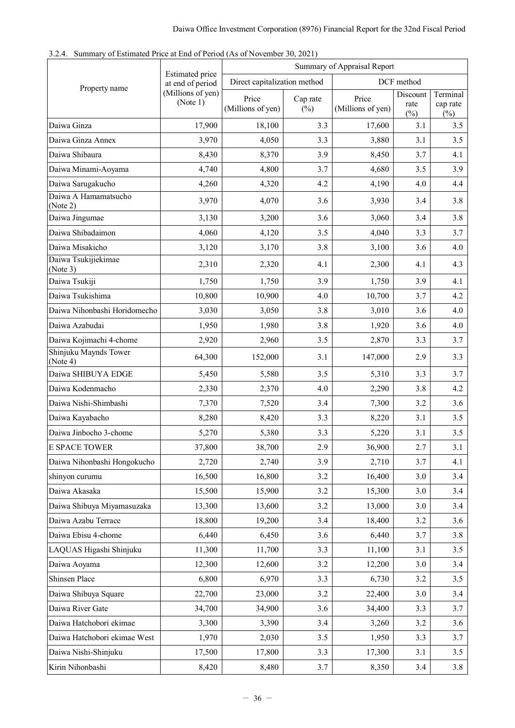3.2.4. Summary of Estimated Price at End of Period (As of November 30, 2021)

| Property name | Estimated price at end of period (Millions of yen) (Note 1) | Summary of Appraisal Report | | | | |
|---|---|---|---|---|---|---|
| | | Direct capitalization method | | DCF method | | |
| | | Price (Millions of yen) | Cap rate (%) | Price (Millions of yen) | Discount rate (%) | Terminal cap rate (%) |
| Daiwa Ginza | 17,900 | 18,100 | 3.3 | 17,600 | 3.1 | 3.5 |
| Daiwa Ginza Annex | 3,970 | 4,050 | 3.3 | 3,880 | 3.1 | 3.5 |
| Daiwa Shibaura | 8,430 | 8,370 | 3.9 | 8,450 | 3.7 | 4.1 |
| Daiwa Minami-Aoyama | 4,740 | 4,800 | 3.7 | 4,680 | 3.5 | 3.9 |
| Daiwa Sarugakucho | 4,260 | 4,320 | 4.2 | 4,190 | 4.0 | 4.4 |
| Daiwa A Hamamatsucho (Note 2) | 3,970 | 4,070 | 3.6 | 3,930 | 3.4 | 3.8 |
| Daiwa Jingumae | 3,130 | 3,200 | 3.6 | 3,060 | 3.4 | 3.8 |
| Daiwa Shibadaimon | 4,060 | 4,120 | 3.5 | 4,040 | 3.3 | 3.7 |
| Daiwa Misakicho | 3,120 | 3,170 | 3.8 | 3,100 | 3.6 | 4.0 |
| Daiwa Tsukijiekimae (Note 3) | 2,310 | 2,320 | 4.1 | 2,300 | 4.1 | 4.3 |
| Daiwa Tsukiji | 1,750 | 1,750 | 3.9 | 1,750 | 3.9 | 4.1 |
| Daiwa Tsukishima | 10,800 | 10,900 | 4.0 | 10,700 | 3.7 | 4.2 |
| Daiwa Nihonbashi Horidomecho | 3,030 | 3,050 | 3.8 | 3,010 | 3.6 | 4.0 |
| Daiwa Azabudai | 1,950 | 1,980 | 3.8 | 1,920 | 3.6 | 4.0 |
| Daiwa Kojimachi 4-chome | 2,920 | 2,960 | 3.5 | 2,870 | 3.3 | 3.7 |
| Shinjuku Maynds Tower (Note 4) | 64,300 | 152,000 | 3.1 | 147,000 | 2.9 | 3.3 |
| Daiwa SHIBUYA EDGE | 5,450 | 5,580 | 3.5 | 5,310 | 3.3 | 3.7 |
| Daiwa Kodenmacho | 2,330 | 2,370 | 4.0 | 2,290 | 3.8 | 4.2 |
| Daiwa Nishi-Shimbashi | 7,370 | 7,520 | 3.4 | 7,300 | 3.2 | 3.6 |
| Daiwa Kayabacho | 8,280 | 8,420 | 3.3 | 8,220 | 3.1 | 3.5 |
| Daiwa Jinbocho 3-chome | 5,270 | 5,380 | 3.3 | 5,220 | 3.1 | 3.5 |
| E SPACE TOWER | 37,800 | 38,700 | 2.9 | 36,900 | 2.7 | 3.1 |
| Daiwa Nihonbashi Hongokucho | 2,720 | 2,740 | 3.9 | 2,710 | 3.7 | 4.1 |
| shinyon curumu | 16,500 | 16,800 | 3.2 | 16,400 | 3.0 | 3.4 |
| Daiwa Akasaka | 15,500 | 15,900 | 3.2 | 15,300 | 3.0 | 3.4 |
| Daiwa Shibuya Miyamasuzaka | 13,300 | 13,600 | 3.2 | 13,000 | 3.0 | 3.4 |
| Daiwa Azabu Terrace | 18,800 | 19,200 | 3.4 | 18,400 | 3.2 | 3.6 |
| Daiwa Ebisu 4-chome | 6,440 | 6,450 | 3.6 | 6,440 | 3.7 | 3.8 |
| LAQUAS Higashi Shinjuku | 11,300 | 11,700 | 3.3 | 11,100 | 3.1 | 3.5 |
| Daiwa Aoyama | 12,300 | 12,600 | 3.2 | 12,200 | 3.0 | 3.4 |
| Shinsen Place | 6,800 | 6,970 | 3.3 | 6,730 | 3.2 | 3.5 |
| Daiwa Shibuya Square | 22,700 | 23,000 | 3.2 | 22,400 | 3.0 | 3.4 |
| Daiwa River Gate | 34,700 | 34,900 | 3.6 | 34,400 | 3.3 | 3.7 |
| Daiwa Hatchobori ekimae | 3,300 | 3,390 | 3.4 | 3,260 | 3.2 | 3.6 |
| Daiwa Hatchobori ekimae West | 1,970 | 2,030 | 3.5 | 1,950 | 3.3 | 3.7 |
| Daiwa Nishi-Shinjuku | 17,500 | 17,800 | 3.3 | 17,300 | 3.1 | 3.5 |
| Kirin Nihonbashi | 8,420 | 8,480 | 3.7 | 8,350 | 3.4 | 3.8 |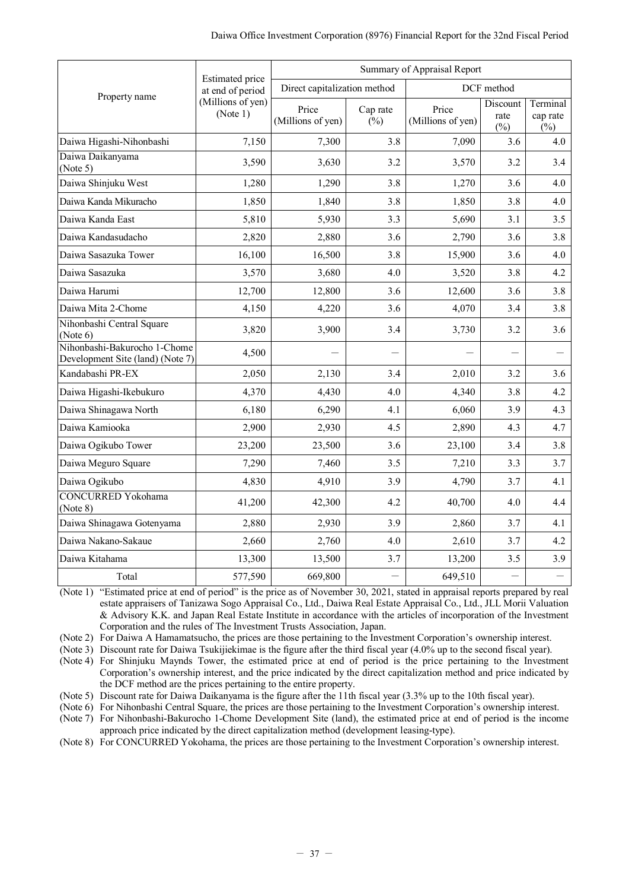| Property name | Estimated price at end of period (Millions of yen) (Note 1) | Summary of Appraisal Report | | | | |
|---|---|---|---|---|---|---|
| | | Direct capitalization method | | DCF method | | |
| | | Price (Millions of yen) | Cap rate (%) | Price (Millions of yen) | Discount rate (%) | Terminal cap rate (%) |
| Daiwa Higashi-Nihonbashi | 7,150 | 7,300 | 3.8 | 7,090 | 3.6 | 4.0 |
| Daiwa Daikanyama (Note 5) | 3,590 | 3,630 | 3.2 | 3,570 | 3.2 | 3.4 |
| Daiwa Shinjuku West | 1,280 | 1,290 | 3.8 | 1,270 | 3.6 | 4.0 |
| Daiwa Kanda Mikuracho | 1,850 | 1,840 | 3.8 | 1,850 | 3.8 | 4.0 |
| Daiwa Kanda East | 5,810 | 5,930 | 3.3 | 5,690 | 3.1 | 3.5 |
| Daiwa Kandasudacho | 2,820 | 2,880 | 3.6 | 2,790 | 3.6 | 3.8 |
| Daiwa Sasazuka Tower | 16,100 | 16,500 | 3.8 | 15,900 | 3.6 | 4.0 |
| Daiwa Sasazuka | 3,570 | 3,680 | 4.0 | 3,520 | 3.8 | 4.2 |
| Daiwa Harumi | 12,700 | 12,800 | 3.6 | 12,600 | 3.6 | 3.8 |
| Daiwa Mita 2-Chome | 4,150 | 4,220 | 3.6 | 4,070 | 3.4 | 3.8 |
| Nihonbashi Central Square (Note 6) | 3,820 | 3,900 | 3.4 | 3,730 | 3.2 | 3.6 |
| Nihonbashi-Bakurocho 1-Chome Development Site (land) (Note 7) | 4,500 | ― | ― | ― | ― | ― |
| Kandabashi PR-EX | 2,050 | 2,130 | 3.4 | 2,010 | 3.2 | 3.6 |
| Daiwa Higashi-Ikebukuro | 4,370 | 4,430 | 4.0 | 4,340 | 3.8 | 4.2 |
| Daiwa Shinagawa North | 6,180 | 6,290 | 4.1 | 6,060 | 3.9 | 4.3 |
| Daiwa Kamiooka | 2,900 | 2,930 | 4.5 | 2,890 | 4.3 | 4.7 |
| Daiwa Ogikubo Tower | 23,200 | 23,500 | 3.6 | 23,100 | 3.4 | 3.8 |
| Daiwa Meguro Square | 7,290 | 7,460 | 3.5 | 7,210 | 3.3 | 3.7 |
| Daiwa Ogikubo | 4,830 | 4,910 | 3.9 | 4,790 | 3.7 | 4.1 |
| CONCURRED Yokohama (Note 8) | 41,200 | 42,300 | 4.2 | 40,700 | 4.0 | 4.4 |
| Daiwa Shinagawa Gotenyama | 2,880 | 2,930 | 3.9 | 2,860 | 3.7 | 4.1 |
| Daiwa Nakano-Sakaue | 2,660 | 2,760 | 4.0 | 2,610 | 3.7 | 4.2 |
| Daiwa Kitahama | 13,300 | 13,500 | 3.7 | 13,200 | 3.5 | 3.9 |
| Total | 577,590 | 669,800 | ― | 649,510 | ― | ― |

(Note 1) "Estimated price at end of period" is the price as of November 30, 2021, stated in appraisal reports prepared by real estate appraisers of Tanizawa Sogo Appraisal Co., Ltd., Daiwa Real Estate Appraisal Co., Ltd., JLL Morii Valuation & Advisory K.K. and Japan Real Estate Institute in accordance with the articles of incorporation of the Investment Corporation and the rules of The Investment Trusts Association, Japan.

(Note 2) For Daiwa A Hamamatsucho, the prices are those pertaining to the Investment Corporation's ownership interest.

(Note 3) Discount rate for Daiwa Tsukijiekimae is the figure after the third fiscal year (4.0% up to the second fiscal year).

(Note 4) For Shinjuku Maynds Tower, the estimated price at end of period is the price pertaining to the Investment Corporation's ownership interest, and the price indicated by the direct capitalization method and price indicated by the DCF method are the prices pertaining to the entire property.

(Note 5) Discount rate for Daiwa Daikanyama is the figure after the 11th fiscal year (3.3% up to the 10th fiscal year).

(Note 6) For Nihonbashi Central Square, the prices are those pertaining to the Investment Corporation's ownership interest.

(Note 7) For Nihonbashi-Bakurocho 1-Chome Development Site (land), the estimated price at end of period is the income approach price indicated by the direct capitalization method (development leasing-type).

(Note 8) For CONCURRED Yokohama, the prices are those pertaining to the Investment Corporation's ownership interest.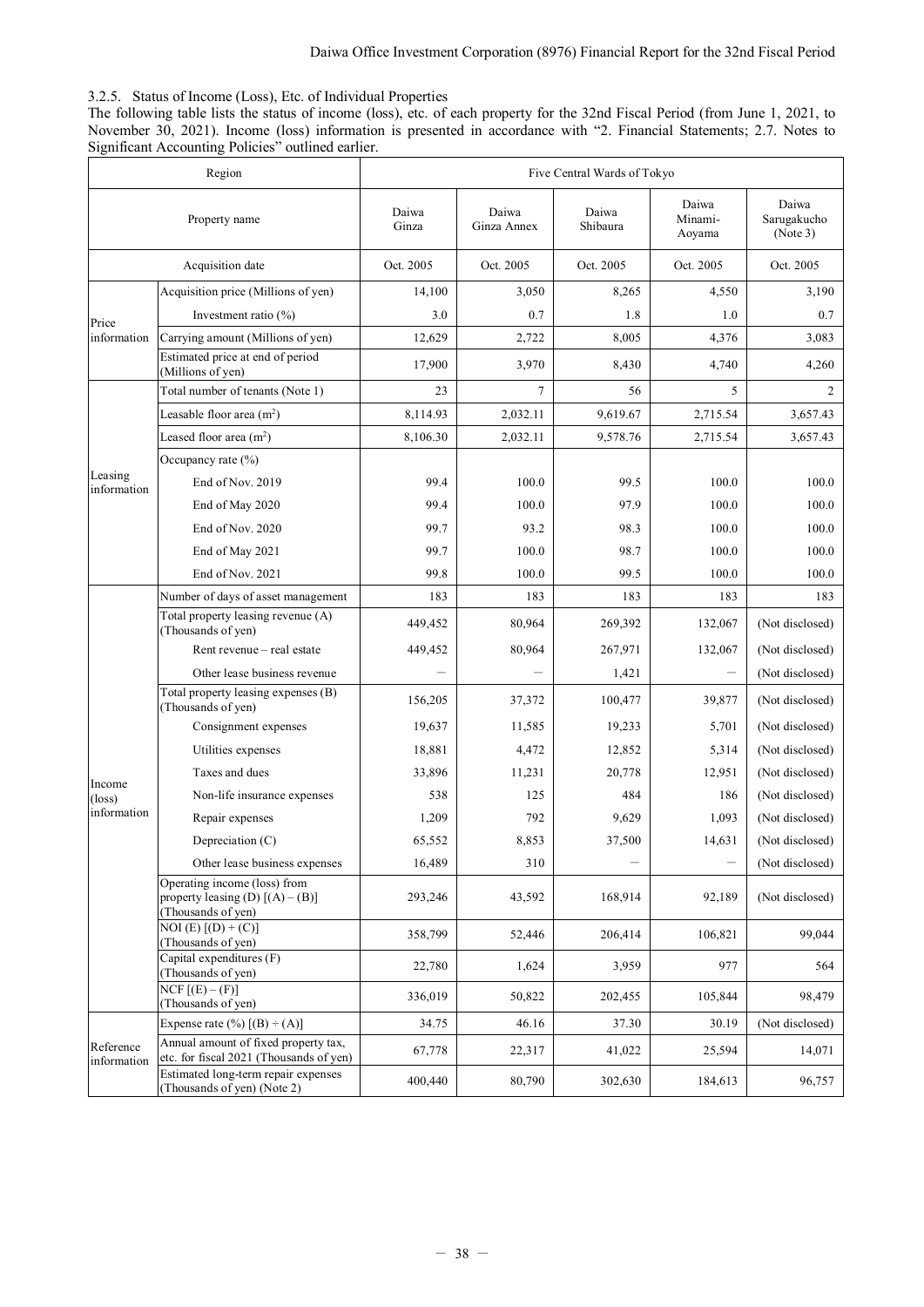### 3.2.5. Status of Income (Loss), Etc. of Individual Properties

The following table lists the status of income (loss), etc. of each property for the 32nd Fiscal Period (from June 1, 2021, to November 30, 2021). Income (loss) information is presented in accordance with "2. Financial Statements; 2.7. Notes to Significant Accounting Policies" outlined earlier.

| Region | | Five Central Wards of Tokyo | | | | |
|---|---|---|---|---|---|---|
| Property name | | Daiwa Ginza | Daiwa Ginza Annex | Daiwa Shibaura | Daiwa Minami-Aoyama | Daiwa Sarugakucho (Note 3) |
| Acquisition date | | Oct. 2005 | Oct. 2005 | Oct. 2005 | Oct. 2005 | Oct. 2005 |
| Price information | Acquisition price (Millions of yen) | 14,100 | 3,050 | 8,265 | 4,550 | 3,190 |
| | Investment ratio (%) | 3.0 | 0.7 | 1.8 | 1.0 | 0.7 |
| | Carrying amount (Millions of yen) | 12,629 | 2,722 | 8,005 | 4,376 | 3,083 |
| | Estimated price at end of period (Millions of yen) | 17,900 | 3,970 | 8,430 | 4,740 | 4,260 |
| Leasing information | Total number of tenants (Note 1) | 23 | 7 | 56 | 5 | 2 |
| | Leasable floor area (m²) | 8,114.93 | 2,032.11 | 9,619.67 | 2,715.54 | 3,657.43 |
| | Leased floor area (m²) | 8,106.30 | 2,032.11 | 9,578.76 | 2,715.54 | 3,657.43 |
| | Occupancy rate (%) | | | | | |
| | End of Nov. 2019 | 99.4 | 100.0 | 99.5 | 100.0 | 100.0 |
| | End of May 2020 | 99.4 | 100.0 | 97.9 | 100.0 | 100.0 |
| | End of Nov. 2020 | 99.7 | 93.2 | 98.3 | 100.0 | 100.0 |
| | End of May 2021 | 99.7 | 100.0 | 98.7 | 100.0 | 100.0 |
| | End of Nov. 2021 | 99.8 | 100.0 | 99.5 | 100.0 | 100.0 |
| Income (loss) information | Number of days of asset management | 183 | 183 | 183 | 183 | 183 |
| | Total property leasing revenue (A) (Thousands of yen) | 449,452 | 80,964 | 269,392 | 132,067 | (Not disclosed) |
| | Rent revenue – real estate | 449,452 | 80,964 | 267,971 | 132,067 | (Not disclosed) |
| | Other lease business revenue | － | － | 1,421 | － | (Not disclosed) |
| | Total property leasing expenses (B) (Thousands of yen) | 156,205 | 37,372 | 100,477 | 39,877 | (Not disclosed) |
| | Consignment expenses | 19,637 | 11,585 | 19,233 | 5,701 | (Not disclosed) |
| | Utilities expenses | 18,881 | 4,472 | 12,852 | 5,314 | (Not disclosed) |
| | Taxes and dues | 33,896 | 11,231 | 20,778 | 12,951 | (Not disclosed) |
| | Non-life insurance expenses | 538 | 125 | 484 | 186 | (Not disclosed) |
| | Repair expenses | 1,209 | 792 | 9,629 | 1,093 | (Not disclosed) |
| | Depreciation (C) | 65,552 | 8,853 | 37,500 | 14,631 | (Not disclosed) |
| | Other lease business expenses | 16,489 | 310 | － | － | (Not disclosed) |
| | Operating income (loss) from property leasing (D) [(A) – (B)] (Thousands of yen) | 293,246 | 43,592 | 168,914 | 92,189 | (Not disclosed) |
| | NOI (E) [(D) + (C)] (Thousands of yen) | 358,799 | 52,446 | 206,414 | 106,821 | 99,044 |
| | Capital expenditures (F) (Thousands of yen) | 22,780 | 1,624 | 3,959 | 977 | 564 |
| | NCF [(E) – (F)] (Thousands of yen) | 336,019 | 50,822 | 202,455 | 105,844 | 98,479 |
| Reference information | Expense rate (%) [(B) ÷ (A)] | 34.75 | 46.16 | 37.30 | 30.19 | (Not disclosed) |
| | Annual amount of fixed property tax, etc. for fiscal 2021 (Thousands of yen) | 67,778 | 22,317 | 41,022 | 25,594 | 14,071 |
| | Estimated long-term repair expenses (Thousands of yen) (Note 2) | 400,440 | 80,790 | 302,630 | 184,613 | 96,757 |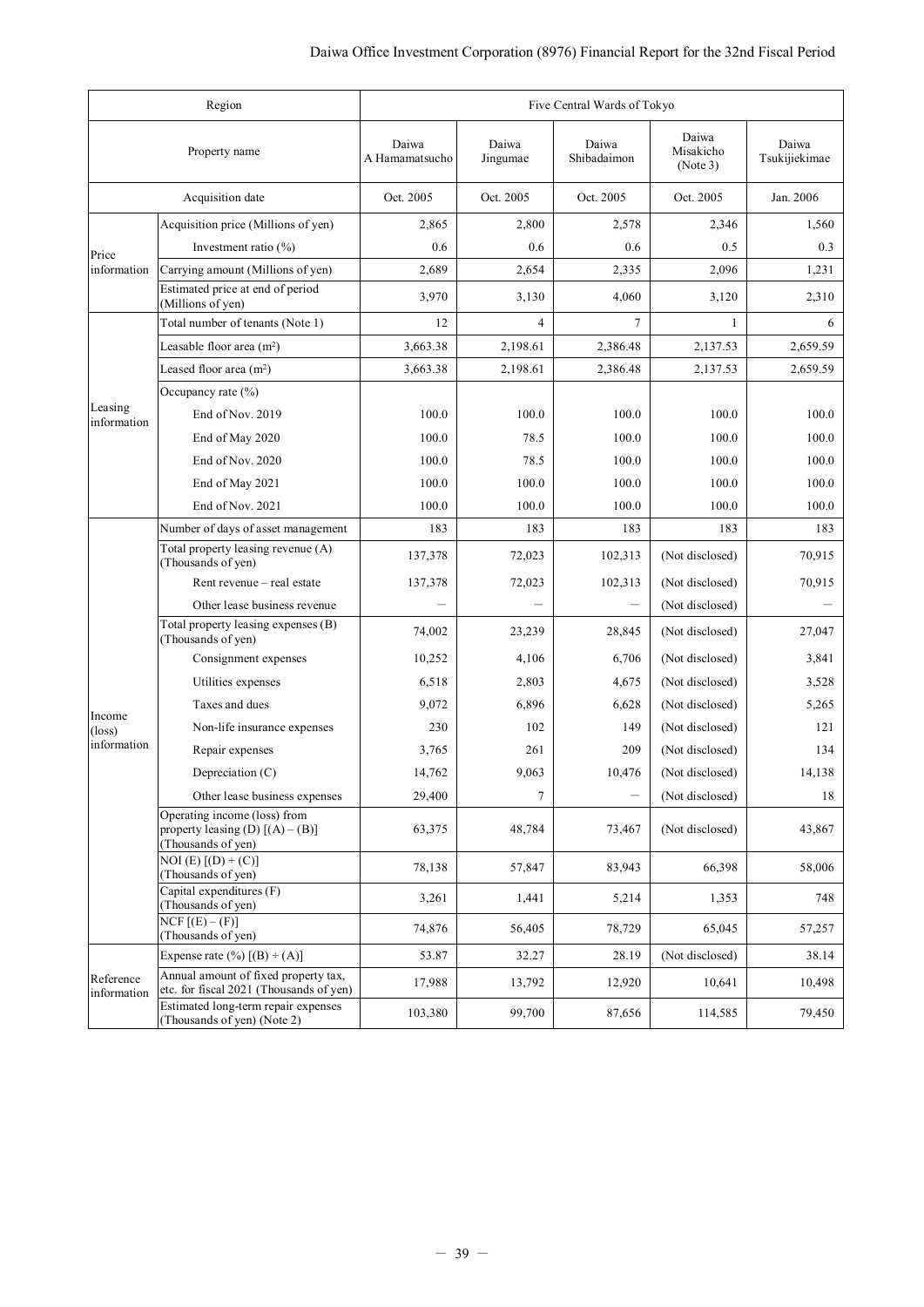| Region | | Five Central Wards of Tokyo | | | | |
|---|---|---|---|---|---|---|
| Property name | | Daiwa A Hamamatsucho | Daiwa Jingumae | Daiwa Shibadaimon | Daiwa Misakicho (Note 3) | Daiwa Tsukijiekimae |
| Acquisition date | | Oct. 2005 | Oct. 2005 | Oct. 2005 | Oct. 2005 | Jan. 2006 |
| Price information | Acquisition price (Millions of yen) | 2,865 | 2,800 | 2,578 | 2,346 | 1,560 |
| | Investment ratio (%) | 0.6 | 0.6 | 0.6 | 0.5 | 0.3 |
| | Carrying amount (Millions of yen) | 2,689 | 2,654 | 2,335 | 2,096 | 1,231 |
| | Estimated price at end of period (Millions of yen) | 3,970 | 3,130 | 4,060 | 3,120 | 2,310 |
| Leasing information | Total number of tenants (Note 1) | 12 | 4 | 7 | 1 | 6 |
| | Leasable floor area (m²) | 3,663.38 | 2,198.61 | 2,386.48 | 2,137.53 | 2,659.59 |
| | Leased floor area (m²) | 3,663.38 | 2,198.61 | 2,386.48 | 2,137.53 | 2,659.59 |
| | Occupancy rate (%) | | | | | |
| | End of Nov. 2019 | 100.0 | 100.0 | 100.0 | 100.0 | 100.0 |
| | End of May 2020 | 100.0 | 78.5 | 100.0 | 100.0 | 100.0 |
| | End of Nov. 2020 | 100.0 | 78.5 | 100.0 | 100.0 | 100.0 |
| | End of May 2021 | 100.0 | 100.0 | 100.0 | 100.0 | 100.0 |
| | End of Nov. 2021 | 100.0 | 100.0 | 100.0 | 100.0 | 100.0 |
| Income (loss) information | Number of days of asset management | 183 | 183 | 183 | 183 | 183 |
| | Total property leasing revenue (A) (Thousands of yen) | 137,378 | 72,023 | 102,313 | (Not disclosed) | 70,915 |
| | Rent revenue – real estate | 137,378 | 72,023 | 102,313 | (Not disclosed) | 70,915 |
| | Other lease business revenue | – | – | – | (Not disclosed) | – |
| | Total property leasing expenses (B) (Thousands of yen) | 74,002 | 23,239 | 28,845 | (Not disclosed) | 27,047 |
| | Consignment expenses | 10,252 | 4,106 | 6,706 | (Not disclosed) | 3,841 |
| | Utilities expenses | 6,518 | 2,803 | 4,675 | (Not disclosed) | 3,528 |
| | Taxes and dues | 9,072 | 6,896 | 6,628 | (Not disclosed) | 5,265 |
| | Non-life insurance expenses | 230 | 102 | 149 | (Not disclosed) | 121 |
| | Repair expenses | 3,765 | 261 | 209 | (Not disclosed) | 134 |
| | Depreciation (C) | 14,762 | 9,063 | 10,476 | (Not disclosed) | 14,138 |
| | Other lease business expenses | 29,400 | 7 | – | (Not disclosed) | 18 |
| | Operating income (loss) from property leasing (D) [(A) – (B)] (Thousands of yen) | 63,375 | 48,784 | 73,467 | (Not disclosed) | 43,867 |
| | NOI (E) [(D) + (C)] (Thousands of yen) | 78,138 | 57,847 | 83,943 | 66,398 | 58,006 |
| | Capital expenditures (F) (Thousands of yen) | 3,261 | 1,441 | 5,214 | 1,353 | 748 |
| | NCF [(E) – (F)] (Thousands of yen) | 74,876 | 56,405 | 78,729 | 65,045 | 57,257 |
| Reference information | Expense rate (%) [(B) ÷ (A)] | 53.87 | 32.27 | 28.19 | (Not disclosed) | 38.14 |
| | Annual amount of fixed property tax, etc. for fiscal 2021 (Thousands of yen) | 17,988 | 13,792 | 12,920 | 10,641 | 10,498 |
| | Estimated long-term repair expenses (Thousands of yen) (Note 2) | 103,380 | 99,700 | 87,656 | 114,585 | 79,450 |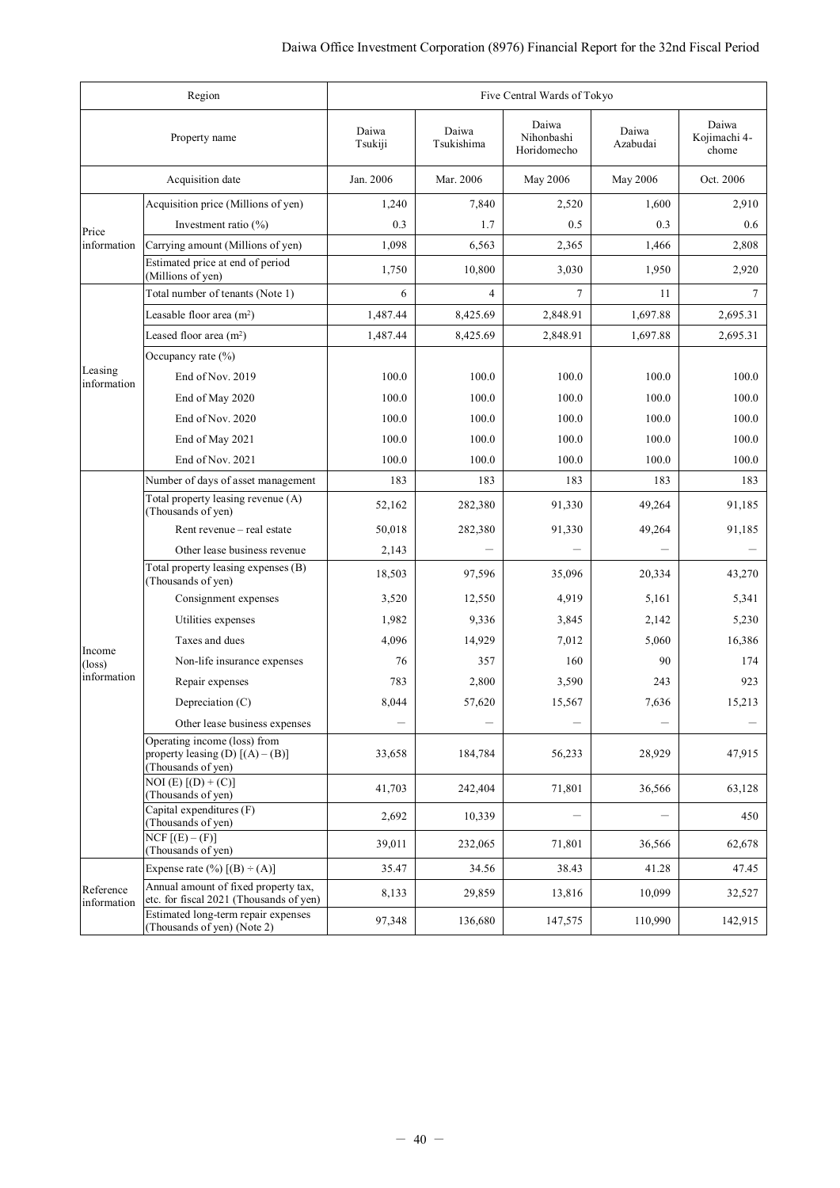| Region | | Five Central Wards of Tokyo | | | | |
|---|---|---|---|---|---|---|
| Property name | | Daiwa Tsukiji | Daiwa Tsukishima | Daiwa Nihonbashi Horidomecho | Daiwa Azabudai | Daiwa Kojimachi 4-chome |
| Acquisition date | | Jan. 2006 | Mar. 2006 | May 2006 | May 2006 | Oct. 2006 |
| Price information | Acquisition price (Millions of yen) | 1,240 | 7,840 | 2,520 | 1,600 | 2,910 |
| | Investment ratio (%) | 0.3 | 1.7 | 0.5 | 0.3 | 0.6 |
| | Carrying amount (Millions of yen) | 1,098 | 6,563 | 2,365 | 1,466 | 2,808 |
| | Estimated price at end of period (Millions of yen) | 1,750 | 10,800 | 3,030 | 1,950 | 2,920 |
| Leasing information | Total number of tenants (Note 1) | 6 | 4 | 7 | 11 | 7 |
| | Leasable floor area (m²) | 1,487.44 | 8,425.69 | 2,848.91 | 1,697.88 | 2,695.31 |
| | Leased floor area (m²) | 1,487.44 | 8,425.69 | 2,848.91 | 1,697.88 | 2,695.31 |
| | Occupancy rate (%) | | | | | |
| | End of Nov. 2019 | 100.0 | 100.0 | 100.0 | 100.0 | 100.0 |
| | End of May 2020 | 100.0 | 100.0 | 100.0 | 100.0 | 100.0 |
| | End of Nov. 2020 | 100.0 | 100.0 | 100.0 | 100.0 | 100.0 |
| | End of May 2021 | 100.0 | 100.0 | 100.0 | 100.0 | 100.0 |
| | End of Nov. 2021 | 100.0 | 100.0 | 100.0 | 100.0 | 100.0 |
| Income (loss) information | Number of days of asset management | 183 | 183 | 183 | 183 | 183 |
| | Total property leasing revenue (A) (Thousands of yen) | 52,162 | 282,380 | 91,330 | 49,264 | 91,185 |
| | Rent revenue – real estate | 50,018 | 282,380 | 91,330 | 49,264 | 91,185 |
| | Other lease business revenue | 2,143 | – | – | – | – |
| | Total property leasing expenses (B) (Thousands of yen) | 18,503 | 97,596 | 35,096 | 20,334 | 43,270 |
| | Consignment expenses | 3,520 | 12,550 | 4,919 | 5,161 | 5,341 |
| | Utilities expenses | 1,982 | 9,336 | 3,845 | 2,142 | 5,230 |
| | Taxes and dues | 4,096 | 14,929 | 7,012 | 5,060 | 16,386 |
| | Non-life insurance expenses | 76 | 357 | 160 | 90 | 174 |
| | Repair expenses | 783 | 2,800 | 3,590 | 243 | 923 |
| | Depreciation (C) | 8,044 | 57,620 | 15,567 | 7,636 | 15,213 |
| | Other lease business expenses | – | – | – | – | – |
| | Operating income (loss) from property leasing (D) [(A) – (B)] (Thousands of yen) | 33,658 | 184,784 | 56,233 | 28,929 | 47,915 |
| | NOI (E) [(D) + (C)] (Thousands of yen) | 41,703 | 242,404 | 71,801 | 36,566 | 63,128 |
| | Capital expenditures (F) (Thousands of yen) | 2,692 | 10,339 | – | – | 450 |
| | NCF [(E) – (F)] (Thousands of yen) | 39,011 | 232,065 | 71,801 | 36,566 | 62,678 |
| Reference information | Expense rate (%) [(B) ÷ (A)] | 35.47 | 34.56 | 38.43 | 41.28 | 47.45 |
| | Annual amount of fixed property tax, etc. for fiscal 2021 (Thousands of yen) | 8,133 | 29,859 | 13,816 | 10,099 | 32,527 |
| | Estimated long-term repair expenses (Thousands of yen) (Note 2) | 97,348 | 136,680 | 147,575 | 110,990 | 142,915 |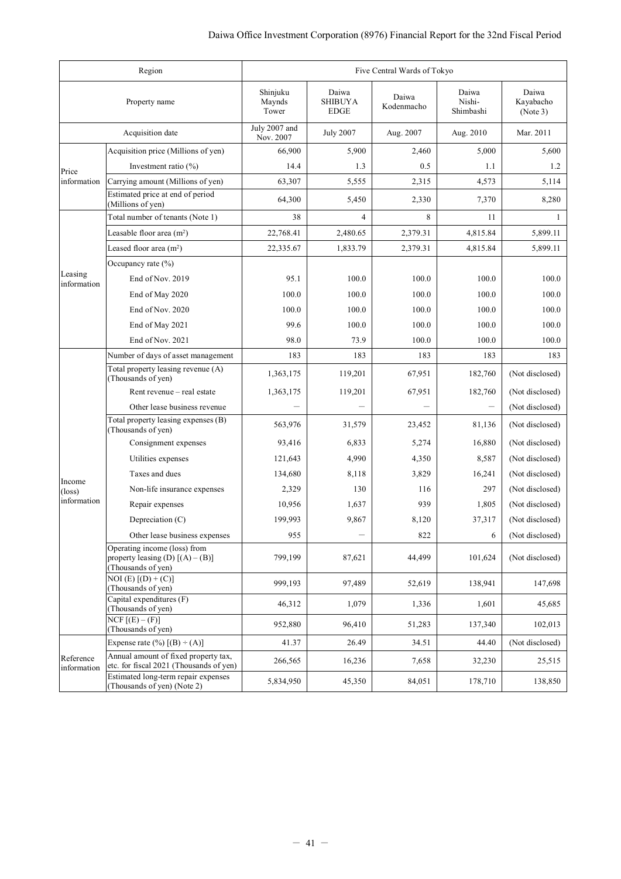| Region | | Five Central Wards of Tokyo | | | | |
|---|---|---|---|---|---|---|
| Property name | | Shinjuku Maynds Tower | Daiwa SHIBUYA EDGE | Daiwa Kodenmacho | Daiwa Nishi-Shimbashi | Daiwa Kayabacho (Note 3) |
| Acquisition date | | July 2007 and Nov. 2007 | July 2007 | Aug. 2007 | Aug. 2010 | Mar. 2011 |
| Price information | Acquisition price (Millions of yen) | 66,900 | 5,900 | 2,460 | 5,000 | 5,600 |
| | Investment ratio (%) | 14.4 | 1.3 | 0.5 | 1.1 | 1.2 |
| | Carrying amount (Millions of yen) | 63,307 | 5,555 | 2,315 | 4,573 | 5,114 |
| | Estimated price at end of period (Millions of yen) | 64,300 | 5,450 | 2,330 | 7,370 | 8,280 |
| Leasing information | Total number of tenants (Note 1) | 38 | 4 | 8 | 11 | 1 |
| | Leasable floor area (m²) | 22,768.41 | 2,480.65 | 2,379.31 | 4,815.84 | 5,899.11 |
| | Leased floor area (m²) | 22,335.67 | 1,833.79 | 2,379.31 | 4,815.84 | 5,899.11 |
| | Occupancy rate (%) | | | | | |
| | End of Nov. 2019 | 95.1 | 100.0 | 100.0 | 100.0 | 100.0 |
| | End of May 2020 | 100.0 | 100.0 | 100.0 | 100.0 | 100.0 |
| | End of Nov. 2020 | 100.0 | 100.0 | 100.0 | 100.0 | 100.0 |
| | End of May 2021 | 99.6 | 100.0 | 100.0 | 100.0 | 100.0 |
| | End of Nov. 2021 | 98.0 | 73.9 | 100.0 | 100.0 | 100.0 |
| Income (loss) information | Number of days of asset management | 183 | 183 | 183 | 183 | 183 |
| | Total property leasing revenue (A) (Thousands of yen) | 1,363,175 | 119,201 | 67,951 | 182,760 | (Not disclosed) |
| | Rent revenue – real estate | 1,363,175 | 119,201 | 67,951 | 182,760 | (Not disclosed) |
| | Other lease business revenue | – | – | – | – | (Not disclosed) |
| | Total property leasing expenses (B) (Thousands of yen) | 563,976 | 31,579 | 23,452 | 81,136 | (Not disclosed) |
| | Consignment expenses | 93,416 | 6,833 | 5,274 | 16,880 | (Not disclosed) |
| | Utilities expenses | 121,643 | 4,990 | 4,350 | 8,587 | (Not disclosed) |
| | Taxes and dues | 134,680 | 8,118 | 3,829 | 16,241 | (Not disclosed) |
| | Non-life insurance expenses | 2,329 | 130 | 116 | 297 | (Not disclosed) |
| | Repair expenses | 10,956 | 1,637 | 939 | 1,805 | (Not disclosed) |
| | Depreciation (C) | 199,993 | 9,867 | 8,120 | 37,317 | (Not disclosed) |
| | Other lease business expenses | 955 | – | 822 | 6 | (Not disclosed) |
| | Operating income (loss) from property leasing (D) [(A) – (B)] (Thousands of yen) | 799,199 | 87,621 | 44,499 | 101,624 | (Not disclosed) |
| | NOI (E) [(D) + (C)] (Thousands of yen) | 999,193 | 97,489 | 52,619 | 138,941 | 147,698 |
| | Capital expenditures (F) (Thousands of yen) | 46,312 | 1,079 | 1,336 | 1,601 | 45,685 |
| | NCF [(E) – (F)] (Thousands of yen) | 952,880 | 96,410 | 51,283 | 137,340 | 102,013 |
| Reference information | Expense rate (%) [(B) ÷ (A)] | 41.37 | 26.49 | 34.51 | 44.40 | (Not disclosed) |
| | Annual amount of fixed property tax, etc. for fiscal 2021 (Thousands of yen) | 266,565 | 16,236 | 7,658 | 32,230 | 25,515 |
| | Estimated long-term repair expenses (Thousands of yen) (Note 2) | 5,834,950 | 45,350 | 84,051 | 178,710 | 138,850 |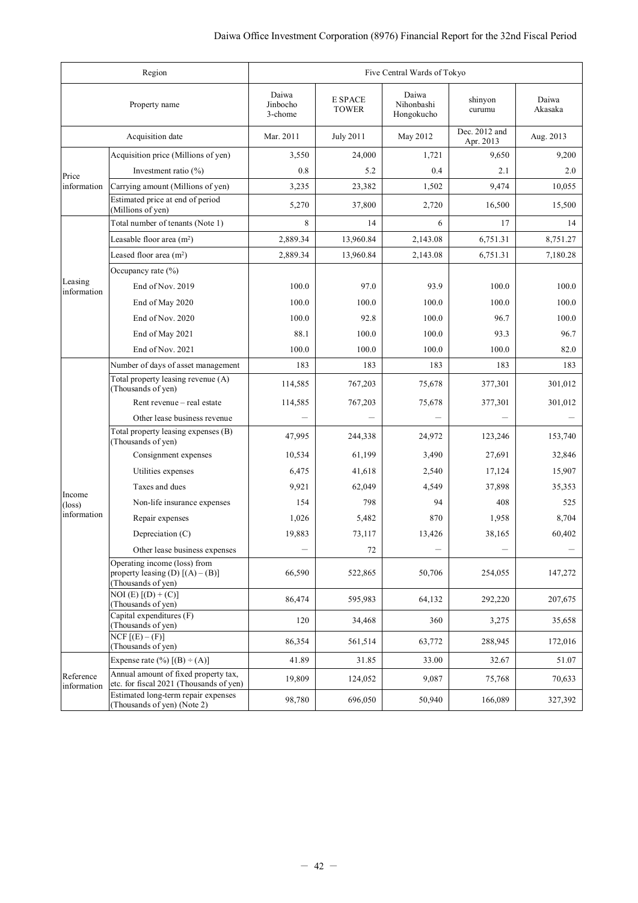| Region | | Five Central Wards of Tokyo | | | | |
|---|---|---|---|---|---|---|
| Property name | | Daiwa Jinbocho 3-chome | E SPACE TOWER | Daiwa Nihonbashi Hongokucho | shinyon curumu | Daiwa Akasaka |
| Acquisition date | | Mar. 2011 | July 2011 | May 2012 | Dec. 2012 and Apr. 2013 | Aug. 2013 |
| Price information | Acquisition price (Millions of yen) | 3,550 | 24,000 | 1,721 | 9,650 | 9,200 |
| | Investment ratio (%) | 0.8 | 5.2 | 0.4 | 2.1 | 2.0 |
| | Carrying amount (Millions of yen) | 3,235 | 23,382 | 1,502 | 9,474 | 10,055 |
| | Estimated price at end of period (Millions of yen) | 5,270 | 37,800 | 2,720 | 16,500 | 15,500 |
| Leasing information | Total number of tenants (Note 1) | 8 | 14 | 6 | 17 | 14 |
| | Leasable floor area (m²) | 2,889.34 | 13,960.84 | 2,143.08 | 6,751.31 | 8,751.27 |
| | Leased floor area (m²) | 2,889.34 | 13,960.84 | 2,143.08 | 6,751.31 | 7,180.28 |
| | Occupancy rate (%) | | | | | |
| | End of Nov. 2019 | 100.0 | 97.0 | 93.9 | 100.0 | 100.0 |
| | End of May 2020 | 100.0 | 100.0 | 100.0 | 100.0 | 100.0 |
| | End of Nov. 2020 | 100.0 | 92.8 | 100.0 | 96.7 | 100.0 |
| | End of May 2021 | 88.1 | 100.0 | 100.0 | 93.3 | 96.7 |
| | End of Nov. 2021 | 100.0 | 100.0 | 100.0 | 100.0 | 82.0 |
| Income (loss) information | Number of days of asset management | 183 | 183 | 183 | 183 | 183 |
| | Total property leasing revenue (A) (Thousands of yen) | 114,585 | 767,203 | 75,678 | 377,301 | 301,012 |
| | Rent revenue – real estate | 114,585 | 767,203 | 75,678 | 377,301 | 301,012 |
| | Other lease business revenue | – | – | – | – | – |
| | Total property leasing expenses (B) (Thousands of yen) | 47,995 | 244,338 | 24,972 | 123,246 | 153,740 |
| | Consignment expenses | 10,534 | 61,199 | 3,490 | 27,691 | 32,846 |
| | Utilities expenses | 6,475 | 41,618 | 2,540 | 17,124 | 15,907 |
| | Taxes and dues | 9,921 | 62,049 | 4,549 | 37,898 | 35,353 |
| | Non-life insurance expenses | 154 | 798 | 94 | 408 | 525 |
| | Repair expenses | 1,026 | 5,482 | 870 | 1,958 | 8,704 |
| | Depreciation (C) | 19,883 | 73,117 | 13,426 | 38,165 | 60,402 |
| | Other lease business expenses | – | 72 | – | – | – |
| | Operating income (loss) from property leasing (D) [(A) – (B)] (Thousands of yen) | 66,590 | 522,865 | 50,706 | 254,055 | 147,272 |
| | NOI (E) [(D) + (C)] (Thousands of yen) | 86,474 | 595,983 | 64,132 | 292,220 | 207,675 |
| | Capital expenditures (F) (Thousands of yen) | 120 | 34,468 | 360 | 3,275 | 35,658 |
| | NCF [(E) – (F)] (Thousands of yen) | 86,354 | 561,514 | 63,772 | 288,945 | 172,016 |
| Reference information | Expense rate (%) [(B) ÷ (A)] | 41.89 | 31.85 | 33.00 | 32.67 | 51.07 |
| | Annual amount of fixed property tax, etc. for fiscal 2021 (Thousands of yen) | 19,809 | 124,052 | 9,087 | 75,768 | 70,633 |
| | Estimated long-term repair expenses (Thousands of yen) (Note 2) | 98,780 | 696,050 | 50,940 | 166,089 | 327,392 |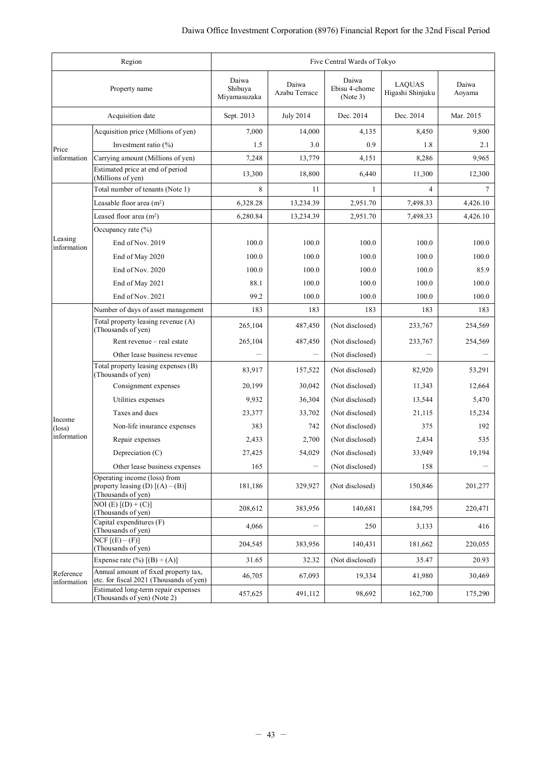| Region | | Five Central Wards of Tokyo | | | | |
|---|---|---|---|---|---|---|
| Property name | | Daiwa Shibuya Miyamasuzaka | Daiwa Azabu Terrace | Daiwa Ebisu 4-chome (Note 3) | LAQUAS Higashi Shinjuku | Daiwa Aoyama |
| Acquisition date | | Sept. 2013 | July 2014 | Dec. 2014 | Dec. 2014 | Mar. 2015 |
| Price information | Acquisition price (Millions of yen) | 7,000 | 14,000 | 4,135 | 8,450 | 9,800 |
| | Investment ratio (%) | 1.5 | 3.0 | 0.9 | 1.8 | 2.1 |
| | Carrying amount (Millions of yen) | 7,248 | 13,779 | 4,151 | 8,286 | 9,965 |
| | Estimated price at end of period (Millions of yen) | 13,300 | 18,800 | 6,440 | 11,300 | 12,300 |
| Leasing information | Total number of tenants (Note 1) | 8 | 11 | 1 | 4 | 7 |
| | Leasable floor area (m²) | 6,328.28 | 13,234.39 | 2,951.70 | 7,498.33 | 4,426.10 |
| | Leased floor area (m²) | 6,280.84 | 13,234.39 | 2,951.70 | 7,498.33 | 4,426.10 |
| | Occupancy rate (%) | | | | | |
| | End of Nov. 2019 | 100.0 | 100.0 | 100.0 | 100.0 | 100.0 |
| | End of May 2020 | 100.0 | 100.0 | 100.0 | 100.0 | 100.0 |
| | End of Nov. 2020 | 100.0 | 100.0 | 100.0 | 100.0 | 85.9 |
| | End of May 2021 | 88.1 | 100.0 | 100.0 | 100.0 | 100.0 |
| | End of Nov. 2021 | 99.2 | 100.0 | 100.0 | 100.0 | 100.0 |
| Income (loss) information | Number of days of asset management | 183 | 183 | 183 | 183 | 183 |
| | Total property leasing revenue (A) (Thousands of yen) | 265,104 | 487,450 | (Not disclosed) | 233,767 | 254,569 |
| | Rent revenue – real estate | 265,104 | 487,450 | (Not disclosed) | 233,767 | 254,569 |
| | Other lease business revenue | – | – | (Not disclosed) | – | – |
| | Total property leasing expenses (B) (Thousands of yen) | 83,917 | 157,522 | (Not disclosed) | 82,920 | 53,291 |
| | Consignment expenses | 20,199 | 30,042 | (Not disclosed) | 11,343 | 12,664 |
| | Utilities expenses | 9,932 | 36,304 | (Not disclosed) | 13,544 | 5,470 |
| | Taxes and dues | 23,377 | 33,702 | (Not disclosed) | 21,115 | 15,234 |
| | Non-life insurance expenses | 383 | 742 | (Not disclosed) | 375 | 192 |
| | Repair expenses | 2,433 | 2,700 | (Not disclosed) | 2,434 | 535 |
| | Depreciation (C) | 27,425 | 54,029 | (Not disclosed) | 33,949 | 19,194 |
| | Other lease business expenses | 165 | – | (Not disclosed) | 158 | – |
| | Operating income (loss) from property leasing (D) [(A) – (B)] (Thousands of yen) | 181,186 | 329,927 | (Not disclosed) | 150,846 | 201,277 |
| | NOI (E) [(D) + (C)] (Thousands of yen) | 208,612 | 383,956 | 140,681 | 184,795 | 220,471 |
| | Capital expenditures (F) (Thousands of yen) | 4,066 | – | 250 | 3,133 | 416 |
| | NCF [(E) – (F)] (Thousands of yen) | 204,545 | 383,956 | 140,431 | 181,662 | 220,055 |
| Reference information | Expense rate (%) [(B) ÷ (A)] | 31.65 | 32.32 | (Not disclosed) | 35.47 | 20.93 |
| | Annual amount of fixed property tax, etc. for fiscal 2021 (Thousands of yen) | 46,705 | 67,093 | 19,334 | 41,980 | 30,469 |
| | Estimated long-term repair expenses (Thousands of yen) (Note 2) | 457,625 | 491,112 | 98,692 | 162,700 | 175,290 |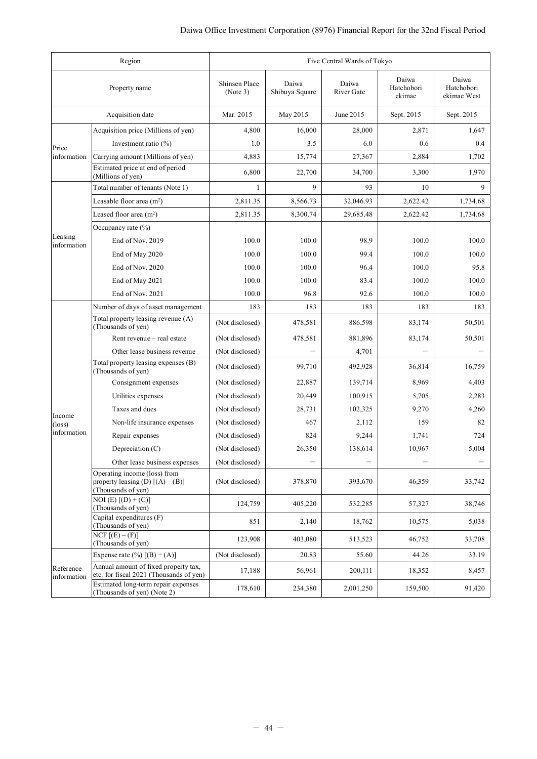| Region | | Five Central Wards of Tokyo | | | | |
|---|---|---|---|---|---|---|
| Property name | | Shinsen Place (Note 3) | Daiwa Shibuya Square | Daiwa River Gate | Daiwa Hatchobori ekimae | Daiwa Hatchobori ekimae West |
| Acquisition date | | Mar. 2015 | May 2015 | June 2015 | Sept. 2015 | Sept. 2015 |
| Price information | Acquisition price (Millions of yen) | 4,800 | 16,000 | 28,000 | 2,871 | 1,647 |
| | Investment ratio (%) | 1.0 | 3.5 | 6.0 | 0.6 | 0.4 |
| | Carrying amount (Millions of yen) | 4,883 | 15,774 | 27,367 | 2,884 | 1,702 |
| | Estimated price at end of period (Millions of yen) | 6,800 | 22,700 | 34,700 | 3,300 | 1,970 |
| Leasing information | Total number of tenants (Note 1) | 1 | 9 | 93 | 10 | 9 |
| | Leasable floor area (m²) | 2,811.35 | 8,566.73 | 32,046.93 | 2,622.42 | 1,734.68 |
| | Leased floor area (m²) | 2,811.35 | 8,300.74 | 29,685.48 | 2,622.42 | 1,734.68 |
| | Occupancy rate (%) | | | | | |
| | End of Nov. 2019 | 100.0 | 100.0 | 98.9 | 100.0 | 100.0 |
| | End of May 2020 | 100.0 | 100.0 | 99.4 | 100.0 | 100.0 |
| | End of Nov. 2020 | 100.0 | 100.0 | 96.4 | 100.0 | 95.8 |
| | End of May 2021 | 100.0 | 100.0 | 83.4 | 100.0 | 100.0 |
| | End of Nov. 2021 | 100.0 | 96.8 | 92.6 | 100.0 | 100.0 |
| Income (loss) information | Number of days of asset management | 183 | 183 | 183 | 183 | 183 |
| | Total property leasing revenue (A) (Thousands of yen) | (Not disclosed) | 478,581 | 886,598 | 83,174 | 50,501 |
| | Rent revenue – real estate | (Not disclosed) | 478,581 | 881,896 | 83,174 | 50,501 |
| | Other lease business revenue | (Not disclosed) | — | 4,701 | — | — |
| | Total property leasing expenses (B) (Thousands of yen) | (Not disclosed) | 99,710 | 492,928 | 36,814 | 16,759 |
| | Consignment expenses | (Not disclosed) | 22,887 | 139,714 | 8,969 | 4,403 |
| | Utilities expenses | (Not disclosed) | 20,449 | 100,915 | 5,705 | 2,283 |
| | Taxes and dues | (Not disclosed) | 28,731 | 102,325 | 9,270 | 4,260 |
| | Non-life insurance expenses | (Not disclosed) | 467 | 2,112 | 159 | 82 |
| | Repair expenses | (Not disclosed) | 824 | 9,244 | 1,741 | 724 |
| | Depreciation (C) | (Not disclosed) | 26,350 | 138,614 | 10,967 | 5,004 |
| | Other lease business expenses | (Not disclosed) | — | — | — | — |
| | Operating income (loss) from property leasing (D) [(A) – (B)] (Thousands of yen) | (Not disclosed) | 378,870 | 393,670 | 46,359 | 33,742 |
| | NOI (E) [(D) + (C)] (Thousands of yen) | 124,759 | 405,220 | 532,285 | 57,327 | 38,746 |
| | Capital expenditures (F) (Thousands of yen) | 851 | 2,140 | 18,762 | 10,575 | 5,038 |
| | NCF [(E) – (F)] (Thousands of yen) | 123,908 | 403,080 | 513,523 | 46,752 | 33,708 |
| Reference information | Expense rate (%) [(B) ÷ (A)] | (Not disclosed) | 20.83 | 55.60 | 44.26 | 33.19 |
| | Annual amount of fixed property tax, etc. for fiscal 2021 (Thousands of yen) | 17,188 | 56,961 | 200,111 | 18,352 | 8,457 |
| | Estimated long-term repair expenses (Thousands of yen) (Note 2) | 178,610 | 234,380 | 2,001,250 | 159,500 | 91,420 |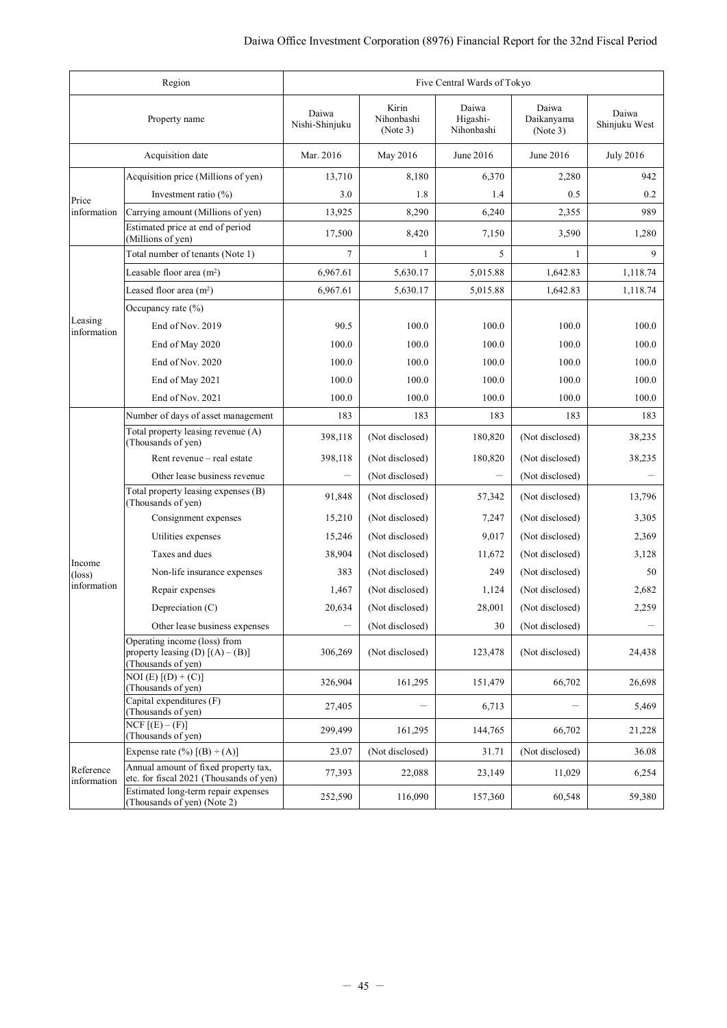| Region | | Five Central Wards of Tokyo | | | | |
|---|---|---|---|---|---|---|
| Property name | | Daiwa Nishi-Shinjuku | Kirin Nihonbashi (Note 3) | Daiwa Higashi-Nihonbashi | Daiwa Daikanyama (Note 3) | Daiwa Shinjuku West |
| Acquisition date | | Mar. 2016 | May 2016 | June 2016 | June 2016 | July 2016 |
| Price information | Acquisition price (Millions of yen) | 13,710 | 8,180 | 6,370 | 2,280 | 942 |
| | Investment ratio (%) | 3.0 | 1.8 | 1.4 | 0.5 | 0.2 |
| | Carrying amount (Millions of yen) | 13,925 | 8,290 | 6,240 | 2,355 | 989 |
| | Estimated price at end of period (Millions of yen) | 17,500 | 8,420 | 7,150 | 3,590 | 1,280 |
| Leasing information | Total number of tenants (Note 1) | 7 | 1 | 5 | 1 | 9 |
| | Leasable floor area (m²) | 6,967.61 | 5,630.17 | 5,015.88 | 1,642.83 | 1,118.74 |
| | Leased floor area (m²) | 6,967.61 | 5,630.17 | 5,015.88 | 1,642.83 | 1,118.74 |
| | Occupancy rate (%) | | | | | |
| | End of Nov. 2019 | 90.5 | 100.0 | 100.0 | 100.0 | 100.0 |
| | End of May 2020 | 100.0 | 100.0 | 100.0 | 100.0 | 100.0 |
| | End of Nov. 2020 | 100.0 | 100.0 | 100.0 | 100.0 | 100.0 |
| | End of May 2021 | 100.0 | 100.0 | 100.0 | 100.0 | 100.0 |
| | End of Nov. 2021 | 100.0 | 100.0 | 100.0 | 100.0 | 100.0 |
| Income (loss) information | Number of days of asset management | 183 | 183 | 183 | 183 | 183 |
| | Total property leasing revenue (A) (Thousands of yen) | 398,118 | (Not disclosed) | 180,820 | (Not disclosed) | 38,235 |
| | Rent revenue – real estate | 398,118 | (Not disclosed) | 180,820 | (Not disclosed) | 38,235 |
| | Other lease business revenue | – | (Not disclosed) | – | (Not disclosed) | – |
| | Total property leasing expenses (B) (Thousands of yen) | 91,848 | (Not disclosed) | 57,342 | (Not disclosed) | 13,796 |
| | Consignment expenses | 15,210 | (Not disclosed) | 7,247 | (Not disclosed) | 3,305 |
| | Utilities expenses | 15,246 | (Not disclosed) | 9,017 | (Not disclosed) | 2,369 |
| | Taxes and dues | 38,904 | (Not disclosed) | 11,672 | (Not disclosed) | 3,128 |
| | Non-life insurance expenses | 383 | (Not disclosed) | 249 | (Not disclosed) | 50 |
| | Repair expenses | 1,467 | (Not disclosed) | 1,124 | (Not disclosed) | 2,682 |
| | Depreciation (C) | 20,634 | (Not disclosed) | 28,001 | (Not disclosed) | 2,259 |
| | Other lease business expenses | – | (Not disclosed) | 30 | (Not disclosed) | – |
| | Operating income (loss) from property leasing (D) [(A) – (B)] (Thousands of yen) | 306,269 | (Not disclosed) | 123,478 | (Not disclosed) | 24,438 |
| | NOI (E) [(D) + (C)] (Thousands of yen) | 326,904 | 161,295 | 151,479 | 66,702 | 26,698 |
| | Capital expenditures (F) (Thousands of yen) | 27,405 | – | 6,713 | – | 5,469 |
| | NCF [(E) – (F)] (Thousands of yen) | 299,499 | 161,295 | 144,765 | 66,702 | 21,228 |
| Reference information | Expense rate (%) [(B) ÷ (A)] | 23.07 | (Not disclosed) | 31.71 | (Not disclosed) | 36.08 |
| | Annual amount of fixed property tax, etc. for fiscal 2021 (Thousands of yen) | 77,393 | 22,088 | 23,149 | 11,029 | 6,254 |
| | Estimated long-term repair expenses (Thousands of yen) (Note 2) | 252,590 | 116,090 | 157,360 | 60,548 | 59,380 |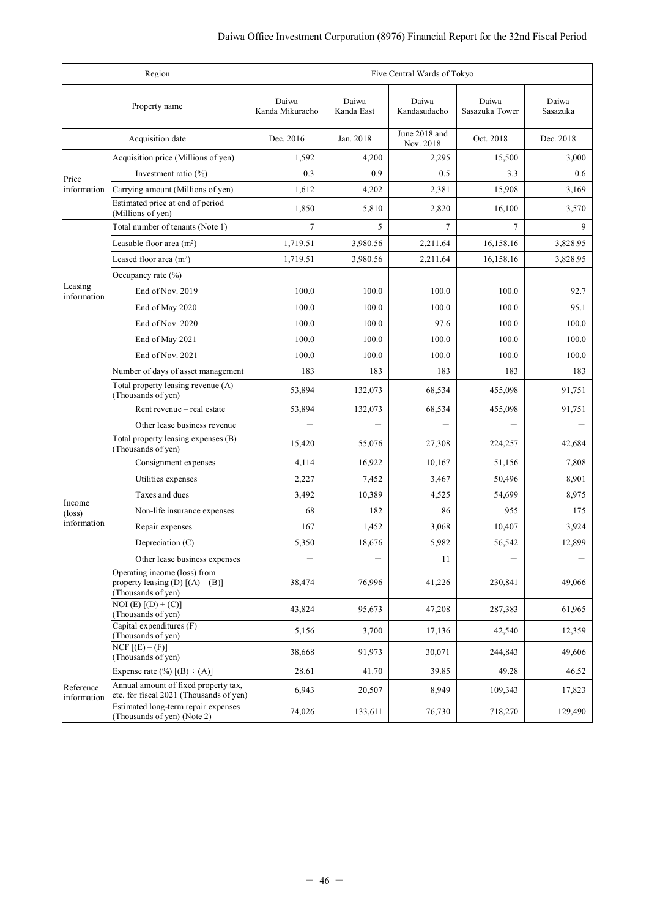| Region | | Five Central Wards of Tokyo | | | | |
|---|---|---|---|---|---|---|
| Property name | | Daiwa Kanda Mikuracho | Daiwa Kanda East | Daiwa Kandasudacho | Daiwa Sasazuka Tower | Daiwa Sasazuka |
| Acquisition date | | Dec. 2016 | Jan. 2018 | June 2018 and Nov. 2018 | Oct. 2018 | Dec. 2018 |
| Price information | Acquisition price (Millions of yen) | 1,592 | 4,200 | 2,295 | 15,500 | 3,000 |
| | Investment ratio (%) | 0.3 | 0.9 | 0.5 | 3.3 | 0.6 |
| | Carrying amount (Millions of yen) | 1,612 | 4,202 | 2,381 | 15,908 | 3,169 |
| | Estimated price at end of period (Millions of yen) | 1,850 | 5,810 | 2,820 | 16,100 | 3,570 |
| Leasing information | Total number of tenants (Note 1) | 7 | 5 | 7 | 7 | 9 |
| | Leasable floor area (m²) | 1,719.51 | 3,980.56 | 2,211.64 | 16,158.16 | 3,828.95 |
| | Leased floor area (m²) | 1,719.51 | 3,980.56 | 2,211.64 | 16,158.16 | 3,828.95 |
| | Occupancy rate (%) | | | | | |
| | End of Nov. 2019 | 100.0 | 100.0 | 100.0 | 100.0 | 92.7 |
| | End of May 2020 | 100.0 | 100.0 | 100.0 | 100.0 | 95.1 |
| | End of Nov. 2020 | 100.0 | 100.0 | 97.6 | 100.0 | 100.0 |
| | End of May 2021 | 100.0 | 100.0 | 100.0 | 100.0 | 100.0 |
| | End of Nov. 2021 | 100.0 | 100.0 | 100.0 | 100.0 | 100.0 |
| Income (loss) information | Number of days of asset management | 183 | 183 | 183 | 183 | 183 |
| | Total property leasing revenue (A) (Thousands of yen) | 53,894 | 132,073 | 68,534 | 455,098 | 91,751 |
| | Rent revenue – real estate | 53,894 | 132,073 | 68,534 | 455,098 | 91,751 |
| | Other lease business revenue | — | — | — | — | — |
| | Total property leasing expenses (B) (Thousands of yen) | 15,420 | 55,076 | 27,308 | 224,257 | 42,684 |
| | Consignment expenses | 4,114 | 16,922 | 10,167 | 51,156 | 7,808 |
| | Utilities expenses | 2,227 | 7,452 | 3,467 | 50,496 | 8,901 |
| | Taxes and dues | 3,492 | 10,389 | 4,525 | 54,699 | 8,975 |
| | Non-life insurance expenses | 68 | 182 | 86 | 955 | 175 |
| | Repair expenses | 167 | 1,452 | 3,068 | 10,407 | 3,924 |
| | Depreciation (C) | 5,350 | 18,676 | 5,982 | 56,542 | 12,899 |
| | Other lease business expenses | — | — | 11 | — | — |
| | Operating income (loss) from property leasing (D) [(A) – (B)] (Thousands of yen) | 38,474 | 76,996 | 41,226 | 230,841 | 49,066 |
| | NOI (E) [(D) + (C)] (Thousands of yen) | 43,824 | 95,673 | 47,208 | 287,383 | 61,965 |
| | Capital expenditures (F) (Thousands of yen) | 5,156 | 3,700 | 17,136 | 42,540 | 12,359 |
| | NCF [(E) – (F)] (Thousands of yen) | 38,668 | 91,973 | 30,071 | 244,843 | 49,606 |
| Reference information | Expense rate (%) [(B) ÷ (A)] | 28.61 | 41.70 | 39.85 | 49.28 | 46.52 |
| | Annual amount of fixed property tax, etc. for fiscal 2021 (Thousands of yen) | 6,943 | 20,507 | 8,949 | 109,343 | 17,823 |
| | Estimated long-term repair expenses (Thousands of yen) (Note 2) | 74,026 | 133,611 | 76,730 | 718,270 | 129,490 |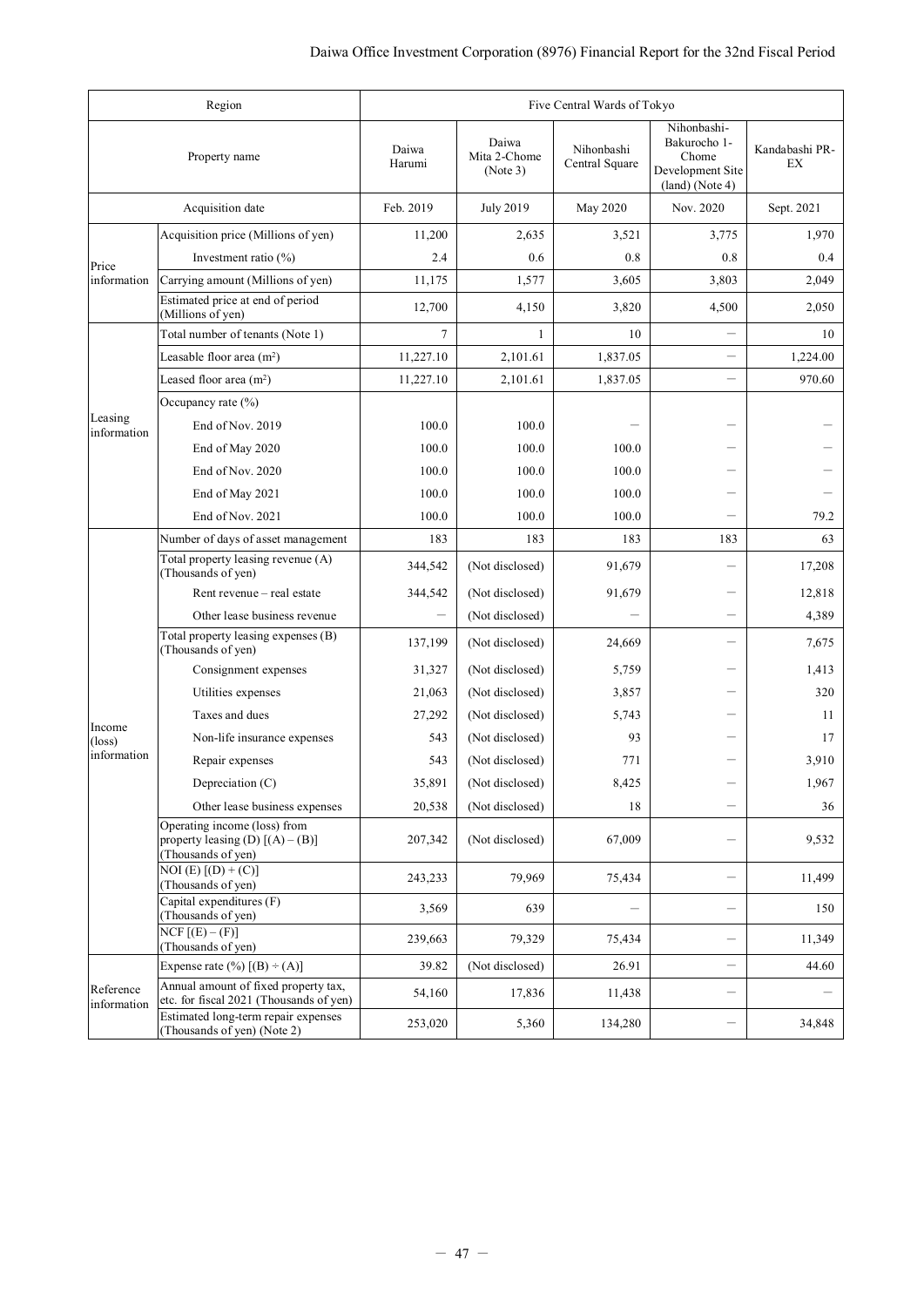| Region | | Five Central Wards of Tokyo | | | | |
|---|---|---|---|---|---|---|
| Property name | | Daiwa Harumi | Daiwa Mita 2-Chome (Note 3) | Nihonbashi Central Square | Nihonbashi-Bakurocho 1-Chome Development Site (land) (Note 4) | Kandabashi PR-EX |
| Acquisition date | | Feb. 2019 | July 2019 | May 2020 | Nov. 2020 | Sept. 2021 |
| Price information | Acquisition price (Millions of yen) | 11,200 | 2,635 | 3,521 | 3,775 | 1,970 |
| | Investment ratio (%) | 2.4 | 0.6 | 0.8 | 0.8 | 0.4 |
| | Carrying amount (Millions of yen) | 11,175 | 1,577 | 3,605 | 3,803 | 2,049 |
| | Estimated price at end of period (Millions of yen) | 12,700 | 4,150 | 3,820 | 4,500 | 2,050 |
| Leasing information | Total number of tenants (Note 1) | 7 | 1 | 10 | – | 10 |
| | Leasable floor area (m²) | 11,227.10 | 2,101.61 | 1,837.05 | – | 1,224.00 |
| | Leased floor area (m²) | 11,227.10 | 2,101.61 | 1,837.05 | – | 970.60 |
| | Occupancy rate (%) | | | | | |
| | End of Nov. 2019 | 100.0 | 100.0 | – | – | – |
| | End of May 2020 | 100.0 | 100.0 | 100.0 | – | – |
| | End of Nov. 2020 | 100.0 | 100.0 | 100.0 | – | – |
| | End of May 2021 | 100.0 | 100.0 | 100.0 | – | – |
| | End of Nov. 2021 | 100.0 | 100.0 | 100.0 | – | 79.2 |
| Income (loss) information | Number of days of asset management | 183 | 183 | 183 | 183 | 63 |
| | Total property leasing revenue (A) (Thousands of yen) | 344,542 | (Not disclosed) | 91,679 | – | 17,208 |
| | Rent revenue – real estate | 344,542 | (Not disclosed) | 91,679 | – | 12,818 |
| | Other lease business revenue | – | (Not disclosed) | – | – | 4,389 |
| | Total property leasing expenses (B) (Thousands of yen) | 137,199 | (Not disclosed) | 24,669 | – | 7,675 |
| | Consignment expenses | 31,327 | (Not disclosed) | 5,759 | – | 1,413 |
| | Utilities expenses | 21,063 | (Not disclosed) | 3,857 | – | 320 |
| | Taxes and dues | 27,292 | (Not disclosed) | 5,743 | – | 11 |
| | Non-life insurance expenses | 543 | (Not disclosed) | 93 | – | 17 |
| | Repair expenses | 543 | (Not disclosed) | 771 | – | 3,910 |
| | Depreciation (C) | 35,891 | (Not disclosed) | 8,425 | – | 1,967 |
| | Other lease business expenses | 20,538 | (Not disclosed) | 18 | – | 36 |
| | Operating income (loss) from property leasing (D) [(A) – (B)] (Thousands of yen) | 207,342 | (Not disclosed) | 67,009 | – | 9,532 |
| | NOI (E) [(D) + (C)] (Thousands of yen) | 243,233 | 79,969 | 75,434 | – | 11,499 |
| | Capital expenditures (F) (Thousands of yen) | 3,569 | 639 | – | – | 150 |
| | NCF [(E) – (F)] (Thousands of yen) | 239,663 | 79,329 | 75,434 | – | 11,349 |
| Reference information | Expense rate (%) [(B) ÷ (A)] | 39.82 | (Not disclosed) | 26.91 | – | 44.60 |
| | Annual amount of fixed property tax, etc. for fiscal 2021 (Thousands of yen) | 54,160 | 17,836 | 11,438 | – | – |
| | Estimated long-term repair expenses (Thousands of yen) (Note 2) | 253,020 | 5,360 | 134,280 | – | 34,848 |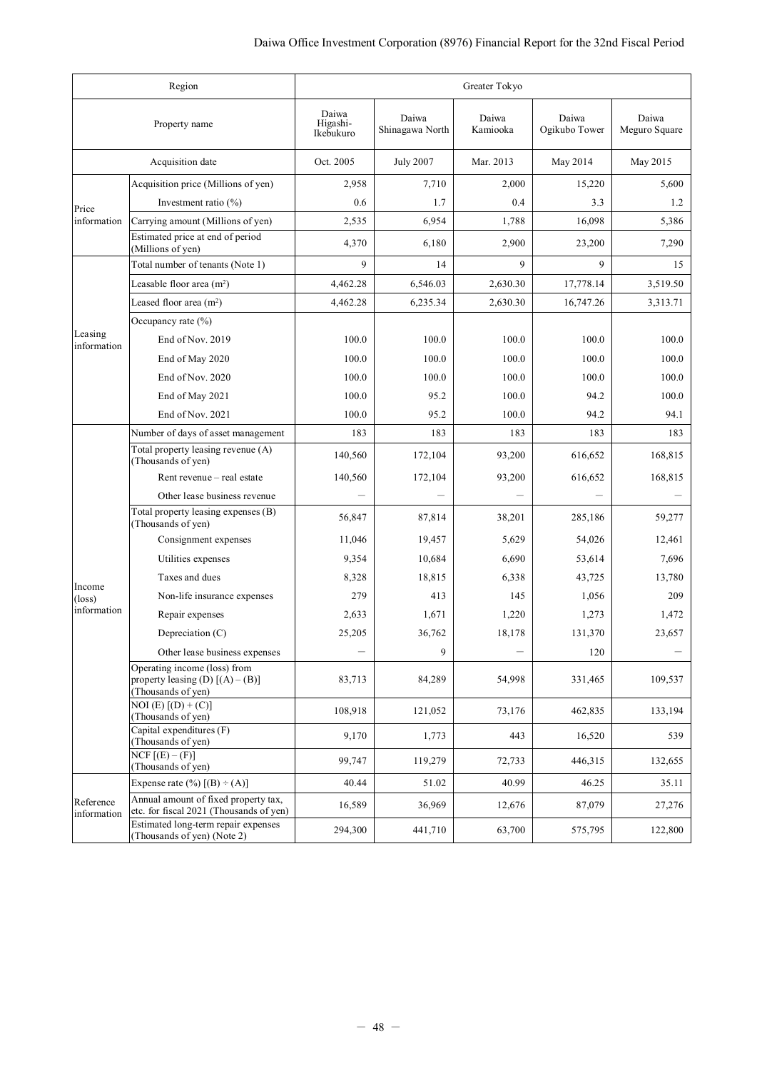| Region | | Greater Tokyo | | | | |
|---|---|---|---|---|---|---|
| Property name | | Daiwa Higashi-Ikebukuro | Daiwa Shinagawa North | Daiwa Kamiooka | Daiwa Ogikubo Tower | Daiwa Meguro Square |
| Acquisition date | | Oct. 2005 | July 2007 | Mar. 2013 | May 2014 | May 2015 |
| Price information | Acquisition price (Millions of yen) | 2,958 | 7,710 | 2,000 | 15,220 | 5,600 |
| | Investment ratio (%) | 0.6 | 1.7 | 0.4 | 3.3 | 1.2 |
| | Carrying amount (Millions of yen) | 2,535 | 6,954 | 1,788 | 16,098 | 5,386 |
| | Estimated price at end of period (Millions of yen) | 4,370 | 6,180 | 2,900 | 23,200 | 7,290 |
| Leasing information | Total number of tenants (Note 1) | 9 | 14 | 9 | 9 | 15 |
| | Leasable floor area (m²) | 4,462.28 | 6,546.03 | 2,630.30 | 17,778.14 | 3,519.50 |
| | Leased floor area (m²) | 4,462.28 | 6,235.34 | 2,630.30 | 16,747.26 | 3,313.71 |
| | Occupancy rate (%) | | | | | |
| | End of Nov. 2019 | 100.0 | 100.0 | 100.0 | 100.0 | 100.0 |
| | End of May 2020 | 100.0 | 100.0 | 100.0 | 100.0 | 100.0 |
| | End of Nov. 2020 | 100.0 | 100.0 | 100.0 | 100.0 | 100.0 |
| | End of May 2021 | 100.0 | 95.2 | 100.0 | 94.2 | 100.0 |
| | End of Nov. 2021 | 100.0 | 95.2 | 100.0 | 94.2 | 94.1 |
| Income (loss) information | Number of days of asset management | 183 | 183 | 183 | 183 | 183 |
| | Total property leasing revenue (A) (Thousands of yen) | 140,560 | 172,104 | 93,200 | 616,652 | 168,815 |
| | Rent revenue – real estate | 140,560 | 172,104 | 93,200 | 616,652 | 168,815 |
| | Other lease business revenue | － | － | － | － | － |
| | Total property leasing expenses (B) (Thousands of yen) | 56,847 | 87,814 | 38,201 | 285,186 | 59,277 |
| | Consignment expenses | 11,046 | 19,457 | 5,629 | 54,026 | 12,461 |
| | Utilities expenses | 9,354 | 10,684 | 6,690 | 53,614 | 7,696 |
| | Taxes and dues | 8,328 | 18,815 | 6,338 | 43,725 | 13,780 |
| | Non-life insurance expenses | 279 | 413 | 145 | 1,056 | 209 |
| | Repair expenses | 2,633 | 1,671 | 1,220 | 1,273 | 1,472 |
| | Depreciation (C) | 25,205 | 36,762 | 18,178 | 131,370 | 23,657 |
| | Other lease business expenses | － | 9 | － | 120 | － |
| | Operating income (loss) from property leasing (D) [(A) – (B)] (Thousands of yen) | 83,713 | 84,289 | 54,998 | 331,465 | 109,537 |
| | NOI (E) [(D) + (C)] (Thousands of yen) | 108,918 | 121,052 | 73,176 | 462,835 | 133,194 |
| | Capital expenditures (F) (Thousands of yen) | 9,170 | 1,773 | 443 | 16,520 | 539 |
| | NCF [(E) – (F)] (Thousands of yen) | 99,747 | 119,279 | 72,733 | 446,315 | 132,655 |
| Reference information | Expense rate (%) [(B) ÷ (A)] | 40.44 | 51.02 | 40.99 | 46.25 | 35.11 |
| | Annual amount of fixed property tax, etc. for fiscal 2021 (Thousands of yen) | 16,589 | 36,969 | 12,676 | 87,079 | 27,276 |
| | Estimated long-term repair expenses (Thousands of yen) (Note 2) | 294,300 | 441,710 | 63,700 | 575,795 | 122,800 |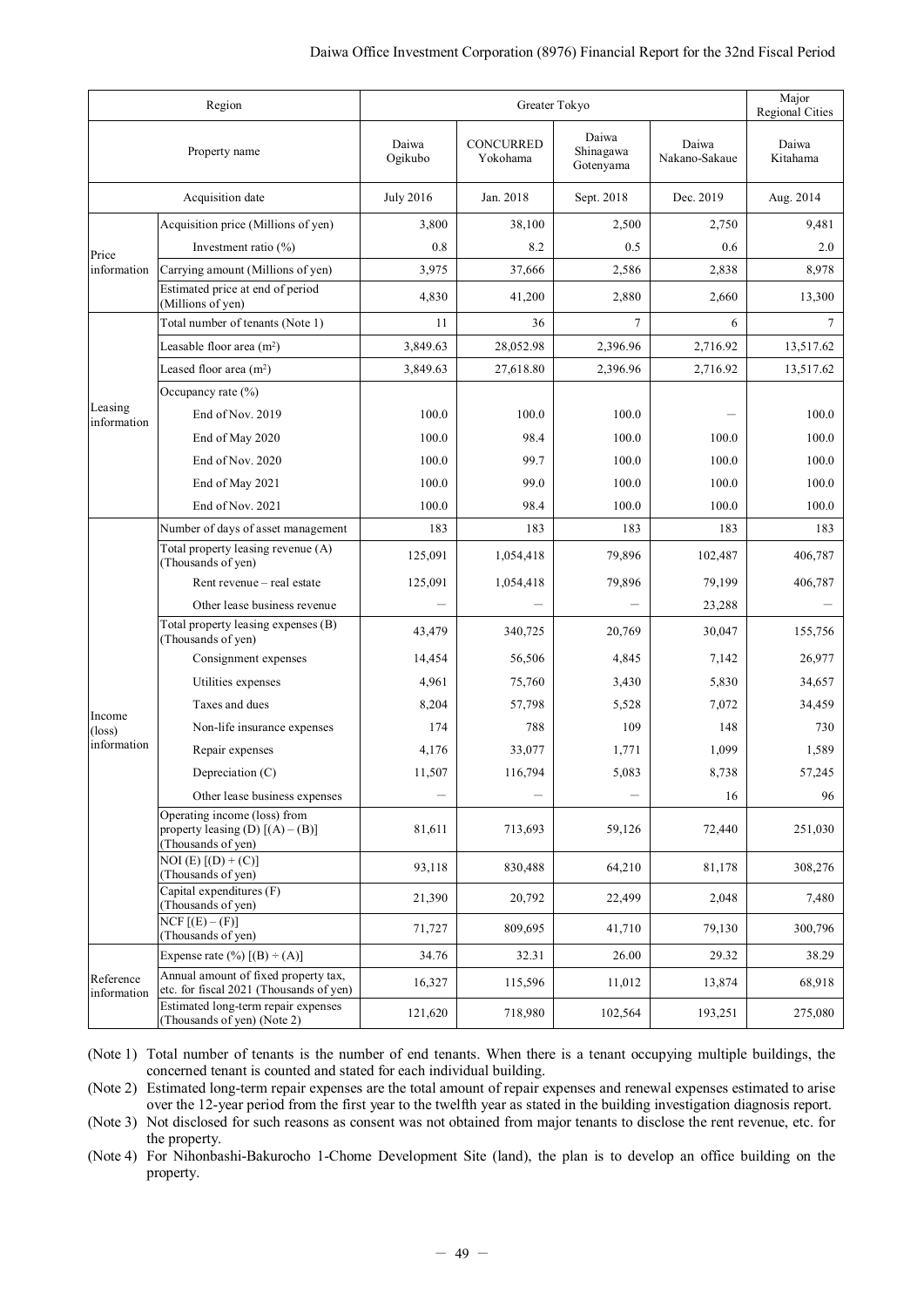| Region | | Greater Tokyo | | | | Major Regional Cities |
|---|---|---|---|---|---|---|
| Property name | | Daiwa Ogikubo | CONCURRED Yokohama | Daiwa Shinagawa Gotenyama | Daiwa Nakano-Sakaue | Daiwa Kitahama |
| Acquisition date | | July 2016 | Jan. 2018 | Sept. 2018 | Dec. 2019 | Aug. 2014 |
| Price information | Acquisition price (Millions of yen) | 3,800 | 38,100 | 2,500 | 2,750 | 9,481 |
| | Investment ratio (%) | 0.8 | 8.2 | 0.5 | 0.6 | 2.0 |
| | Carrying amount (Millions of yen) | 3,975 | 37,666 | 2,586 | 2,838 | 8,978 |
| | Estimated price at end of period (Millions of yen) | 4,830 | 41,200 | 2,880 | 2,660 | 13,300 |
| Leasing information | Total number of tenants (Note 1) | 11 | 36 | 7 | 6 | 7 |
| | Leasable floor area (m²) | 3,849.63 | 28,052.98 | 2,396.96 | 2,716.92 | 13,517.62 |
| | Leased floor area (m²) | 3,849.63 | 27,618.80 | 2,396.96 | 2,716.92 | 13,517.62 |
| | Occupancy rate (%) | | | | | |
| | End of Nov. 2019 | 100.0 | 100.0 | 100.0 | ― | 100.0 |
| | End of May 2020 | 100.0 | 98.4 | 100.0 | 100.0 | 100.0 |
| | End of Nov. 2020 | 100.0 | 99.7 | 100.0 | 100.0 | 100.0 |
| | End of May 2021 | 100.0 | 99.0 | 100.0 | 100.0 | 100.0 |
| | End of Nov. 2021 | 100.0 | 98.4 | 100.0 | 100.0 | 100.0 |
| Income (loss) information | Number of days of asset management | 183 | 183 | 183 | 183 | 183 |
| | Total property leasing revenue (A) (Thousands of yen) | 125,091 | 1,054,418 | 79,896 | 102,487 | 406,787 |
| | Rent revenue – real estate | 125,091 | 1,054,418 | 79,896 | 79,199 | 406,787 |
| | Other lease business revenue | ― | ― | ― | 23,288 | ― |
| | Total property leasing expenses (B) (Thousands of yen) | 43,479 | 340,725 | 20,769 | 30,047 | 155,756 |
| | Consignment expenses | 14,454 | 56,506 | 4,845 | 7,142 | 26,977 |
| | Utilities expenses | 4,961 | 75,760 | 3,430 | 5,830 | 34,657 |
| | Taxes and dues | 8,204 | 57,798 | 5,528 | 7,072 | 34,459 |
| | Non-life insurance expenses | 174 | 788 | 109 | 148 | 730 |
| | Repair expenses | 4,176 | 33,077 | 1,771 | 1,099 | 1,589 |
| | Depreciation (C) | 11,507 | 116,794 | 5,083 | 8,738 | 57,245 |
| | Other lease business expenses | ― | ― | ― | 16 | 96 |
| | Operating income (loss) from property leasing (D) [(A) – (B)] (Thousands of yen) | 81,611 | 713,693 | 59,126 | 72,440 | 251,030 |
| | NOI (E) [(D) + (C)] (Thousands of yen) | 93,118 | 830,488 | 64,210 | 81,178 | 308,276 |
| | Capital expenditures (F) (Thousands of yen) | 21,390 | 20,792 | 22,499 | 2,048 | 7,480 |
| | NCF [(E) – (F)] (Thousands of yen) | 71,727 | 809,695 | 41,710 | 79,130 | 300,796 |
| Reference information | Expense rate (%) [(B) ÷ (A)] | 34.76 | 32.31 | 26.00 | 29.32 | 38.29 |
| | Annual amount of fixed property tax, etc. for fiscal 2021 (Thousands of yen) | 16,327 | 115,596 | 11,012 | 13,874 | 68,918 |
| | Estimated long-term repair expenses (Thousands of yen) (Note 2) | 121,620 | 718,980 | 102,564 | 193,251 | 275,080 |

(Note 1) Total number of tenants is the number of end tenants. When there is a tenant occupying multiple buildings, the concerned tenant is counted and stated for each individual building.

(Note 2) Estimated long-term repair expenses are the total amount of repair expenses and renewal expenses estimated to arise over the 12-year period from the first year to the twelfth year as stated in the building investigation diagnosis report.

(Note 3) Not disclosed for such reasons as consent was not obtained from major tenants to disclose the rent revenue, etc. for the property.

(Note 4) For Nihonbashi-Bakurocho 1-Chome Development Site (land), the plan is to develop an office building on the property.